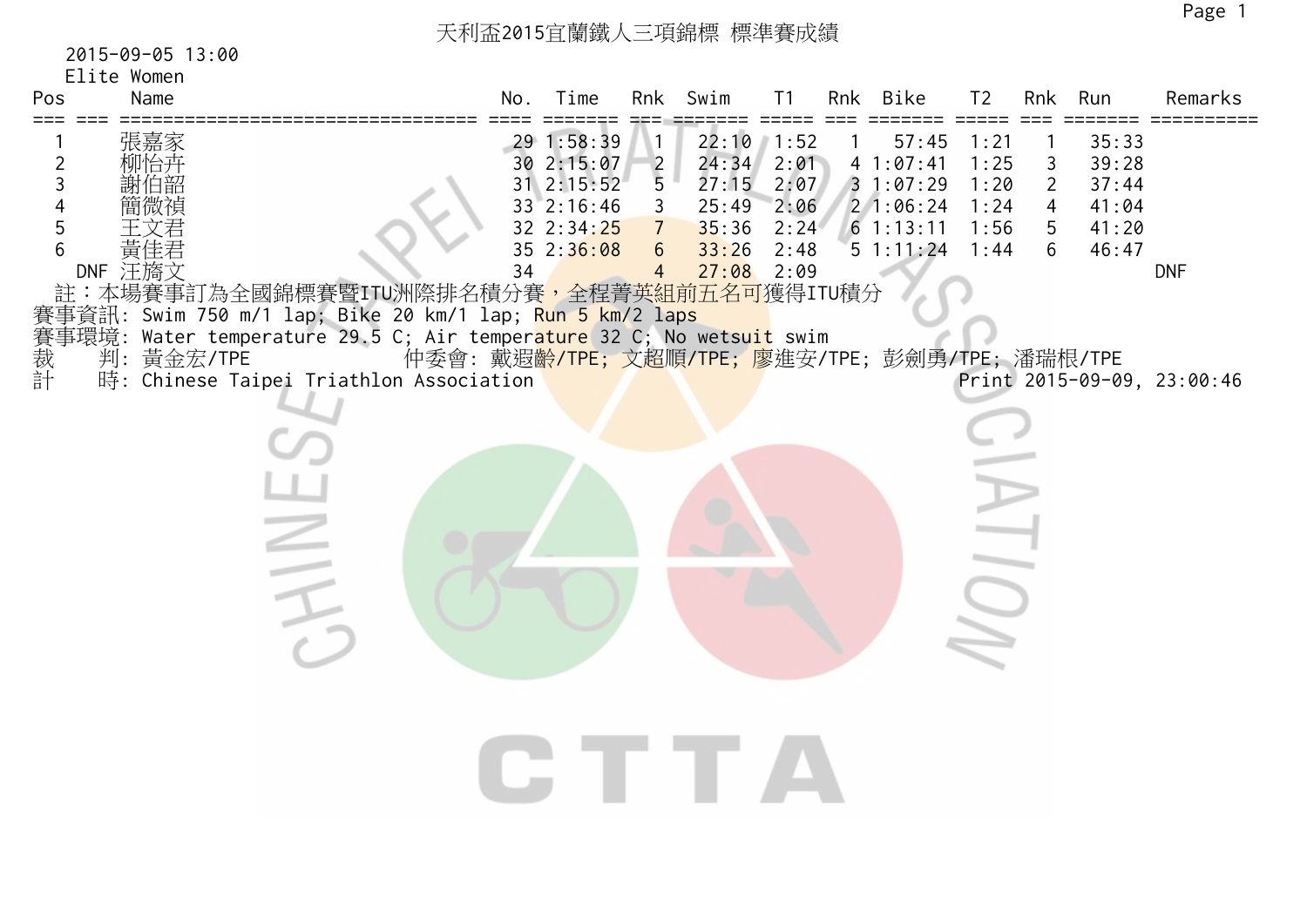# 天利盃2015宜蘭鐵人三項錦標 標準賽成績

2015-09-05 13:00

Elite Women

| Pos | | Name | No. | Time | Rnk | Swim | T1 | Rnk | Bike | T2 | Rnk | Run | Remarks |
|---|---|---|---|---|---|---|---|---|---|---|---|---|---|
| 1 | | 張嘉家 | 29 | 1:58:39 | 1 | 22:10 | 1:52 | 1 | 57:45 | 1:21 | 1 | 35:33 | |
| 2 | | 柳怡卉 | 30 | 2:15:07 | 2 | 24:34 | 2:01 | 4 | 1:07:41 | 1:25 | 3 | 39:28 | |
| 3 | | 謝伯韶 | 31 | 2:15:52 | 5 | 27:15 | 2:07 | 3 | 1:07:29 | 1:20 | 2 | 37:44 | |
| 4 | | 簡微禎 | 33 | 2:16:46 | 3 | 25:49 | 2:06 | 2 | 1:06:24 | 1:24 | 4 | 41:04 | |
| 5 | | 王文君 | 32 | 2:34:25 | 7 | 35:36 | 2:24 | 6 | 1:13:11 | 1:56 | 5 | 41:20 | |
| 6 | | 黃佳君 | 35 | 2:36:08 | 6 | 33:26 | 2:48 | 5 | 1:11:24 | 1:44 | 6 | 46:47 | |
| | DNF | 汪旖文 | 34 | | 4 | 27:08 | 2:09 | | | | | | DNF |

註：本場賽事訂為全國錦標賽暨ITU洲際排名積分賽，全程菁英組前五名可獲得ITU積分

賽事資訊: Swim 750 m/1 lap; Bike 20 km/1 lap; Run 5 km/2 laps

賽事環境: Water temperature 29.5 C; Air temperature 32 C; No wetsuit swim

裁　判: 黃金宏/TPE　　仲委會: 戴遐齡/TPE; 文超順/TPE; 廖進安/TPE; 彭劍勇/TPE; 潘瑞根/TPE

計　時: Chinese Taipei Triathlon Association　　Print 2015-09-09, 23:00:46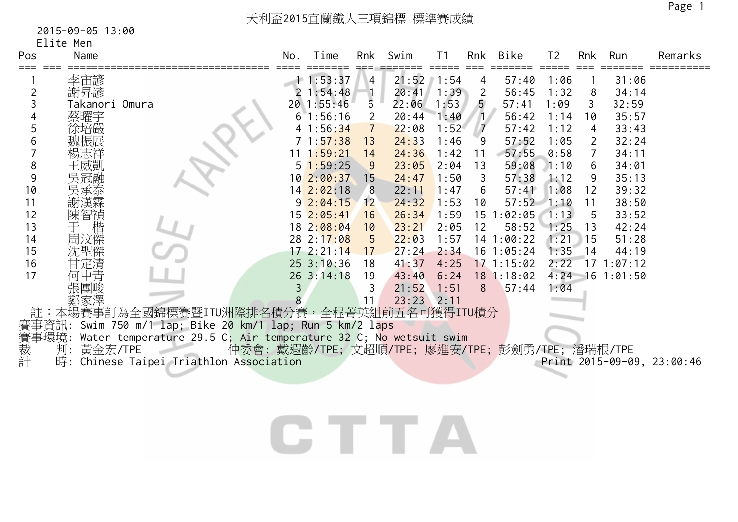# 天利盃2015宜蘭鐵人三項錦標 標準賽成績

2015-09-05 13:00

Elite Men

| Pos | Name | No. | Time | Rnk | Swim | T1 | Rnk | Bike | T2 | Rnk | Run | Remarks |
|---|---|---|---|---|---|---|---|---|---|---|---|---|
| 1 | 李宙諺 | 1 | 1:53:37 | 4 | 21:52 | 1:54 | 4 | 57:40 | 1:06 | 1 | 31:06 | |
| 2 | 謝昇諺 | 2 | 1:54:48 | 1 | 20:41 | 1:39 | 2 | 56:45 | 1:32 | 8 | 34:14 | |
| 3 | Takanori Omura | 20 | 1:55:46 | 6 | 22:06 | 1:53 | 5 | 57:41 | 1:09 | 3 | 32:59 | |
| 4 | 蔡曜宇 | 6 | 1:56:16 | 2 | 20:44 | 1:40 | 1 | 56:42 | 1:14 | 10 | 35:57 | |
| 5 | 徐培嚴 | 4 | 1:56:34 | 7 | 22:08 | 1:52 | 7 | 57:42 | 1:12 | 4 | 33:43 | |
| 6 | 魏振展 | 7 | 1:57:38 | 13 | 24:33 | 1:46 | 9 | 57:52 | 1:05 | 2 | 32:24 | |
| 7 | 楊志祥 | 11 | 1:59:21 | 14 | 24:36 | 1:42 | 11 | 57:55 | 0:58 | 7 | 34:11 | |
| 8 | 王威凱 | 5 | 1:59:25 | 9 | 23:05 | 2:04 | 13 | 59:08 | 1:10 | 6 | 34:01 | |
| 9 | 吳冠融 | 10 | 2:00:37 | 15 | 24:47 | 1:50 | 3 | 57:38 | 1:12 | 9 | 35:13 | |
| 10 | 吳承泰 | 14 | 2:02:18 | 8 | 22:11 | 1:47 | 6 | 57:41 | 1:08 | 12 | 39:32 | |
| 11 | 謝漢霖 | 9 | 2:04:15 | 12 | 24:32 | 1:53 | 10 | 57:52 | 1:10 | 11 | 38:50 | |
| 12 | 陳智禎 | 15 | 2:05:41 | 16 | 26:34 | 1:59 | 15 | 1:02:05 | 1:13 | 5 | 33:52 | |
| 13 | 于　楷 | 18 | 2:08:04 | 10 | 23:21 | 2:05 | 12 | 58:52 | 1:25 | 13 | 42:24 | |
| 14 | 周汶傑 | 28 | 2:17:08 | 5 | 22:03 | 1:57 | 14 | 1:00:22 | 1:21 | 15 | 51:28 | |
| 15 | 沈聖傑 | 17 | 2:21:14 | 17 | 27:24 | 2:34 | 16 | 1:05:24 | 1:35 | 14 | 44:19 | |
| 16 | 甘定清 | 25 | 3:10:36 | 18 | 41:37 | 4:25 | 17 | 1:15:02 | 2:22 | 17 | 1:07:12 | |
| 17 | 何中青 | 26 | 3:14:18 | 19 | 43:40 | 6:24 | 18 | 1:18:02 | 4:24 | 16 | 1:01:50 | |
| | 張團畯 | 3 | | 3 | 21:52 | 1:51 | 8 | 57:44 | 1:04 | | | |
| | 鄭家澤 | 8 | | 11 | 23:23 | 2:11 | | | | | | |

註：本場賽事訂為全國錦標賽暨ITU洲際排名積分賽，全程菁英組前五名可獲得ITU積分

賽事資訊: Swim 750 m/1 lap; Bike 20 km/1 lap; Run 5 km/2 laps

賽事環境: Water temperature 29.5 C; Air temperature 32 C; No wetsuit swim

裁　判: 黃金宏/TPE　　仲委會: 戴遐齡/TPE; 文超順/TPE; 廖進安/TPE; 彭劍勇/TPE; 潘瑞根/TPE

計　時: Chinese Taipei Triathlon Association　　Print 2015-09-09, 23:00:46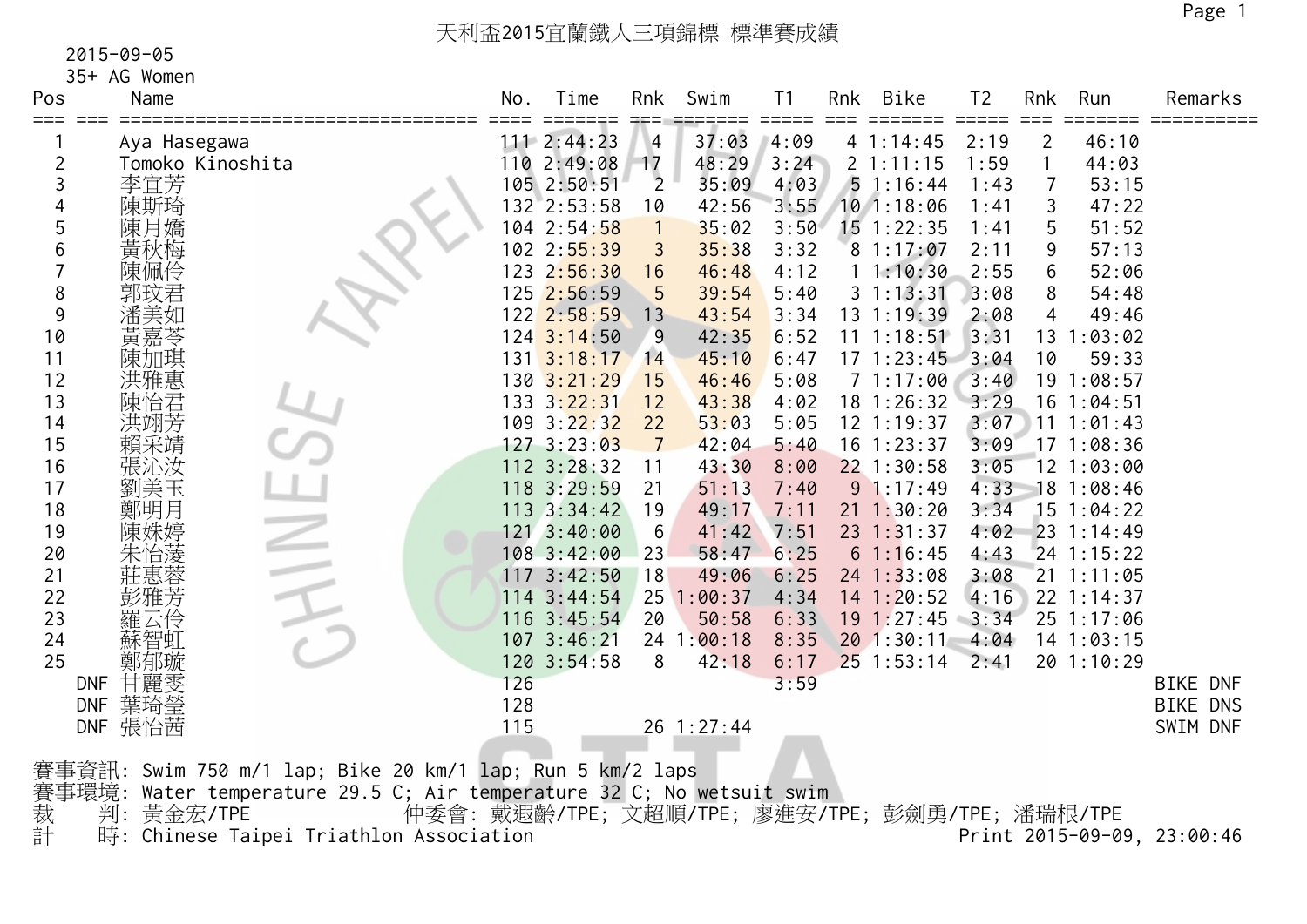# 天利盃2015宜蘭鐵人三項錦標 標準賽成績

2015-09-05

35+ AG Women

| Pos | | Name | No. | Time | Rnk | Swim | T1 | Rnk | Bike | T2 | Rnk | Run | Remarks |
|---|---|---|---|---|---|---|---|---|---|---|---|---|---|
| 1 | | Aya Hasegawa | 111 | 2:44:23 | 4 | 37:03 | 4:09 | 4 | 1:14:45 | 2:19 | 2 | 46:10 | |
| 2 | | Tomoko Kinoshita | 110 | 2:49:08 | 17 | 48:29 | 3:24 | 2 | 1:11:15 | 1:59 | 1 | 44:03 | |
| 3 | | 李宜芳 | 105 | 2:50:51 | 2 | 35:09 | 4:03 | 5 | 1:16:44 | 1:43 | 7 | 53:15 | |
| 4 | | 陳斯琦 | 132 | 2:53:58 | 10 | 42:56 | 3:55 | 10 | 1:18:06 | 1:41 | 3 | 47:22 | |
| 5 | | 陳月嬌 | 104 | 2:54:58 | 1 | 35:02 | 3:50 | 15 | 1:22:35 | 1:41 | 5 | 51:52 | |
| 6 | | 黃秋梅 | 102 | 2:55:39 | 3 | 35:38 | 3:32 | 8 | 1:17:07 | 2:11 | 9 | 57:13 | |
| 7 | | 陳佩伶 | 123 | 2:56:30 | 16 | 46:48 | 4:12 | 1 | 1:10:30 | 2:55 | 6 | 52:06 | |
| 8 | | 郭玟君 | 125 | 2:56:59 | 5 | 39:54 | 5:40 | 3 | 1:13:31 | 3:08 | 8 | 54:48 | |
| 9 | | 潘美如 | 122 | 2:58:59 | 13 | 43:54 | 3:34 | 13 | 1:19:39 | 2:08 | 4 | 49:46 | |
| 10 | | 黃嘉苓 | 124 | 3:14:50 | 9 | 42:35 | 6:52 | 11 | 1:18:51 | 3:31 | 13 | 1:03:02 | |
| 11 | | 陳加琪 | 131 | 3:18:17 | 14 | 45:10 | 6:47 | 17 | 1:23:45 | 3:04 | 10 | 59:33 | |
| 12 | | 洪雅惠 | 130 | 3:21:29 | 15 | 46:46 | 5:08 | 7 | 1:17:00 | 3:40 | 19 | 1:08:57 | |
| 13 | | 陳怡君 | 133 | 3:22:31 | 12 | 43:38 | 4:02 | 18 | 1:26:32 | 3:29 | 16 | 1:04:51 | |
| 14 | | 洪翊芳 | 109 | 3:22:32 | 22 | 53:03 | 5:05 | 12 | 1:19:37 | 3:07 | 11 | 1:01:43 | |
| 15 | | 賴采靖 | 127 | 3:23:03 | 7 | 42:04 | 5:40 | 16 | 1:23:37 | 3:09 | 17 | 1:08:36 | |
| 16 | | 張沁汝 | 112 | 3:28:32 | 11 | 43:30 | 8:00 | 22 | 1:30:58 | 3:05 | 12 | 1:03:00 | |
| 17 | | 劉美玉 | 118 | 3:29:59 | 21 | 51:13 | 7:40 | 9 | 1:17:49 | 4:33 | 18 | 1:08:46 | |
| 18 | | 鄭明月 | 113 | 3:34:42 | 19 | 49:17 | 7:11 | 21 | 1:30:20 | 3:34 | 15 | 1:04:22 | |
| 19 | | 陳姝婷 | 121 | 3:40:00 | 6 | 41:42 | 7:51 | 23 | 1:31:37 | 4:02 | 23 | 1:14:49 | |
| 20 | | 朱怡蓤 | 108 | 3:42:00 | 23 | 58:47 | 6:25 | 6 | 1:16:45 | 4:43 | 24 | 1:15:22 | |
| 21 | | 莊惠蓉 | 117 | 3:42:50 | 18 | 49:06 | 6:25 | 24 | 1:33:08 | 3:08 | 21 | 1:11:05 | |
| 22 | | 彭雅芳 | 114 | 3:44:54 | 25 | 1:00:37 | 4:34 | 14 | 1:20:52 | 4:16 | 22 | 1:14:37 | |
| 23 | | 羅云伶 | 116 | 3:45:54 | 20 | 50:58 | 6:33 | 19 | 1:27:45 | 3:34 | 25 | 1:17:06 | |
| 24 | | 蘇智虹 | 107 | 3:46:21 | 24 | 1:00:18 | 8:35 | 20 | 1:30:11 | 4:04 | 14 | 1:03:15 | |
| 25 | | 鄭郁璇 | 120 | 3:54:58 | 8 | 42:18 | 6:17 | 25 | 1:53:14 | 2:41 | 20 | 1:10:29 | |
| | DNF | 甘麗雯 | 126 | | | | 3:59 | | | | | | BIKE DNF |
| | DNF | 葉琦瑩 | 128 | | | | | | | | | | BIKE DNS |
| | DNF | 張怡茜 | 115 | | 26 | 1:27:44 | | | | | | | SWIM DNF |

賽事資訊: Swim 750 m/1 lap; Bike 20 km/1 lap; Run 5 km/2 laps

賽事環境: Water temperature 29.5 C; Air temperature 32 C; No wetsuit swim

裁　判: 黃金宏/TPE　　仲委會: 戴遐齡/TPE; 文超順/TPE; 廖進安/TPE; 彭劍勇/TPE; 潘瑞根/TPE

計　時: Chinese Taipei Triathlon Association　　Print 2015-09-09, 23:00:46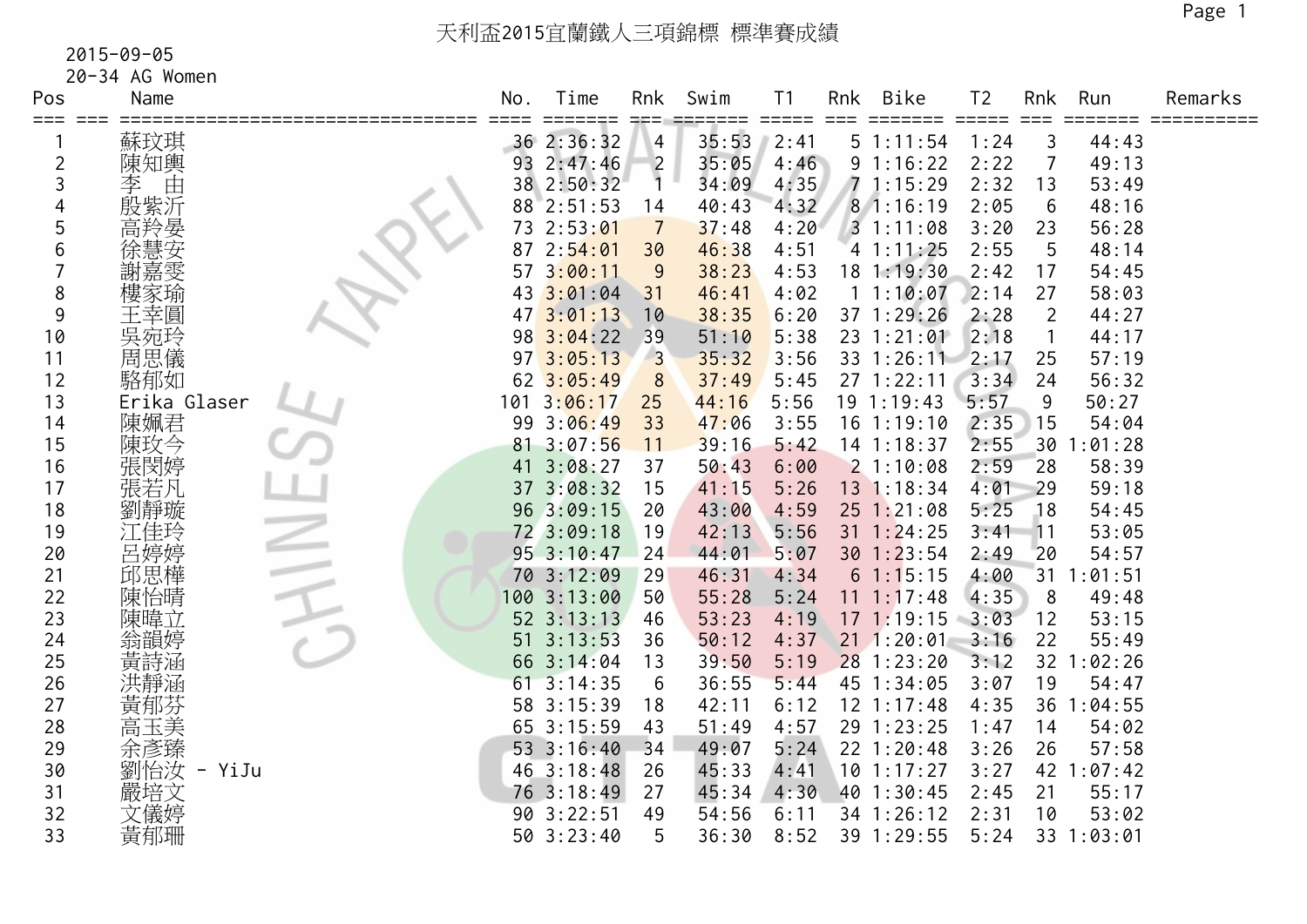# 天利盃2015宜蘭鐵人三項錦標 標準賽成績

2015-09-05

20-34 AG Women

| Pos | Name | No. | Time | Rnk | Swim | T1 | Rnk | Bike | T2 | Rnk | Run | Remarks |
|---|---|---|---|---|---|---|---|---|---|---|---|---|
| 1 | 蘇玟琪 | 36 | 2:36:32 | 4 | 35:53 | 2:41 | 5 | 1:11:54 | 1:24 | 3 | 44:43 | |
| 2 | 陳知輿 | 93 | 2:47:46 | 2 | 35:05 | 4:46 | 9 | 1:16:22 | 2:22 | 7 | 49:13 | |
| 3 | 李　由 | 38 | 2:50:32 | 1 | 34:09 | 4:35 | 7 | 1:15:29 | 2:32 | 13 | 53:49 | |
| 4 | 殷紫沂 | 88 | 2:51:53 | 14 | 40:43 | 4:32 | 8 | 1:16:19 | 2:05 | 6 | 48:16 | |
| 5 | 高羚晏 | 73 | 2:53:01 | 7 | 37:48 | 4:20 | 3 | 1:11:08 | 3:20 | 23 | 56:28 | |
| 6 | 徐慧安 | 87 | 2:54:01 | 30 | 46:38 | 4:51 | 4 | 1:11:25 | 2:55 | 5 | 48:14 | |
| 7 | 謝嘉雯 | 57 | 3:00:11 | 9 | 38:23 | 4:53 | 18 | 1:19:30 | 2:42 | 17 | 54:45 | |
| 8 | 樓家瑜 | 43 | 3:01:04 | 31 | 46:41 | 4:02 | 1 | 1:10:07 | 2:14 | 27 | 58:03 | |
| 9 | 王幸圓 | 47 | 3:01:13 | 10 | 38:35 | 6:20 | 37 | 1:29:26 | 2:28 | 2 | 44:27 | |
| 10 | 吳宛玲 | 98 | 3:04:22 | 39 | 51:10 | 5:38 | 23 | 1:21:01 | 2:18 | 1 | 44:17 | |
| 11 | 周思儀 | 97 | 3:05:13 | 3 | 35:32 | 3:56 | 33 | 1:26:11 | 2:17 | 25 | 57:19 | |
| 12 | 駱郁如 | 62 | 3:05:49 | 8 | 37:49 | 5:45 | 27 | 1:22:11 | 3:34 | 24 | 56:32 | |
| 13 | Erika Glaser | 101 | 3:06:17 | 25 | 44:16 | 5:56 | 19 | 1:19:43 | 5:57 | 9 | 50:27 | |
| 14 | 陳姵君 | 99 | 3:06:49 | 33 | 47:06 | 3:55 | 16 | 1:19:10 | 2:35 | 15 | 54:04 | |
| 15 | 陳玟今 | 81 | 3:07:56 | 11 | 39:16 | 5:42 | 14 | 1:18:37 | 2:55 | 30 | 1:01:28 | |
| 16 | 張閔婷 | 41 | 3:08:27 | 37 | 50:43 | 6:00 | 2 | 1:10:08 | 2:59 | 28 | 58:39 | |
| 17 | 張若凡 | 37 | 3:08:32 | 15 | 41:15 | 5:26 | 13 | 1:18:34 | 4:01 | 29 | 59:18 | |
| 18 | 劉靜璇 | 96 | 3:09:15 | 20 | 43:00 | 4:59 | 25 | 1:21:08 | 5:25 | 18 | 54:45 | |
| 19 | 江佳玲 | 72 | 3:09:18 | 19 | 42:13 | 5:56 | 31 | 1:24:25 | 3:41 | 11 | 53:05 | |
| 20 | 呂婷婷 | 95 | 3:10:47 | 24 | 44:01 | 5:07 | 30 | 1:23:54 | 2:49 | 20 | 54:57 | |
| 21 | 邱思樺 | 70 | 3:12:09 | 29 | 46:31 | 4:34 | 6 | 1:15:15 | 4:00 | 31 | 1:01:51 | |
| 22 | 陳怡晴 | 100 | 3:13:00 | 50 | 55:28 | 5:24 | 11 | 1:17:48 | 4:35 | 8 | 49:48 | |
| 23 | 陳暐立 | 52 | 3:13:13 | 46 | 53:23 | 4:19 | 17 | 1:19:15 | 3:03 | 12 | 53:15 | |
| 24 | 翁韻婷 | 51 | 3:13:53 | 36 | 50:12 | 4:37 | 21 | 1:20:01 | 3:16 | 22 | 55:49 | |
| 25 | 黃詩涵 | 66 | 3:14:04 | 13 | 39:50 | 5:19 | 28 | 1:23:20 | 3:12 | 32 | 1:02:26 | |
| 26 | 洪靜涵 | 61 | 3:14:35 | 6 | 36:55 | 5:44 | 45 | 1:34:05 | 3:07 | 19 | 54:47 | |
| 27 | 黃郁芬 | 58 | 3:15:39 | 18 | 42:11 | 6:12 | 12 | 1:17:48 | 4:35 | 36 | 1:04:55 | |
| 28 | 高玉美 | 65 | 3:15:59 | 43 | 51:49 | 4:57 | 29 | 1:23:25 | 1:47 | 14 | 54:02 | |
| 29 | 余彥臻 | 53 | 3:16:40 | 34 | 49:07 | 5:24 | 22 | 1:20:48 | 3:26 | 26 | 57:58 | |
| 30 | 劉怡汝 - YiJu | 46 | 3:18:48 | 26 | 45:33 | 4:41 | 10 | 1:17:27 | 3:27 | 42 | 1:07:42 | |
| 31 | 嚴培文 | 76 | 3:18:49 | 27 | 45:34 | 4:30 | 40 | 1:30:45 | 2:45 | 21 | 55:17 | |
| 32 | 文儀婷 | 90 | 3:22:51 | 49 | 54:56 | 6:11 | 34 | 1:26:12 | 2:31 | 10 | 53:02 | |
| 33 | 黃郁珊 | 50 | 3:23:40 | 5 | 36:30 | 8:52 | 39 | 1:29:55 | 5:24 | 33 | 1:03:01 | |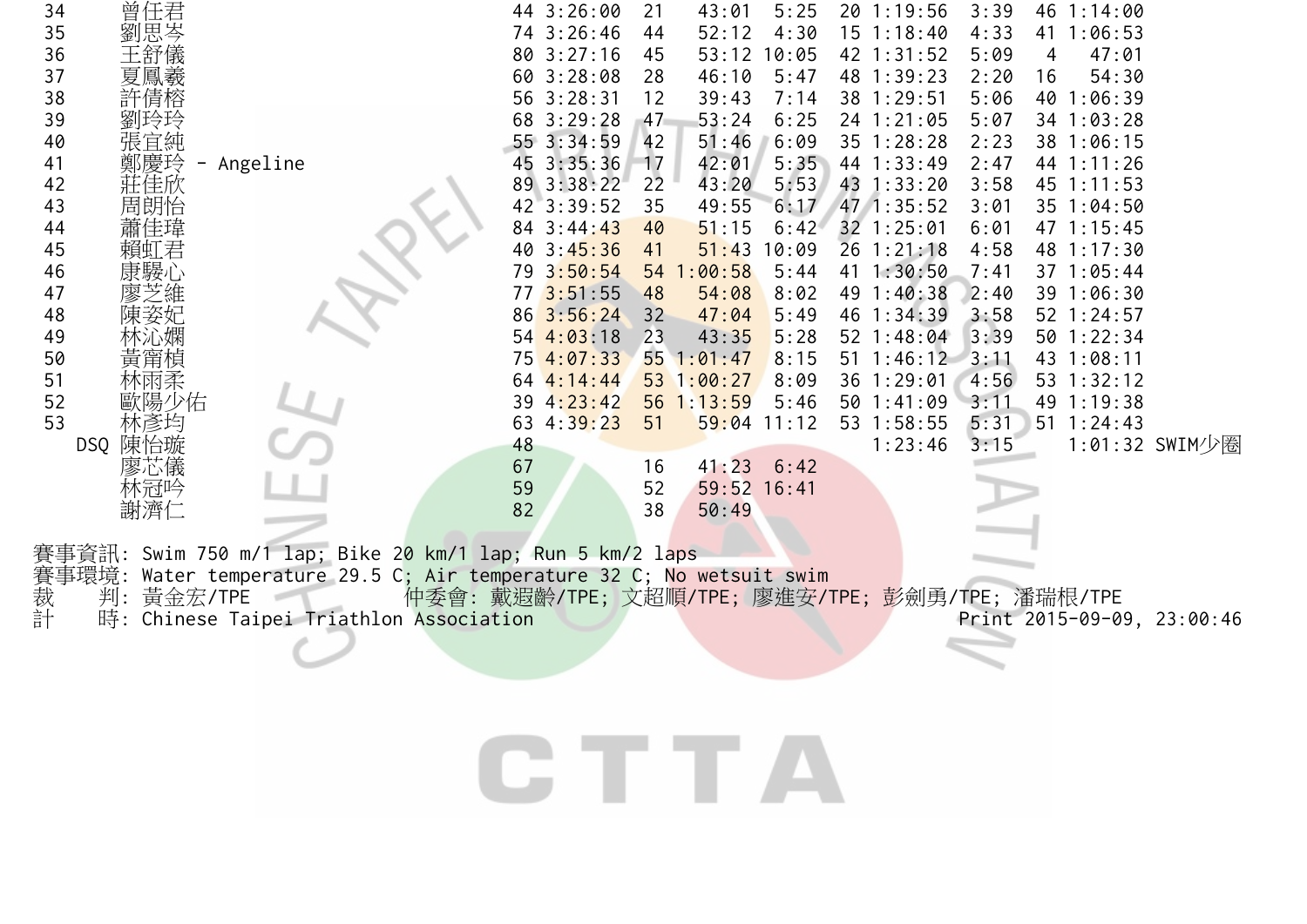| | | | | | | | | | | | | | |
|---|---|---|---|---|---|---|---|---|---|---|---|---|---|
| 34 | 曾任君 | 44 | 3:26:00 | 21 | 43:01 | 5:25 | 20 | 1:19:56 | 3:39 | 46 | 1:14:00 | |
| 35 | 劉思岑 | 74 | 3:26:46 | 44 | 52:12 | 4:30 | 15 | 1:18:40 | 4:33 | 41 | 1:06:53 | |
| 36 | 王舒儀 | 80 | 3:27:16 | 45 | 53:12 | 10:05 | 42 | 1:31:52 | 5:09 | 4 | 47:01 | |
| 37 | 夏鳳羲 | 60 | 3:28:08 | 28 | 46:10 | 5:47 | 48 | 1:39:23 | 2:20 | 16 | 54:30 | |
| 38 | 許倩榕 | 56 | 3:28:31 | 12 | 39:43 | 7:14 | 38 | 1:29:51 | 5:06 | 40 | 1:06:39 | |
| 39 | 劉玲玲 | 68 | 3:29:28 | 47 | 53:24 | 6:25 | 24 | 1:21:05 | 5:07 | 34 | 1:03:28 | |
| 40 | 張宜純 | 55 | 3:34:59 | 42 | 51:46 | 6:09 | 35 | 1:28:28 | 2:23 | 38 | 1:06:15 | |
| 41 | 鄭慶玲 - Angeline | 45 | 3:35:36 | 17 | 42:01 | 5:35 | 44 | 1:33:49 | 2:47 | 44 | 1:11:26 | |
| 42 | 莊佳欣 | 89 | 3:38:22 | 22 | 43:20 | 5:53 | 43 | 1:33:20 | 3:58 | 45 | 1:11:53 | |
| 43 | 周朗怡 | 42 | 3:39:52 | 35 | 49:55 | 6:17 | 47 | 1:35:52 | 3:01 | 35 | 1:04:50 | |
| 44 | 蕭佳瑋 | 84 | 3:44:43 | 40 | 51:15 | 6:42 | 32 | 1:25:01 | 6:01 | 47 | 1:15:45 | |
| 45 | 賴虹君 | 40 | 3:45:36 | 41 | 51:43 | 10:09 | 26 | 1:21:18 | 4:58 | 48 | 1:17:30 | |
| 46 | 康駿心 | 79 | 3:50:54 | 54 | 1:00:58 | 5:44 | 41 | 1:30:50 | 7:41 | 37 | 1:05:44 | |
| 47 | 廖芝維 | 77 | 3:51:55 | 48 | 54:08 | 8:02 | 49 | 1:40:38 | 2:40 | 39 | 1:06:30 | |
| 48 | 陳姿妃 | 86 | 3:56:24 | 32 | 47:04 | 5:49 | 46 | 1:34:39 | 3:58 | 52 | 1:24:57 | |
| 49 | 林沁嫻 | 54 | 4:03:18 | 23 | 43:35 | 5:28 | 52 | 1:48:04 | 3:39 | 50 | 1:22:34 | |
| 50 | 黃甯楨 | 75 | 4:07:33 | 55 | 1:01:47 | 8:15 | 51 | 1:46:12 | 3:11 | 43 | 1:08:11 | |
| 51 | 林雨柔 | 64 | 4:14:44 | 53 | 1:00:27 | 8:09 | 36 | 1:29:01 | 4:56 | 53 | 1:32:12 | |
| 52 | 歐陽少佑 | 39 | 4:23:42 | 56 | 1:13:59 | 5:46 | 50 | 1:41:09 | 3:11 | 49 | 1:19:38 | |
| 53 | 林彥均 | 63 | 4:39:23 | 51 | 59:04 | 11:12 | 53 | 1:58:55 | 5:31 | 51 | 1:24:43 | |
| DSQ | 陳怡璇 | 48 | | | | | | 1:23:46 | 3:15 | | 1:01:32 | SWIM少圈 |
| | 廖芯儀 | 67 | | 16 | 41:23 | 6:42 | | | | | | |
| | 林冠吟 | 59 | | 52 | 59:52 | 16:41 | | | | | | |
| | 謝濟仁 | 82 | | 38 | 50:49 | | | | | | | |

賽事資訊: Swim 750 m/1 lap; Bike 20 km/1 lap; Run 5 km/2 laps
賽事環境: Water temperature 29.5 C; Air temperature 32 C; No wetsuit swim
裁　判: 黃金宏/TPE　　仲委會: 戴遐齡/TPE; 文超順/TPE; 廖進安/TPE; 彭劍勇/TPE; 潘瑞根/TPE
計　時: Chinese Taipei Triathlon Association　　Print 2015-09-09, 23:00:46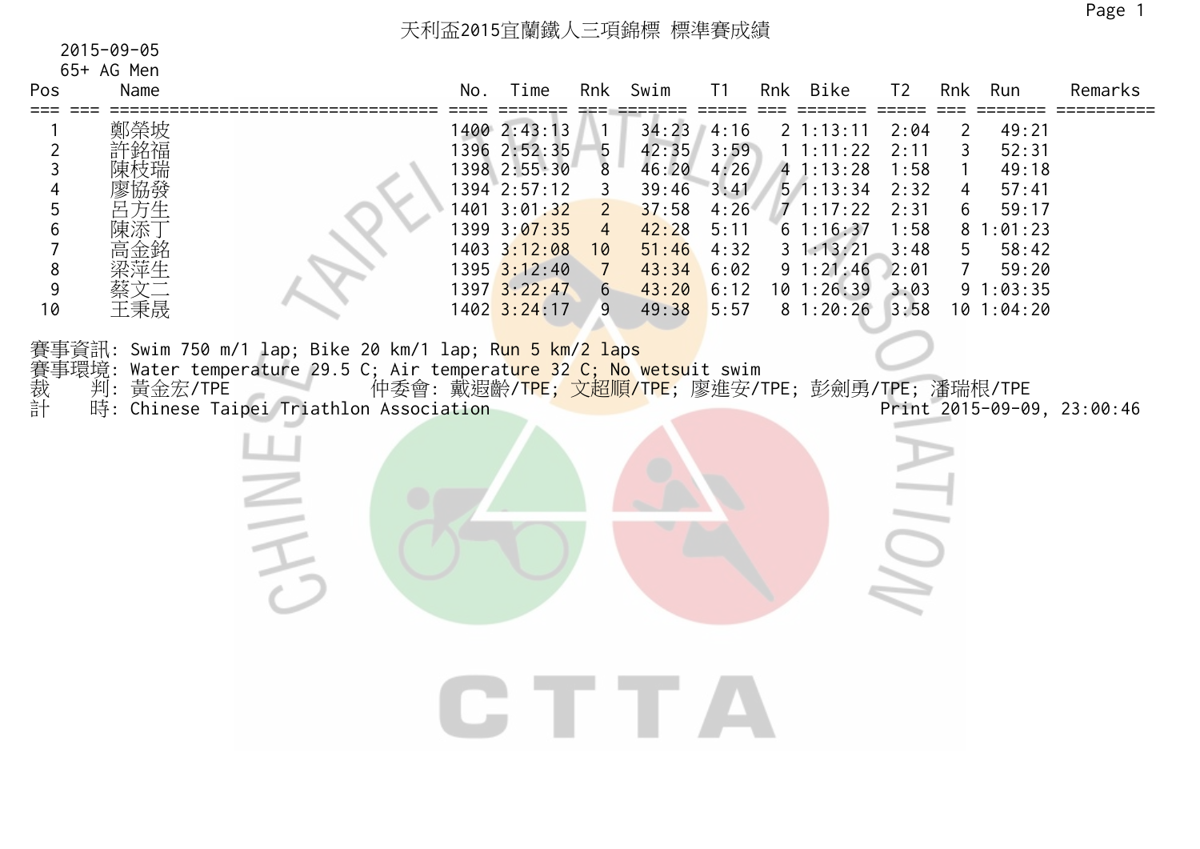# 天利盃2015宜蘭鐵人三項錦標 標準賽成績

2015-09-05

65+ AG Men

| Pos | Name | No. | Time | Rnk | Swim | T1 | Rnk | Bike | T2 | Rnk | Run | Remarks |
|---|---|---|---|---|---|---|---|---|---|---|---|---|
| 1 | 鄭榮坡 | 1400 | 2:43:13 | 1 | 34:23 | 4:16 | 2 | 1:13:11 | 2:04 | 2 | 49:21 | |
| 2 | 許銘福 | 1396 | 2:52:35 | 5 | 42:35 | 3:59 | 1 | 1:11:22 | 2:11 | 3 | 52:31 | |
| 3 | 陳枝瑞 | 1398 | 2:55:30 | 8 | 46:20 | 4:26 | 4 | 1:13:28 | 1:58 | 1 | 49:18 | |
| 4 | 廖協發 | 1394 | 2:57:12 | 3 | 39:46 | 3:41 | 5 | 1:13:34 | 2:32 | 4 | 57:41 | |
| 5 | 呂方生 | 1401 | 3:01:32 | 2 | 37:58 | 4:26 | 7 | 1:17:22 | 2:31 | 6 | 59:17 | |
| 6 | 陳添丁 | 1399 | 3:07:35 | 4 | 42:28 | 5:11 | 6 | 1:16:37 | 1:58 | 8 | 1:01:23 | |
| 7 | 高金銘 | 1403 | 3:12:08 | 10 | 51:46 | 4:32 | 3 | 1:13:21 | 3:48 | 5 | 58:42 | |
| 8 | 梁萍生 | 1395 | 3:12:40 | 7 | 43:34 | 6:02 | 9 | 1:21:46 | 2:01 | 7 | 59:20 | |
| 9 | 蔡文二 | 1397 | 3:22:47 | 6 | 43:20 | 6:12 | 10 | 1:26:39 | 3:03 | 9 | 1:03:35 | |
| 10 | 王秉晟 | 1402 | 3:24:17 | 9 | 49:38 | 5:57 | 8 | 1:20:26 | 3:58 | 10 | 1:04:20 | |

賽事資訊: Swim 750 m/1 lap; Bike 20 km/1 lap; Run 5 km/2 laps

賽事環境: Water temperature 29.5 C; Air temperature 32 C; No wetsuit swim

裁　判: 黃金宏/TPE　　仲委會: 戴遐齡/TPE; 文超順/TPE; 廖進安/TPE; 彭劍勇/TPE; 潘瑞根/TPE

計　時: Chinese Taipei Triathlon Association　　Print 2015-09-09, 23:00:46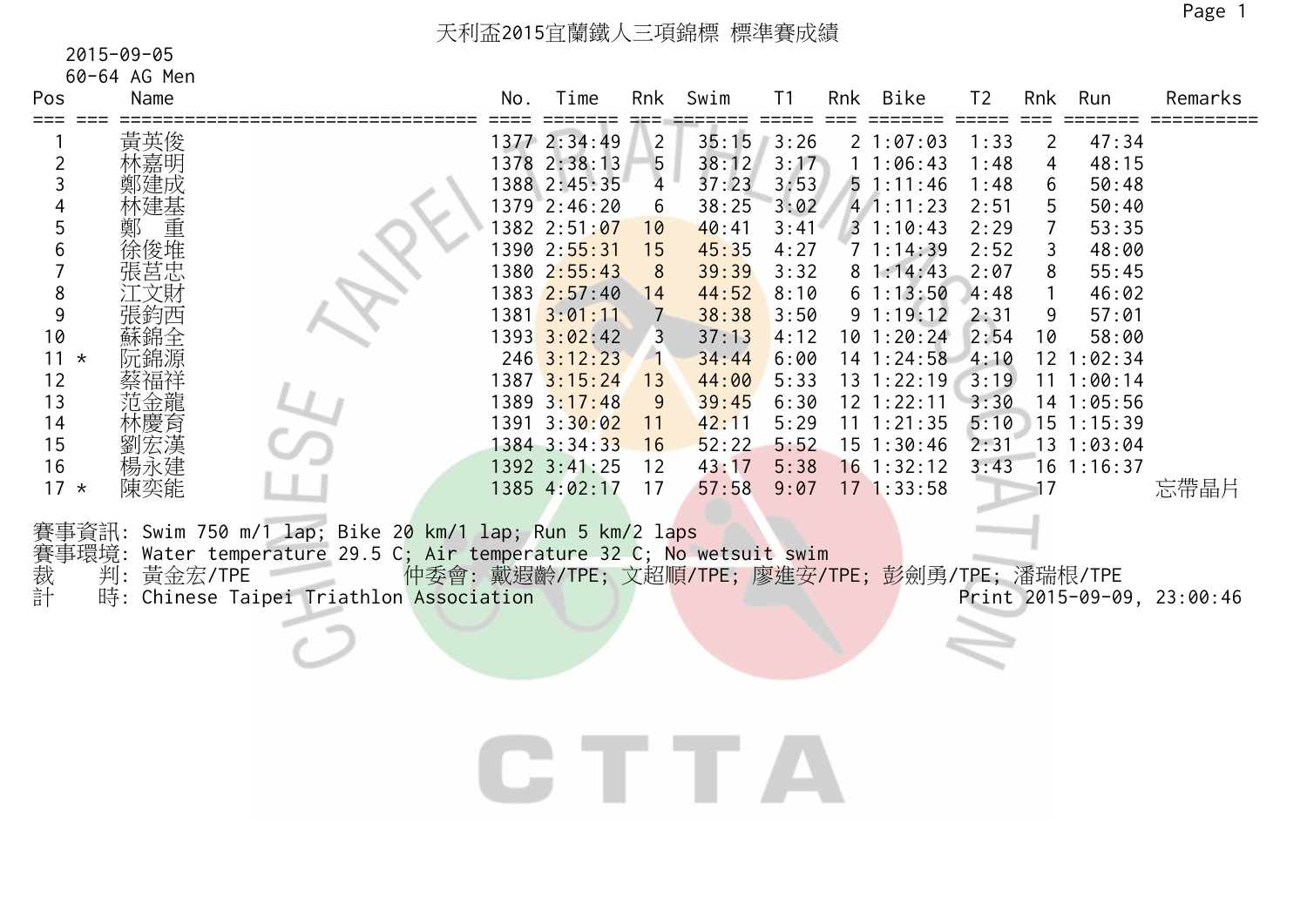# 天利盃2015宜蘭鐵人三項錦標 標準賽成績

2015-09-05

60-64 AG Men

| Pos | | Name | No. | Time | Rnk | Swim | T1 | Rnk | Bike | T2 | Rnk | Run | Remarks |
|---|---|---|---|---|---|---|---|---|---|---|---|---|---|
| 1 | | 黃英俊 | 1377 | 2:34:49 | 2 | 35:15 | 3:26 | 2 | 1:07:03 | 1:33 | 2 | 47:34 | |
| 2 | | 林嘉明 | 1378 | 2:38:13 | 5 | 38:12 | 3:17 | 1 | 1:06:43 | 1:48 | 4 | 48:15 | |
| 3 | | 鄭建成 | 1388 | 2:45:35 | 4 | 37:23 | 3:53 | 5 | 1:11:46 | 1:48 | 6 | 50:48 | |
| 4 | | 林建基 | 1379 | 2:46:20 | 6 | 38:25 | 3:02 | 4 | 1:11:23 | 2:51 | 5 | 50:40 | |
| 5 | | 鄭　重 | 1382 | 2:51:07 | 10 | 40:41 | 3:41 | 3 | 1:10:43 | 2:29 | 7 | 53:35 | |
| 6 | | 徐俊堆 | 1390 | 2:55:31 | 15 | 45:35 | 4:27 | 7 | 1:14:39 | 2:52 | 3 | 48:00 | |
| 7 | | 張莒忠 | 1380 | 2:55:43 | 8 | 39:39 | 3:32 | 8 | 1:14:43 | 2:07 | 8 | 55:45 | |
| 8 | | 江文財 | 1383 | 2:57:40 | 14 | 44:52 | 8:10 | 6 | 1:13:50 | 4:48 | 1 | 46:02 | |
| 9 | | 張鈞西 | 1381 | 3:01:11 | 7 | 38:38 | 3:50 | 9 | 1:19:12 | 2:31 | 9 | 57:01 | |
| 10 | | 蘇錦全 | 1393 | 3:02:42 | 3 | 37:13 | 4:12 | 10 | 1:20:24 | 2:54 | 10 | 58:00 | |
| 11 | * | 阮錦源 | 246 | 3:12:23 | 1 | 34:44 | 6:00 | 14 | 1:24:58 | 4:10 | 12 | 1:02:34 | |
| 12 | | 蔡福祥 | 1387 | 3:15:24 | 13 | 44:00 | 5:33 | 13 | 1:22:19 | 3:19 | 11 | 1:00:14 | |
| 13 | | 范金龍 | 1389 | 3:17:48 | 9 | 39:45 | 6:30 | 12 | 1:22:11 | 3:30 | 14 | 1:05:56 | |
| 14 | | 林慶育 | 1391 | 3:30:02 | 11 | 42:11 | 5:29 | 11 | 1:21:35 | 5:10 | 15 | 1:15:39 | |
| 15 | | 劉宏漢 | 1384 | 3:34:33 | 16 | 52:22 | 5:52 | 15 | 1:30:46 | 2:31 | 13 | 1:03:04 | |
| 16 | | 楊永建 | 1392 | 3:41:25 | 12 | 43:17 | 5:38 | 16 | 1:32:12 | 3:43 | 16 | 1:16:37 | |
| 17 | * | 陳奕能 | 1385 | 4:02:17 | 17 | 57:58 | 9:07 | 17 | 1:33:58 | | 17 | | 忘帶晶片 |

賽事資訊: Swim 750 m/1 lap; Bike 20 km/1 lap; Run 5 km/2 laps

賽事環境: Water temperature 29.5 C; Air temperature 32 C; No wetsuit swim

裁　　判: 黃金宏/TPE　　仲委會: 戴遐齡/TPE; 文超順/TPE; 廖進安/TPE; 彭劍勇/TPE; 潘瑞根/TPE

計　　時: Chinese Taipei Triathlon Association　　Print 2015-09-09, 23:00:46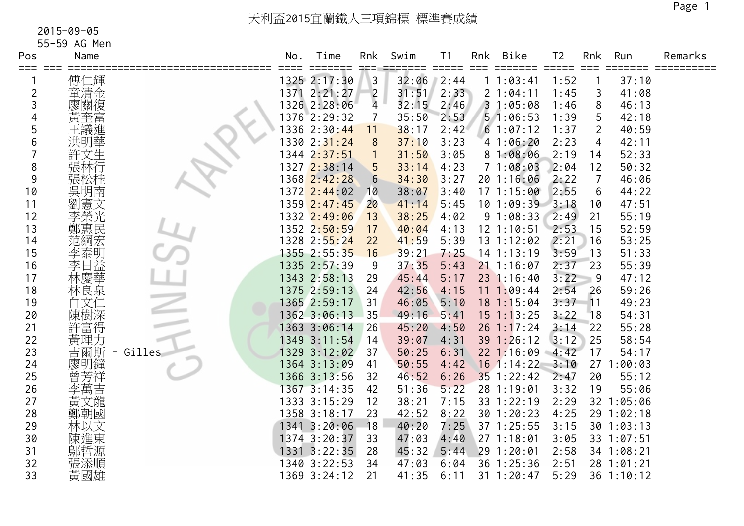# 天利盃2015宜蘭鐵人三項錦標 標準賽成績

2015-09-05

55-59 AG Men

| Pos | Name | No. | Time | Rnk | Swim | T1 | Rnk | Bike | T2 | Rnk | Run | Remarks |
|---|---|---|---|---|---|---|---|---|---|---|---|---|
| 1 | 傅仁輝 | 1325 | 2:17:30 | 3 | 32:06 | 2:44 | 1 | 1:03:41 | 1:52 | 1 | 37:10 | |
| 2 | 童清金 | 1371 | 2:21:27 | 2 | 31:51 | 2:33 | 2 | 1:04:11 | 1:45 | 3 | 41:08 | |
| 3 | 廖關復 | 1326 | 2:28:06 | 4 | 32:15 | 2:46 | 3 | 1:05:08 | 1:46 | 8 | 46:13 | |
| 4 | 黃奎富 | 1376 | 2:29:32 | 7 | 35:50 | 2:53 | 5 | 1:06:53 | 1:39 | 5 | 42:18 | |
| 5 | 王議進 | 1336 | 2:30:44 | 11 | 38:17 | 2:42 | 6 | 1:07:12 | 1:37 | 2 | 40:59 | |
| 6 | 洪明華 | 1330 | 2:31:24 | 8 | 37:10 | 3:23 | 4 | 1:06:20 | 2:23 | 4 | 42:11 | |
| 7 | 許文生 | 1344 | 2:37:51 | 1 | 31:50 | 3:05 | 8 | 1:08:06 | 2:19 | 14 | 52:33 | |
| 8 | 張林行 | 1327 | 2:38:14 | 5 | 33:14 | 4:23 | 7 | 1:08:03 | 2:04 | 12 | 50:32 | |
| 9 | 張松桂 | 1368 | 2:42:28 | 6 | 34:30 | 3:27 | 20 | 1:16:06 | 2:22 | 7 | 46:06 | |
| 10 | 吳明南 | 1372 | 2:44:02 | 10 | 38:07 | 3:40 | 17 | 1:15:00 | 2:55 | 6 | 44:22 | |
| 11 | 劉憲文 | 1359 | 2:47:45 | 20 | 41:14 | 5:45 | 10 | 1:09:39 | 3:18 | 10 | 47:51 | |
| 12 | 李榮光 | 1332 | 2:49:06 | 13 | 38:25 | 4:02 | 9 | 1:08:33 | 2:49 | 21 | 55:19 | |
| 13 | 鄭惠民 | 1352 | 2:50:59 | 17 | 40:04 | 4:13 | 12 | 1:10:51 | 2:53 | 15 | 52:59 | |
| 14 | 范綱宏 | 1328 | 2:55:24 | 22 | 41:59 | 5:39 | 13 | 1:12:02 | 2:21 | 16 | 53:25 | |
| 15 | 李泰明 | 1355 | 2:55:35 | 16 | 39:21 | 7:25 | 14 | 1:13:19 | 3:59 | 13 | 51:33 | |
| 16 | 李日益 | 1335 | 2:57:39 | 9 | 37:35 | 5:43 | 21 | 1:16:07 | 2:37 | 23 | 55:39 | |
| 17 | 林慶華 | 1343 | 2:58:13 | 29 | 45:44 | 5:17 | 23 | 1:16:40 | 3:22 | 9 | 47:12 | |
| 18 | 林良泉 | 1375 | 2:59:13 | 24 | 42:56 | 4:15 | 11 | 1:09:44 | 2:54 | 26 | 59:26 | |
| 19 | 白文仁 | 1365 | 2:59:17 | 31 | 46:05 | 5:10 | 18 | 1:15:04 | 3:37 | 11 | 49:23 | |
| 20 | 陳樹深 | 1362 | 3:06:13 | 35 | 49:16 | 5:41 | 15 | 1:13:25 | 3:22 | 18 | 54:31 | |
| 21 | 許富得 | 1363 | 3:06:14 | 26 | 45:20 | 4:50 | 26 | 1:17:24 | 3:14 | 22 | 55:28 | |
| 22 | 黃理力 | 1349 | 3:11:54 | 14 | 39:07 | 4:31 | 39 | 1:26:12 | 3:12 | 25 | 58:54 | |
| 23 | 吉爾斯 - Gilles | 1329 | 3:12:02 | 37 | 50:25 | 6:31 | 22 | 1:16:09 | 4:42 | 17 | 54:17 | |
| 24 | 廖明鏞 | 1364 | 3:13:09 | 41 | 50:55 | 4:42 | 16 | 1:14:22 | 3:10 | 27 | 1:00:03 | |
| 25 | 曾芳祥 | 1366 | 3:13:56 | 32 | 46:52 | 6:26 | 35 | 1:22:42 | 2:47 | 20 | 55:12 | |
| 26 | 李萬吉 | 1367 | 3:14:35 | 42 | 51:36 | 5:22 | 28 | 1:19:01 | 3:32 | 19 | 55:06 | |
| 27 | 黃文龍 | 1333 | 3:15:29 | 12 | 38:21 | 7:15 | 33 | 1:22:19 | 2:29 | 32 | 1:05:06 | |
| 28 | 鄭朝國 | 1358 | 3:18:17 | 23 | 42:52 | 8:22 | 30 | 1:20:23 | 4:25 | 29 | 1:02:18 | |
| 29 | 林以文 | 1341 | 3:20:06 | 18 | 40:20 | 7:25 | 37 | 1:25:55 | 3:15 | 30 | 1:03:13 | |
| 30 | 陳進東 | 1374 | 3:20:37 | 33 | 47:03 | 4:40 | 27 | 1:18:01 | 3:05 | 33 | 1:07:51 | |
| 31 | 鄔哲源 | 1331 | 3:22:35 | 28 | 45:32 | 5:44 | 29 | 1:20:01 | 2:58 | 34 | 1:08:21 | |
| 32 | 張添順 | 1340 | 3:22:53 | 34 | 47:03 | 6:04 | 36 | 1:25:36 | 2:51 | 28 | 1:01:21 | |
| 33 | 黃國雄 | 1369 | 3:24:12 | 21 | 41:35 | 6:11 | 31 | 1:20:47 | 5:29 | 36 | 1:10:12 | |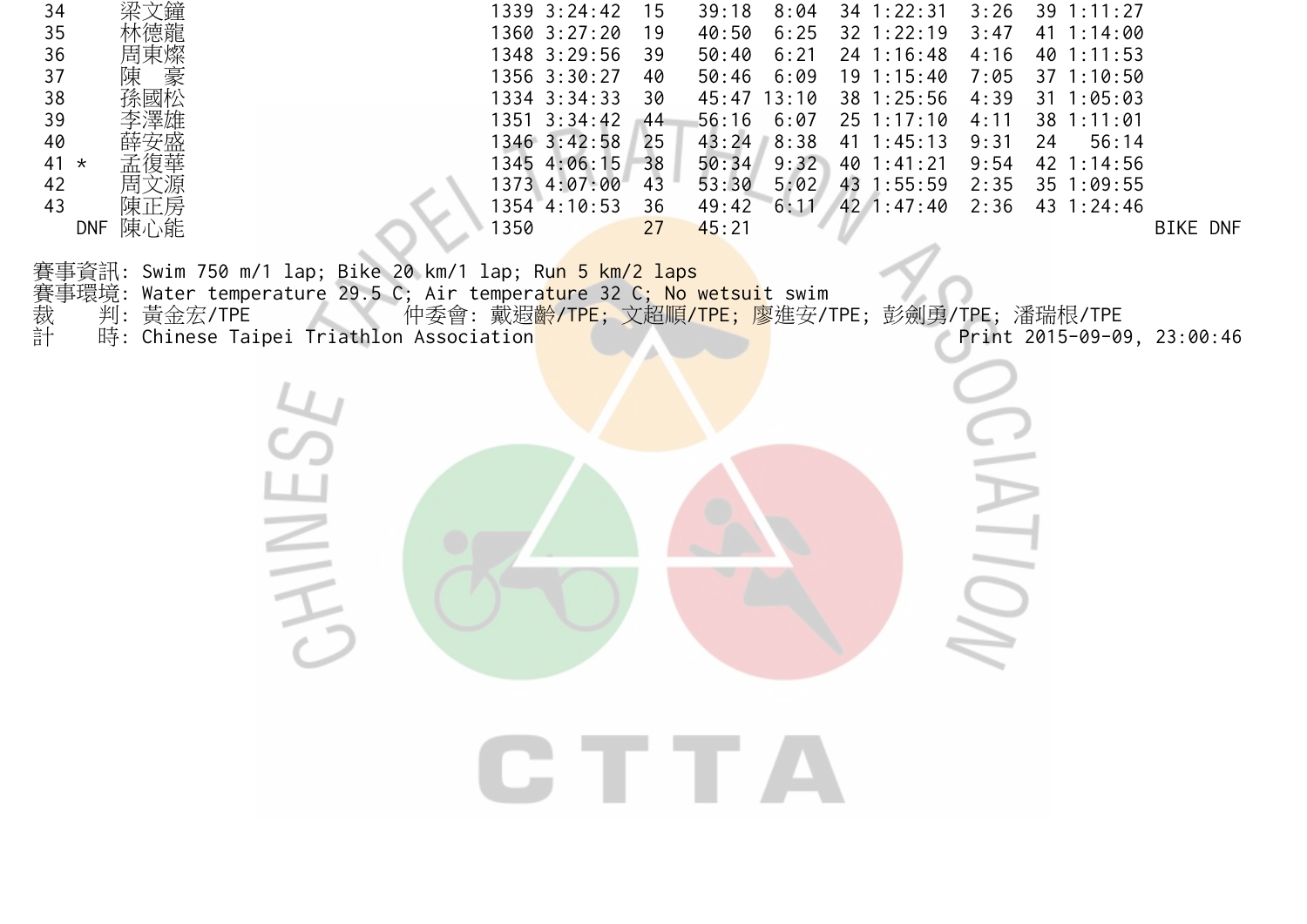| | | | | | | | | | | | | |
|---|---|---|---|---|---|---|---|---|---|---|---|---|
| 34 | 梁文鐘 | 1339 | 3:24:42 | 15 | 39:18 | 8:04 | 34 | 1:22:31 | 3:26 | 39 | 1:11:27 | |
| 35 | 林德龍 | 1360 | 3:27:20 | 19 | 40:50 | 6:25 | 32 | 1:22:19 | 3:47 | 41 | 1:14:00 | |
| 36 | 周東燦 | 1348 | 3:29:56 | 39 | 50:40 | 6:21 | 24 | 1:16:48 | 4:16 | 40 | 1:11:53 | |
| 37 | 陳　豪 | 1356 | 3:30:27 | 40 | 50:46 | 6:09 | 19 | 1:15:40 | 7:05 | 37 | 1:10:50 | |
| 38 | 孫國松 | 1334 | 3:34:33 | 30 | 45:47 | 13:10 | 38 | 1:25:56 | 4:39 | 31 | 1:05:03 | |
| 39 | 李澤雄 | 1351 | 3:34:42 | 44 | 56:16 | 6:07 | 25 | 1:17:10 | 4:11 | 38 | 1:11:01 | |
| 40 | 薛安盛 | 1346 | 3:42:58 | 25 | 43:24 | 8:38 | 41 | 1:45:13 | 9:31 | 24 | 56:14 | |
| 41 * | 孟復華 | 1345 | 4:06:15 | 38 | 50:34 | 9:32 | 40 | 1:41:21 | 9:54 | 42 | 1:14:56 | |
| 42 | 周文源 | 1373 | 4:07:00 | 43 | 53:30 | 5:02 | 43 | 1:55:59 | 2:35 | 35 | 1:09:55 | |
| 43 | 陳正房 | 1354 | 4:10:53 | 36 | 49:42 | 6:11 | 42 | 1:47:40 | 2:36 | 43 | 1:24:46 | |
| DNF | 陳心能 | 1350 | | 27 | 45:21 | | | | | | | BIKE DNF |

賽事資訊: Swim 750 m/1 lap; Bike 20 km/1 lap; Run 5 km/2 laps
賽事環境: Water temperature 29.5 C; Air temperature 32 C; No wetsuit swim
裁　　判: 黃金宏/TPE　　　　仲委會: 戴遐齡/TPE; 文超順/TPE; 廖進安/TPE; 彭劍勇/TPE; 潘瑞根/TPE
計　　時: Chinese Taipei Triathlon Association　　　　Print 2015-09-09, 23:00:46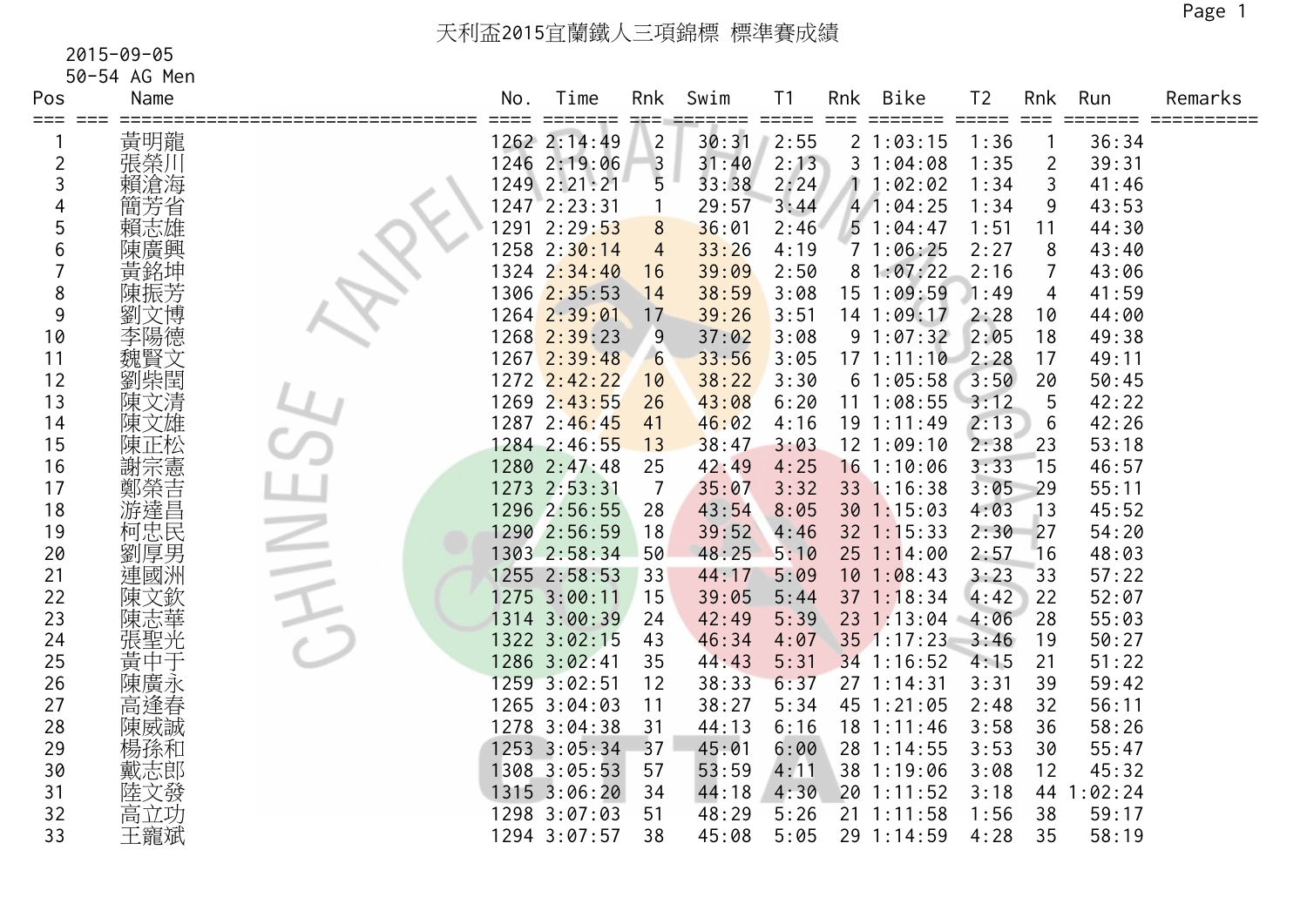# 天利盃2015宜蘭鐵人三項錦標 標準賽成績

2015-09-05

50-54 AG Men

| Pos | Name | No. | Time | Rnk | Swim | T1 | Rnk | Bike | T2 | Rnk | Run | Remarks |
|---|---|---|---|---|---|---|---|---|---|---|---|---|
| 1 | 黃明龍 | 1262 | 2:14:49 | 2 | 30:31 | 2:55 | 2 | 1:03:15 | 1:36 | 1 | 36:34 | |
| 2 | 張榮川 | 1246 | 2:19:06 | 3 | 31:40 | 2:13 | 3 | 1:04:08 | 1:35 | 2 | 39:31 | |
| 3 | 賴滄海 | 1249 | 2:21:21 | 5 | 33:38 | 2:24 | 1 | 1:02:02 | 1:34 | 3 | 41:46 | |
| 4 | 簡芳省 | 1247 | 2:23:31 | 1 | 29:57 | 3:44 | 4 | 1:04:25 | 1:34 | 9 | 43:53 | |
| 5 | 賴志雄 | 1291 | 2:29:53 | 8 | 36:01 | 2:46 | 5 | 1:04:47 | 1:51 | 11 | 44:30 | |
| 6 | 陳廣興 | 1258 | 2:30:14 | 4 | 33:26 | 4:19 | 7 | 1:06:25 | 2:27 | 8 | 43:40 | |
| 7 | 黃銘坤 | 1324 | 2:34:40 | 16 | 39:09 | 2:50 | 8 | 1:07:22 | 2:16 | 7 | 43:06 | |
| 8 | 陳振芳 | 1306 | 2:35:53 | 14 | 38:59 | 3:08 | 15 | 1:09:59 | 1:49 | 4 | 41:59 | |
| 9 | 劉文博 | 1264 | 2:39:01 | 17 | 39:26 | 3:51 | 14 | 1:09:17 | 2:28 | 10 | 44:00 | |
| 10 | 李陽德 | 1268 | 2:39:23 | 9 | 37:02 | 3:08 | 9 | 1:07:32 | 2:05 | 18 | 49:38 | |
| 11 | 魏賢文 | 1267 | 2:39:48 | 6 | 33:56 | 3:05 | 17 | 1:11:10 | 2:28 | 17 | 49:11 | |
| 12 | 劉柴閏 | 1272 | 2:42:22 | 10 | 38:22 | 3:30 | 6 | 1:05:58 | 3:50 | 20 | 50:45 | |
| 13 | 陳文清 | 1269 | 2:43:55 | 26 | 43:08 | 6:20 | 11 | 1:08:55 | 3:12 | 5 | 42:22 | |
| 14 | 陳文雄 | 1287 | 2:46:45 | 41 | 46:02 | 4:16 | 19 | 1:11:49 | 2:13 | 6 | 42:26 | |
| 15 | 陳正松 | 1284 | 2:46:55 | 13 | 38:47 | 3:03 | 12 | 1:09:10 | 2:38 | 23 | 53:18 | |
| 16 | 謝宗憲 | 1280 | 2:47:48 | 25 | 42:49 | 4:25 | 16 | 1:10:06 | 3:33 | 15 | 46:57 | |
| 17 | 鄭榮吉 | 1273 | 2:53:31 | 7 | 35:07 | 3:32 | 33 | 1:16:38 | 3:05 | 29 | 55:11 | |
| 18 | 游達昌 | 1296 | 2:56:55 | 28 | 43:54 | 8:05 | 30 | 1:15:03 | 4:03 | 13 | 45:52 | |
| 19 | 柯忠民 | 1290 | 2:56:59 | 18 | 39:52 | 4:46 | 32 | 1:15:33 | 2:30 | 27 | 54:20 | |
| 20 | 劉厚男 | 1303 | 2:58:34 | 50 | 48:25 | 5:10 | 25 | 1:14:00 | 2:57 | 16 | 48:03 | |
| 21 | 連國洲 | 1255 | 2:58:53 | 33 | 44:17 | 5:09 | 10 | 1:08:43 | 3:23 | 33 | 57:22 | |
| 22 | 陳文欽 | 1275 | 3:00:11 | 15 | 39:05 | 5:44 | 37 | 1:18:34 | 4:42 | 22 | 52:07 | |
| 23 | 陳志華 | 1314 | 3:00:39 | 24 | 42:49 | 5:39 | 23 | 1:13:04 | 4:06 | 28 | 55:03 | |
| 24 | 張聖光 | 1322 | 3:02:15 | 43 | 46:34 | 4:07 | 35 | 1:17:23 | 3:46 | 19 | 50:27 | |
| 25 | 黃中于 | 1286 | 3:02:41 | 35 | 44:43 | 5:31 | 34 | 1:16:52 | 4:15 | 21 | 51:22 | |
| 26 | 陳廣永 | 1259 | 3:02:51 | 12 | 38:33 | 6:37 | 27 | 1:14:31 | 3:31 | 39 | 59:42 | |
| 27 | 高逢春 | 1265 | 3:04:03 | 11 | 38:27 | 5:34 | 45 | 1:21:05 | 2:48 | 32 | 56:11 | |
| 28 | 陳威誠 | 1278 | 3:04:38 | 31 | 44:13 | 6:16 | 18 | 1:11:46 | 3:58 | 36 | 58:26 | |
| 29 | 楊孫和 | 1253 | 3:05:34 | 37 | 45:01 | 6:00 | 28 | 1:14:55 | 3:53 | 30 | 55:47 | |
| 30 | 戴志郎 | 1308 | 3:05:53 | 57 | 53:59 | 4:11 | 38 | 1:19:06 | 3:08 | 12 | 45:32 | |
| 31 | 陸文發 | 1315 | 3:06:20 | 34 | 44:18 | 4:30 | 20 | 1:11:52 | 3:18 | 44 | 1:02:24 | |
| 32 | 高立功 | 1298 | 3:07:03 | 51 | 48:29 | 5:26 | 21 | 1:11:58 | 1:56 | 38 | 59:17 | |
| 33 | 王寵斌 | 1294 | 3:07:57 | 38 | 45:08 | 5:05 | 29 | 1:14:59 | 4:28 | 35 | 58:19 | |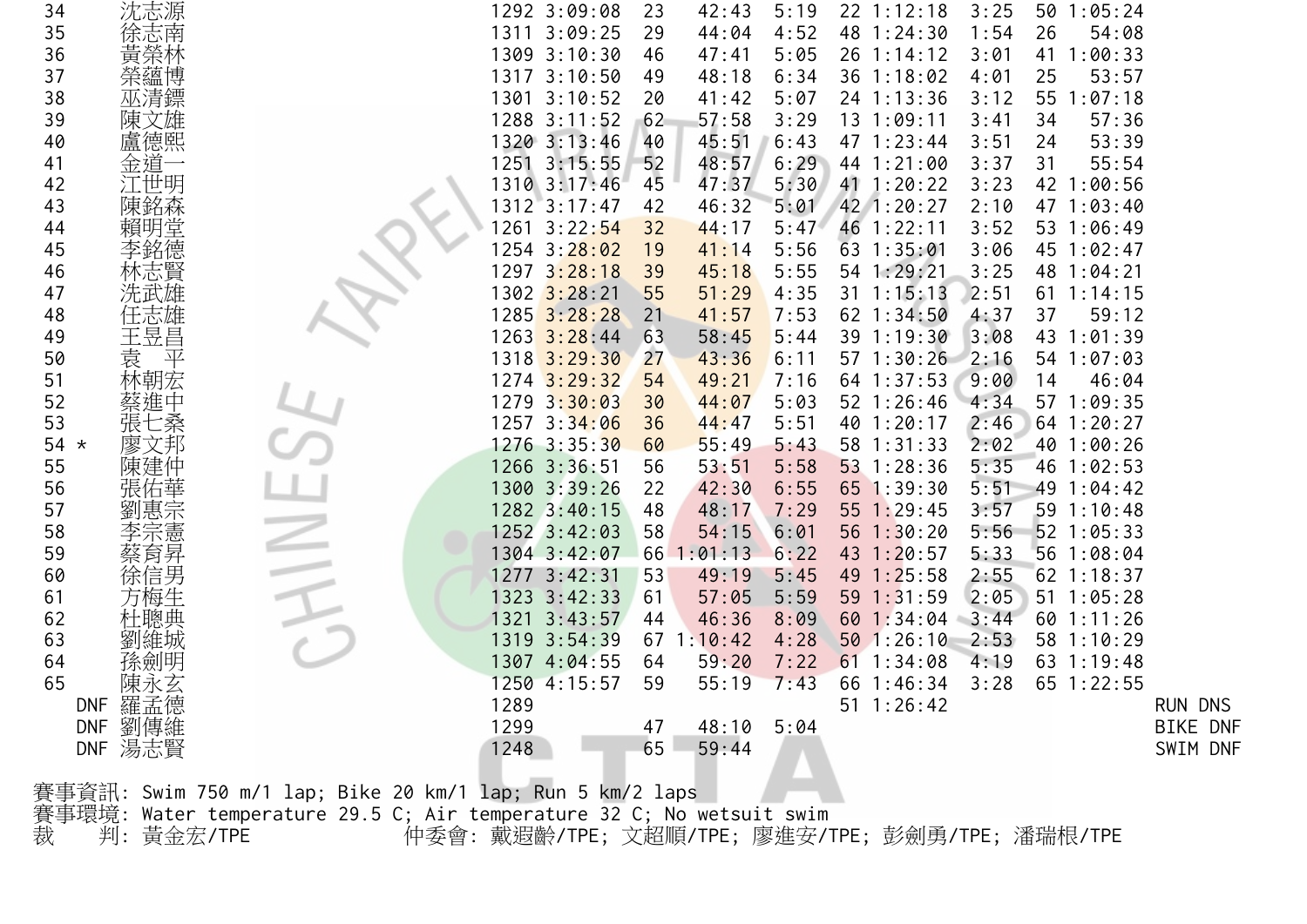| | | | | | | | | | | | | | |
|---|---|---|---|---|---|---|---|---|---|---|---|---|---|
| 34 | | 沈志源 | 1292 | 3:09:08 | 23 | 42:43 | 5:19 | 22 | 1:12:18 | 3:25 | 50 | 1:05:24 | |
| 35 | | 徐志南 | 1311 | 3:09:25 | 29 | 44:04 | 4:52 | 48 | 1:24:30 | 1:54 | 26 | 54:08 | |
| 36 | | 黃榮林 | 1309 | 3:10:30 | 46 | 47:41 | 5:05 | 26 | 1:14:12 | 3:01 | 41 | 1:00:33 | |
| 37 | | 榮蘊博 | 1317 | 3:10:50 | 49 | 48:18 | 6:34 | 36 | 1:18:02 | 4:01 | 25 | 53:57 | |
| 38 | | 巫清鏢 | 1301 | 3:10:52 | 20 | 41:42 | 5:07 | 24 | 1:13:36 | 3:12 | 55 | 1:07:18 | |
| 39 | | 陳文雄 | 1288 | 3:11:52 | 62 | 57:58 | 3:29 | 13 | 1:09:11 | 3:41 | 34 | 57:36 | |
| 40 | | 盧德熙 | 1320 | 3:13:46 | 40 | 45:51 | 6:43 | 47 | 1:23:44 | 3:51 | 24 | 53:39 | |
| 41 | | 金道一 | 1251 | 3:15:55 | 52 | 48:57 | 6:29 | 44 | 1:21:00 | 3:37 | 31 | 55:54 | |
| 42 | | 江世明 | 1310 | 3:17:46 | 45 | 47:37 | 5:30 | 41 | 1:20:22 | 3:23 | 42 | 1:00:56 | |
| 43 | | 陳銘森 | 1312 | 3:17:47 | 42 | 46:32 | 5:01 | 42 | 1:20:27 | 2:10 | 47 | 1:03:40 | |
| 44 | | 賴明堂 | 1261 | 3:22:54 | 32 | 44:17 | 5:47 | 46 | 1:22:11 | 3:52 | 53 | 1:06:49 | |
| 45 | | 李銘德 | 1254 | 3:28:02 | 19 | 41:14 | 5:56 | 63 | 1:35:01 | 3:06 | 45 | 1:02:47 | |
| 46 | | 林志賢 | 1297 | 3:28:18 | 39 | 45:18 | 5:55 | 54 | 1:29:21 | 3:25 | 48 | 1:04:21 | |
| 47 | | 冼武雄 | 1302 | 3:28:21 | 55 | 51:29 | 4:35 | 31 | 1:15:13 | 2:51 | 61 | 1:14:15 | |
| 48 | | 任志雄 | 1285 | 3:28:28 | 21 | 41:57 | 7:53 | 62 | 1:34:50 | 4:37 | 37 | 59:12 | |
| 49 | | 王昱昌 | 1263 | 3:28:44 | 63 | 58:45 | 5:44 | 39 | 1:19:30 | 3:08 | 43 | 1:01:39 | |
| 50 | | 袁　平 | 1318 | 3:29:30 | 27 | 43:36 | 6:11 | 57 | 1:30:26 | 2:16 | 54 | 1:07:03 | |
| 51 | | 林朝宏 | 1274 | 3:29:32 | 54 | 49:21 | 7:16 | 64 | 1:37:53 | 9:00 | 14 | 46:04 | |
| 52 | | 蔡進中 | 1279 | 3:30:03 | 30 | 44:07 | 5:03 | 52 | 1:26:46 | 4:34 | 57 | 1:09:35 | |
| 53 | | 張七桑 | 1257 | 3:34:06 | 36 | 44:47 | 5:51 | 40 | 1:20:17 | 2:46 | 64 | 1:20:27 | |
| 54 | * | 廖文邦 | 1276 | 3:35:30 | 60 | 55:49 | 5:43 | 58 | 1:31:33 | 2:02 | 40 | 1:00:26 | |
| 55 | | 陳建仲 | 1266 | 3:36:51 | 56 | 53:51 | 5:58 | 53 | 1:28:36 | 5:35 | 46 | 1:02:53 | |
| 56 | | 張佑華 | 1300 | 3:39:26 | 22 | 42:30 | 6:55 | 65 | 1:39:30 | 5:51 | 49 | 1:04:42 | |
| 57 | | 劉惠宗 | 1282 | 3:40:15 | 48 | 48:17 | 7:29 | 55 | 1:29:45 | 3:57 | 59 | 1:10:48 | |
| 58 | | 李宗憲 | 1252 | 3:42:03 | 58 | 54:15 | 6:01 | 56 | 1:30:20 | 5:56 | 52 | 1:05:33 | |
| 59 | | 蔡育昇 | 1304 | 3:42:07 | 66 | 1:01:13 | 6:22 | 43 | 1:20:57 | 5:33 | 56 | 1:08:04 | |
| 60 | | 徐信男 | 1277 | 3:42:31 | 53 | 49:19 | 5:45 | 49 | 1:25:58 | 2:55 | 62 | 1:18:37 | |
| 61 | | 方梅生 | 1323 | 3:42:33 | 61 | 57:05 | 5:59 | 59 | 1:31:59 | 2:05 | 51 | 1:05:28 | |
| 62 | | 杜聰典 | 1321 | 3:43:57 | 44 | 46:36 | 8:09 | 60 | 1:34:04 | 3:44 | 60 | 1:11:26 | |
| 63 | | 劉維城 | 1319 | 3:54:39 | 67 | 1:10:42 | 4:28 | 50 | 1:26:10 | 2:53 | 58 | 1:10:29 | |
| 64 | | 孫劍明 | 1307 | 4:04:55 | 64 | 59:20 | 7:22 | 61 | 1:34:08 | 4:19 | 63 | 1:19:48 | |
| 65 | | 陳永玄 | 1250 | 4:15:57 | 59 | 55:19 | 7:43 | 66 | 1:46:34 | 3:28 | 65 | 1:22:55 | |
| DNF | | 羅孟德 | 1289 | | | | | 51 | 1:26:42 | | | | RUN DNS |
| DNF | | 劉傳維 | 1299 | | 47 | 48:10 | 5:04 | | | | | | BIKE DNF |
| DNF | | 湯志賢 | 1248 | | 65 | 59:44 | | | | | | | SWIM DNF |

賽事資訊: Swim 750 m/1 lap; Bike 20 km/1 lap; Run 5 km/2 laps
賽事環境: Water temperature 29.5 C; Air temperature 32 C; No wetsuit swim
裁　　判: 黃金宏/TPE　　　　　仲委會: 戴遐齡/TPE; 文超順/TPE; 廖進安/TPE; 彭劍勇/TPE; 潘瑞根/TPE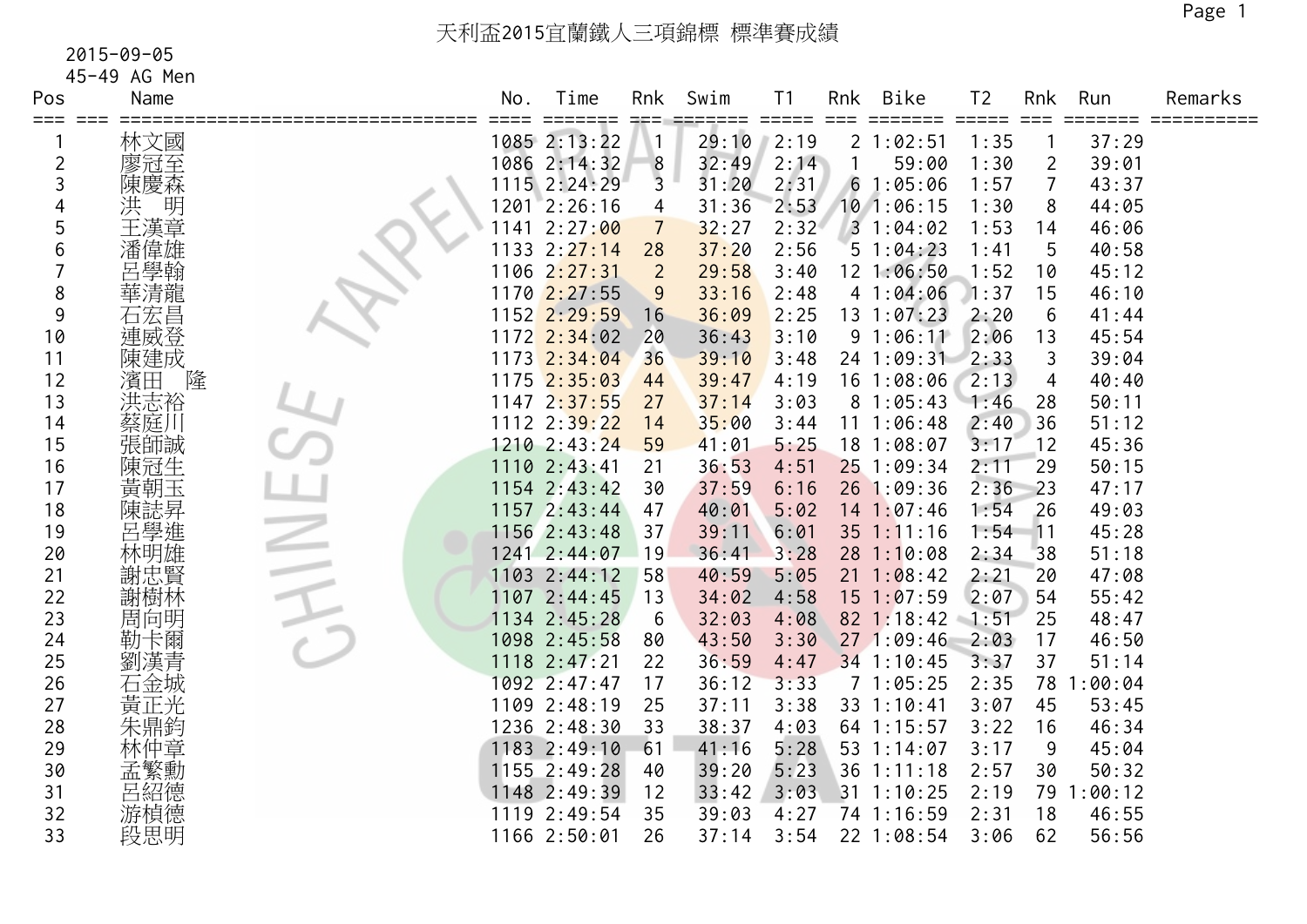# 天利盃2015宜蘭鐵人三項錦標 標準賽成績

2015-09-05

45-49 AG Men

| Pos | Name | No. | Time | Rnk | Swim | T1 | Rnk | Bike | T2 | Rnk | Run | Remarks |
|---|---|---|---|---|---|---|---|---|---|---|---|---|
| 1 | 林文國 | 1085 | 2:13:22 | 1 | 29:10 | 2:19 | 2 | 1:02:51 | 1:35 | 1 | 37:29 | |
| 2 | 廖冠至 | 1086 | 2:14:32 | 8 | 32:49 | 2:14 | 1 | 59:00 | 1:30 | 2 | 39:01 | |
| 3 | 陳慶森 | 1115 | 2:24:29 | 3 | 31:20 | 2:31 | 6 | 1:05:06 | 1:57 | 7 | 43:37 | |
| 4 | 洪　明 | 1201 | 2:26:16 | 4 | 31:36 | 2:53 | 10 | 1:06:15 | 1:30 | 8 | 44:05 | |
| 5 | 王漢章 | 1141 | 2:27:00 | 7 | 32:27 | 2:32 | 3 | 1:04:02 | 1:53 | 14 | 46:06 | |
| 6 | 潘偉雄 | 1133 | 2:27:14 | 28 | 37:20 | 2:56 | 5 | 1:04:23 | 1:41 | 5 | 40:58 | |
| 7 | 呂學翰 | 1106 | 2:27:31 | 2 | 29:58 | 3:40 | 12 | 1:06:50 | 1:52 | 10 | 45:12 | |
| 8 | 華清龍 | 1170 | 2:27:55 | 9 | 33:16 | 2:48 | 4 | 1:04:06 | 1:37 | 15 | 46:10 | |
| 9 | 石宏昌 | 1152 | 2:29:59 | 16 | 36:09 | 2:25 | 13 | 1:07:23 | 2:20 | 6 | 41:44 | |
| 10 | 連威登 | 1172 | 2:34:02 | 20 | 36:43 | 3:10 | 9 | 1:06:11 | 2:06 | 13 | 45:54 | |
| 11 | 陳建成 | 1173 | 2:34:04 | 36 | 39:10 | 3:48 | 24 | 1:09:31 | 2:33 | 3 | 39:04 | |
| 12 | 濱田　隆 | 1175 | 2:35:03 | 44 | 39:47 | 4:19 | 16 | 1:08:06 | 2:13 | 4 | 40:40 | |
| 13 | 洪志裕 | 1147 | 2:37:55 | 27 | 37:14 | 3:03 | 8 | 1:05:43 | 1:46 | 28 | 50:11 | |
| 14 | 蔡庭川 | 1112 | 2:39:22 | 14 | 35:00 | 3:44 | 11 | 1:06:48 | 2:40 | 36 | 51:12 | |
| 15 | 張師誠 | 1210 | 2:43:24 | 59 | 41:01 | 5:25 | 18 | 1:08:07 | 3:17 | 12 | 45:36 | |
| 16 | 陳冠生 | 1110 | 2:43:41 | 21 | 36:53 | 4:51 | 25 | 1:09:34 | 2:11 | 29 | 50:15 | |
| 17 | 黃朝玉 | 1154 | 2:43:42 | 30 | 37:59 | 6:16 | 26 | 1:09:36 | 2:36 | 23 | 47:17 | |
| 18 | 陳誌昇 | 1157 | 2:43:44 | 47 | 40:01 | 5:02 | 14 | 1:07:46 | 1:54 | 26 | 49:03 | |
| 19 | 呂學進 | 1156 | 2:43:48 | 37 | 39:11 | 6:01 | 35 | 1:11:16 | 1:54 | 11 | 45:28 | |
| 20 | 林明雄 | 1241 | 2:44:07 | 19 | 36:41 | 3:28 | 28 | 1:10:08 | 2:34 | 38 | 51:18 | |
| 21 | 謝忠賢 | 1103 | 2:44:12 | 58 | 40:59 | 5:05 | 21 | 1:08:42 | 2:21 | 20 | 47:08 | |
| 22 | 謝樹林 | 1107 | 2:44:45 | 13 | 34:02 | 4:58 | 15 | 1:07:59 | 2:07 | 54 | 55:42 | |
| 23 | 周向明 | 1134 | 2:45:28 | 6 | 32:03 | 4:08 | 82 | 1:18:42 | 1:51 | 25 | 48:47 | |
| 24 | 勒卡爾 | 1098 | 2:45:58 | 80 | 43:50 | 3:30 | 27 | 1:09:46 | 2:03 | 17 | 46:50 | |
| 25 | 劉漢青 | 1118 | 2:47:21 | 22 | 36:59 | 4:47 | 34 | 1:10:45 | 3:37 | 37 | 51:14 | |
| 26 | 石金城 | 1092 | 2:47:47 | 17 | 36:12 | 3:33 | 7 | 1:05:25 | 2:35 | 78 | 1:00:04 | |
| 27 | 黃正光 | 1109 | 2:48:19 | 25 | 37:11 | 3:38 | 33 | 1:10:41 | 3:07 | 45 | 53:45 | |
| 28 | 朱鼎鈞 | 1236 | 2:48:30 | 33 | 38:37 | 4:03 | 64 | 1:15:57 | 3:22 | 16 | 46:34 | |
| 29 | 林仲章 | 1183 | 2:49:10 | 61 | 41:16 | 5:28 | 53 | 1:14:07 | 3:17 | 9 | 45:04 | |
| 30 | 孟繁勳 | 1155 | 2:49:28 | 40 | 39:20 | 5:23 | 36 | 1:11:18 | 2:57 | 30 | 50:32 | |
| 31 | 呂紹德 | 1148 | 2:49:39 | 12 | 33:42 | 3:03 | 31 | 1:10:25 | 2:19 | 79 | 1:00:12 | |
| 32 | 游楨德 | 1119 | 2:49:54 | 35 | 39:03 | 4:27 | 74 | 1:16:59 | 2:31 | 18 | 46:55 | |
| 33 | 段思明 | 1166 | 2:50:01 | 26 | 37:14 | 3:54 | 22 | 1:08:54 | 3:06 | 62 | 56:56 | |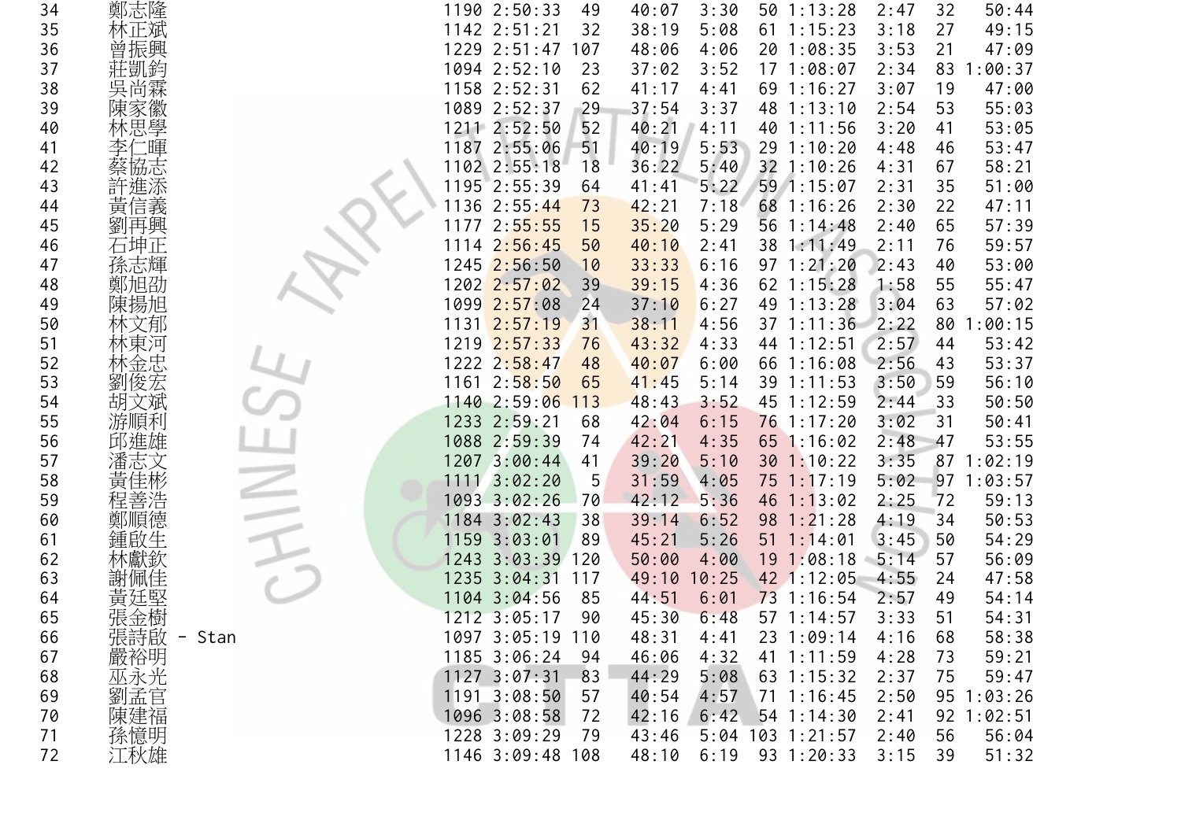| | | | | | | | | | | | | |
|---|---|---|---|---|---|---|---|---|---|---|---|---|
| 34 | 鄭志隆 | 1190 | 2:50:33 | 49 | 40:07 | 3:30 | 50 | 1:13:28 | 2:47 | 32 | 50:44 |
| 35 | 林正斌 | 1142 | 2:51:21 | 32 | 38:19 | 5:08 | 61 | 1:15:23 | 3:18 | 27 | 49:15 |
| 36 | 曾振興 | 1229 | 2:51:47 | 107 | 48:06 | 4:06 | 20 | 1:08:35 | 3:53 | 21 | 47:09 |
| 37 | 莊凱鈞 | 1094 | 2:52:10 | 23 | 37:02 | 3:52 | 17 | 1:08:07 | 2:34 | 83 | 1:00:37 |
| 38 | 吳尚霖 | 1158 | 2:52:31 | 62 | 41:17 | 4:41 | 69 | 1:16:27 | 3:07 | 19 | 47:00 |
| 39 | 陳家徽 | 1089 | 2:52:37 | 29 | 37:54 | 3:37 | 48 | 1:13:10 | 2:54 | 53 | 55:03 |
| 40 | 林思學 | 1211 | 2:52:50 | 52 | 40:21 | 4:11 | 40 | 1:11:56 | 3:20 | 41 | 53:05 |
| 41 | 李仁暉 | 1187 | 2:55:06 | 51 | 40:19 | 5:53 | 29 | 1:10:20 | 4:48 | 46 | 53:47 |
| 42 | 蔡協志 | 1102 | 2:55:18 | 18 | 36:22 | 5:40 | 32 | 1:10:26 | 4:31 | 67 | 58:21 |
| 43 | 許進添 | 1195 | 2:55:39 | 64 | 41:41 | 5:22 | 59 | 1:15:07 | 2:31 | 35 | 51:00 |
| 44 | 黃信義 | 1136 | 2:55:44 | 73 | 42:21 | 7:18 | 68 | 1:16:26 | 2:30 | 22 | 47:11 |
| 45 | 劉再興 | 1177 | 2:55:55 | 15 | 35:20 | 5:29 | 56 | 1:14:48 | 2:40 | 65 | 57:39 |
| 46 | 石坤正 | 1114 | 2:56:45 | 50 | 40:10 | 2:41 | 38 | 1:11:49 | 2:11 | 76 | 59:57 |
| 47 | 孫志輝 | 1245 | 2:56:50 | 10 | 33:33 | 6:16 | 97 | 1:21:20 | 2:43 | 40 | 53:00 |
| 48 | 鄭旭劭 | 1202 | 2:57:02 | 39 | 39:15 | 4:36 | 62 | 1:15:28 | 1:58 | 55 | 55:47 |
| 49 | 陳揚旭 | 1099 | 2:57:08 | 24 | 37:10 | 6:27 | 49 | 1:13:28 | 3:04 | 63 | 57:02 |
| 50 | 林文郁 | 1131 | 2:57:19 | 31 | 38:11 | 4:56 | 37 | 1:11:36 | 2:22 | 80 | 1:00:15 |
| 51 | 林東河 | 1219 | 2:57:33 | 76 | 43:32 | 4:33 | 44 | 1:12:51 | 2:57 | 44 | 53:42 |
| 52 | 林金忠 | 1222 | 2:58:47 | 48 | 40:07 | 6:00 | 66 | 1:16:08 | 2:56 | 43 | 53:37 |
| 53 | 劉俊宏 | 1161 | 2:58:50 | 65 | 41:45 | 5:14 | 39 | 1:11:53 | 3:50 | 59 | 56:10 |
| 54 | 胡文斌 | 1140 | 2:59:06 | 113 | 48:43 | 3:52 | 45 | 1:12:59 | 2:44 | 33 | 50:50 |
| 55 | 游順利 | 1233 | 2:59:21 | 68 | 42:04 | 6:15 | 76 | 1:17:20 | 3:02 | 31 | 50:41 |
| 56 | 邱進雄 | 1088 | 2:59:39 | 74 | 42:21 | 4:35 | 65 | 1:16:02 | 2:48 | 47 | 53:55 |
| 57 | 潘志文 | 1207 | 3:00:44 | 41 | 39:20 | 5:10 | 30 | 1:10:22 | 3:35 | 87 | 1:02:19 |
| 58 | 黃佳彬 | 1111 | 3:02:20 | 5 | 31:59 | 4:05 | 75 | 1:17:19 | 5:02 | 97 | 1:03:57 |
| 59 | 程善浩 | 1093 | 3:02:26 | 70 | 42:12 | 5:36 | 46 | 1:13:02 | 2:25 | 72 | 59:13 |
| 60 | 鄭順德 | 1184 | 3:02:43 | 38 | 39:14 | 6:52 | 98 | 1:21:28 | 4:19 | 34 | 50:53 |
| 61 | 鍾啟生 | 1159 | 3:03:01 | 89 | 45:21 | 5:26 | 51 | 1:14:01 | 3:45 | 50 | 54:29 |
| 62 | 林獻欽 | 1243 | 3:03:39 | 120 | 50:00 | 4:00 | 19 | 1:08:18 | 5:14 | 57 | 56:09 |
| 63 | 謝佩佳 | 1235 | 3:04:31 | 117 | 49:10 | 10:25 | 42 | 1:12:05 | 4:55 | 24 | 47:58 |
| 64 | 黃廷堅 | 1104 | 3:04:56 | 85 | 44:51 | 6:01 | 73 | 1:16:54 | 2:57 | 49 | 54:14 |
| 65 | 張金樹 | 1212 | 3:05:17 | 90 | 45:30 | 6:48 | 57 | 1:14:57 | 3:33 | 51 | 54:31 |
| 66 | 張詩啟 - Stan | 1097 | 3:05:19 | 110 | 48:31 | 4:41 | 23 | 1:09:14 | 4:16 | 68 | 58:38 |
| 67 | 嚴裕明 | 1185 | 3:06:24 | 94 | 46:06 | 4:32 | 41 | 1:11:59 | 4:28 | 73 | 59:21 |
| 68 | 巫永光 | 1127 | 3:07:31 | 83 | 44:29 | 5:08 | 63 | 1:15:32 | 2:37 | 75 | 59:47 |
| 69 | 劉孟官 | 1191 | 3:08:50 | 57 | 40:54 | 4:57 | 71 | 1:16:45 | 2:50 | 95 | 1:03:26 |
| 70 | 陳建福 | 1096 | 3:08:58 | 72 | 42:16 | 6:42 | 54 | 1:14:30 | 2:41 | 92 | 1:02:51 |
| 71 | 孫憶明 | 1228 | 3:09:29 | 79 | 43:46 | 5:04 | 103 | 1:21:57 | 2:40 | 56 | 56:04 |
| 72 | 江秋雄 | 1146 | 3:09:48 | 108 | 48:10 | 6:19 | 93 | 1:20:33 | 3:15 | 39 | 51:32 |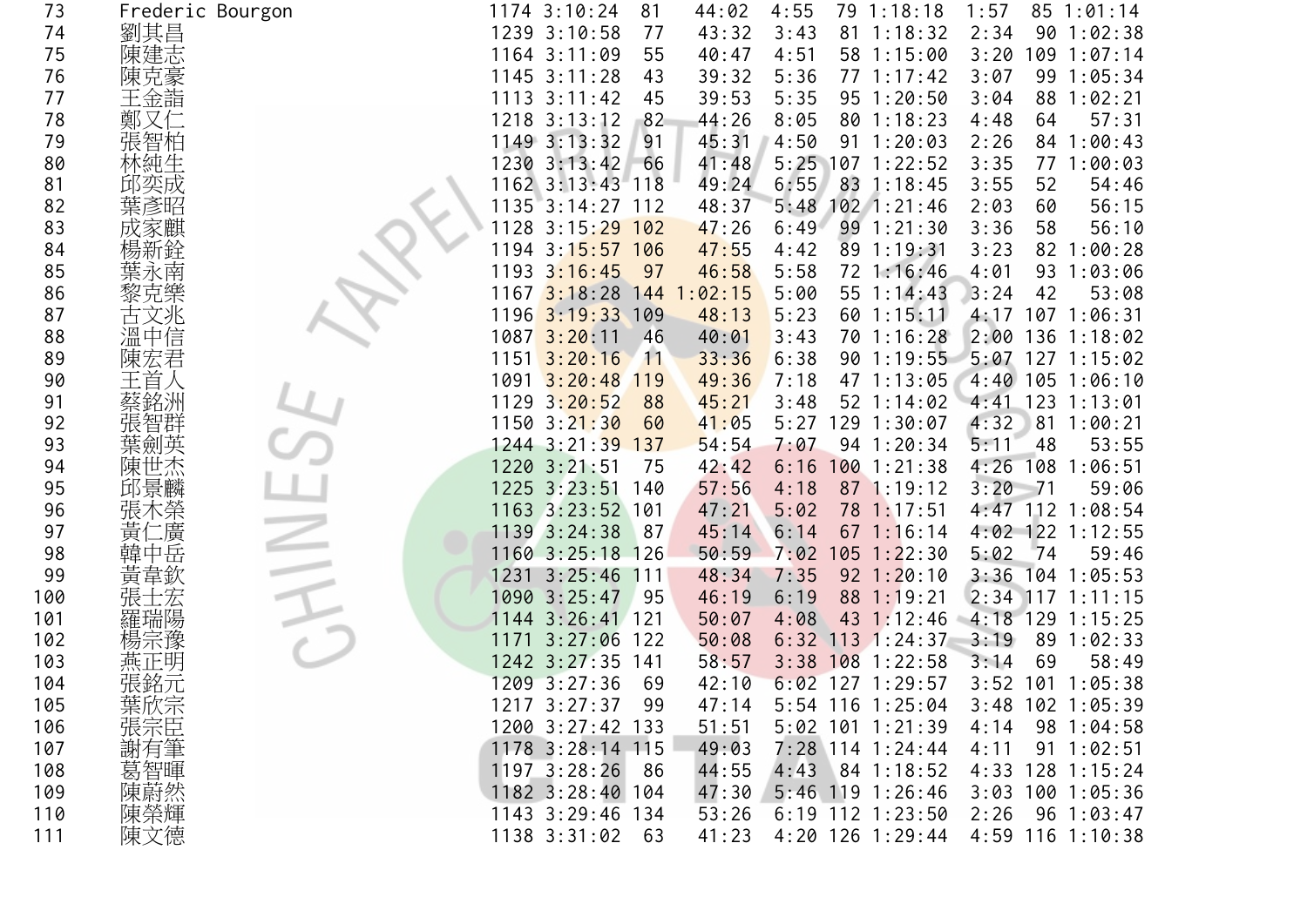| | | | | | | | | | | | | |
|---|---|---|---|---|---|---|---|---|---|---|---|---|
| 73 | Frederic Bourgon | 1174 | 3:10:24 | 81 | 44:02 | 4:55 | 79 | 1:18:18 | 1:57 | 85 | 1:01:14 |
| 74 | 劉其昌 | 1239 | 3:10:58 | 77 | 43:32 | 3:43 | 81 | 1:18:32 | 2:34 | 90 | 1:02:38 |
| 75 | 陳建志 | 1164 | 3:11:09 | 55 | 40:47 | 4:51 | 58 | 1:15:00 | 3:20 | 109 | 1:07:14 |
| 76 | 陳克豪 | 1145 | 3:11:28 | 43 | 39:32 | 5:36 | 77 | 1:17:42 | 3:07 | 99 | 1:05:34 |
| 77 | 王金詣 | 1113 | 3:11:42 | 45 | 39:53 | 5:35 | 95 | 1:20:50 | 3:04 | 88 | 1:02:21 |
| 78 | 鄭又仁 | 1218 | 3:13:12 | 82 | 44:26 | 8:05 | 80 | 1:18:23 | 4:48 | 64 | 57:31 |
| 79 | 張智柏 | 1149 | 3:13:32 | 91 | 45:31 | 4:50 | 91 | 1:20:03 | 2:26 | 84 | 1:00:43 |
| 80 | 林純生 | 1230 | 3:13:42 | 66 | 41:48 | 5:25 | 107 | 1:22:52 | 3:35 | 77 | 1:00:03 |
| 81 | 邱奕成 | 1162 | 3:13:43 | 118 | 49:24 | 6:55 | 83 | 1:18:45 | 3:55 | 52 | 54:46 |
| 82 | 葉彥昭 | 1135 | 3:14:27 | 112 | 48:37 | 5:48 | 102 | 1:21:46 | 2:03 | 60 | 56:15 |
| 83 | 成家麒 | 1128 | 3:15:29 | 102 | 47:26 | 6:49 | 99 | 1:21:30 | 3:36 | 58 | 56:10 |
| 84 | 楊新銓 | 1194 | 3:15:57 | 106 | 47:55 | 4:42 | 89 | 1:19:31 | 3:23 | 82 | 1:00:28 |
| 85 | 葉永南 | 1193 | 3:16:45 | 97 | 46:58 | 5:58 | 72 | 1:16:46 | 4:01 | 93 | 1:03:06 |
| 86 | 黎克樂 | 1167 | 3:18:28 | 144 | 1:02:15 | 5:00 | 55 | 1:14:43 | 3:24 | 42 | 53:08 |
| 87 | 古文兆 | 1196 | 3:19:33 | 109 | 48:13 | 5:23 | 60 | 1:15:11 | 4:17 | 107 | 1:06:31 |
| 88 | 溫中信 | 1087 | 3:20:11 | 46 | 40:01 | 3:43 | 70 | 1:16:28 | 2:00 | 136 | 1:18:02 |
| 89 | 陳宏君 | 1151 | 3:20:16 | 11 | 33:36 | 6:38 | 90 | 1:19:55 | 5:07 | 127 | 1:15:02 |
| 90 | 王首人 | 1091 | 3:20:48 | 119 | 49:36 | 7:18 | 47 | 1:13:05 | 4:40 | 105 | 1:06:10 |
| 91 | 蔡銘洲 | 1129 | 3:20:52 | 88 | 45:21 | 3:48 | 52 | 1:14:02 | 4:41 | 123 | 1:13:01 |
| 92 | 張智群 | 1150 | 3:21:30 | 60 | 41:05 | 5:27 | 129 | 1:30:07 | 4:32 | 81 | 1:00:21 |
| 93 | 葉劍英 | 1244 | 3:21:39 | 137 | 54:54 | 7:07 | 94 | 1:20:34 | 5:11 | 48 | 53:55 |
| 94 | 陳世杰 | 1220 | 3:21:51 | 75 | 42:42 | 6:16 | 100 | 1:21:38 | 4:26 | 108 | 1:06:51 |
| 95 | 邱景麟 | 1225 | 3:23:51 | 140 | 57:56 | 4:18 | 87 | 1:19:12 | 3:20 | 71 | 59:06 |
| 96 | 張木榮 | 1163 | 3:23:52 | 101 | 47:21 | 5:02 | 78 | 1:17:51 | 4:47 | 112 | 1:08:54 |
| 97 | 黃仁廣 | 1139 | 3:24:38 | 87 | 45:14 | 6:14 | 67 | 1:16:14 | 4:02 | 122 | 1:12:55 |
| 98 | 韓中岳 | 1160 | 3:25:18 | 126 | 50:59 | 7:02 | 105 | 1:22:30 | 5:02 | 74 | 59:46 |
| 99 | 黃韋欽 | 1231 | 3:25:46 | 111 | 48:34 | 7:35 | 92 | 1:20:10 | 3:36 | 104 | 1:05:53 |
| 100 | 張士宏 | 1090 | 3:25:47 | 95 | 46:19 | 6:19 | 88 | 1:19:21 | 2:34 | 117 | 1:11:15 |
| 101 | 羅瑞陽 | 1144 | 3:26:41 | 121 | 50:07 | 4:08 | 43 | 1:12:46 | 4:18 | 129 | 1:15:25 |
| 102 | 楊宗豫 | 1171 | 3:27:06 | 122 | 50:08 | 6:32 | 113 | 1:24:37 | 3:19 | 89 | 1:02:33 |
| 103 | 燕正明 | 1242 | 3:27:35 | 141 | 58:57 | 3:38 | 108 | 1:22:58 | 3:14 | 69 | 58:49 |
| 104 | 張銘元 | 1209 | 3:27:36 | 69 | 42:10 | 6:02 | 127 | 1:29:57 | 3:52 | 101 | 1:05:38 |
| 105 | 葉欣宗 | 1217 | 3:27:37 | 99 | 47:14 | 5:54 | 116 | 1:25:04 | 3:48 | 102 | 1:05:39 |
| 106 | 張宗臣 | 1200 | 3:27:42 | 133 | 51:51 | 5:02 | 101 | 1:21:39 | 4:14 | 98 | 1:04:58 |
| 107 | 謝有筆 | 1178 | 3:28:14 | 115 | 49:03 | 7:28 | 114 | 1:24:44 | 4:11 | 91 | 1:02:51 |
| 108 | 葛智暉 | 1197 | 3:28:26 | 86 | 44:55 | 4:43 | 84 | 1:18:52 | 4:33 | 128 | 1:15:24 |
| 109 | 陳蔚然 | 1182 | 3:28:40 | 104 | 47:30 | 5:46 | 119 | 1:26:46 | 3:03 | 100 | 1:05:36 |
| 110 | 陳榮輝 | 1143 | 3:29:46 | 134 | 53:26 | 6:19 | 112 | 1:23:50 | 2:26 | 96 | 1:03:47 |
| 111 | 陳文德 | 1138 | 3:31:02 | 63 | 41:23 | 4:20 | 126 | 1:29:44 | 4:59 | 116 | 1:10:38 |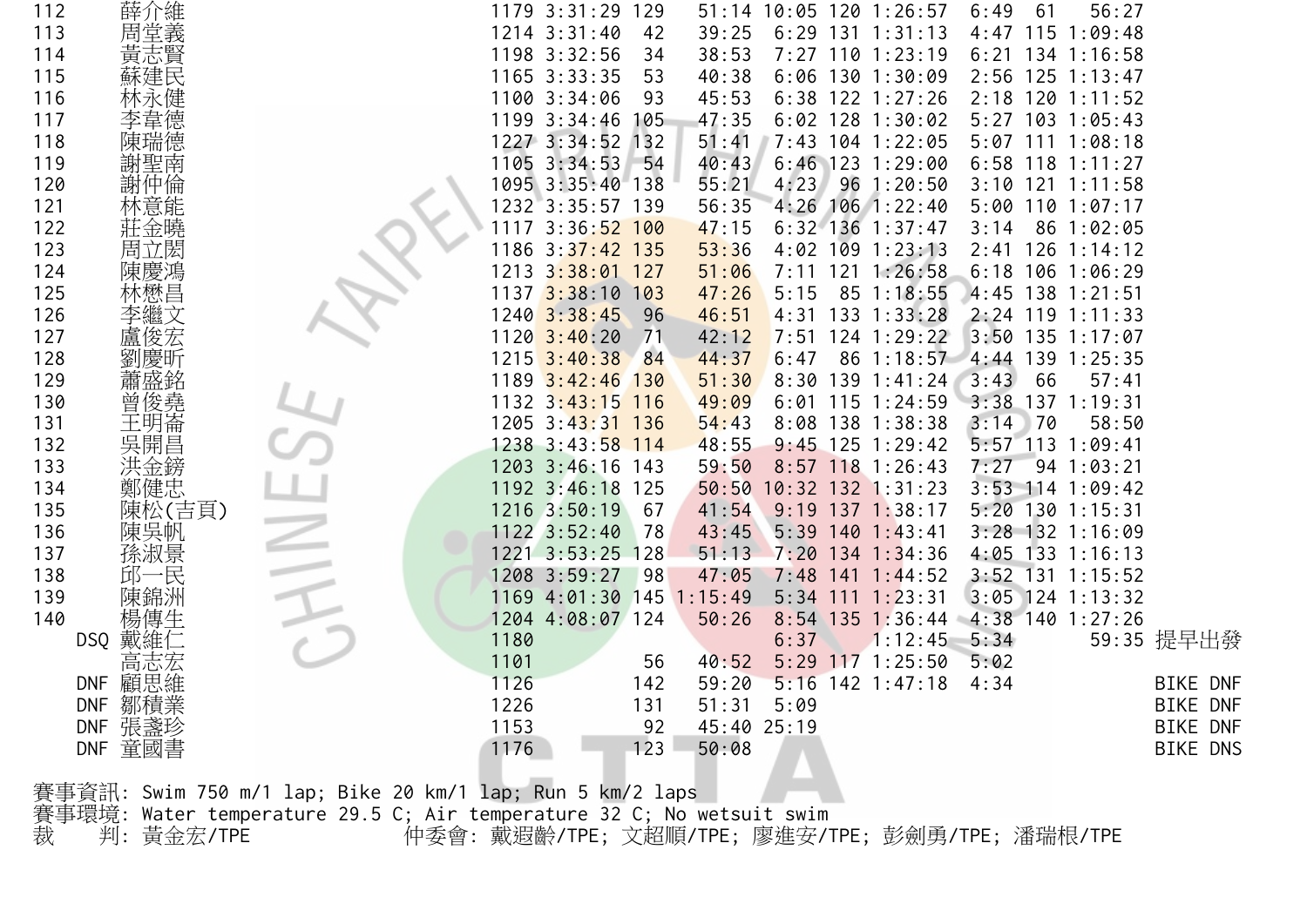| | | | | | | | | | | | | | |
|---|---|---|---|---|---|---|---|---|---|---|---|---|---|
| 112 | 薛介維 | 1179 | 3:31:29 | 129 | 51:14 | 10:05 | 120 | 1:26:57 | 6:49 | 61 | 56:27 | |
| 113 | 周堂義 | 1214 | 3:31:40 | 42 | 39:25 | 6:29 | 131 | 1:31:13 | 4:47 | 115 | 1:09:48 | |
| 114 | 黃志賢 | 1198 | 3:32:56 | 34 | 38:53 | 7:27 | 110 | 1:23:19 | 6:21 | 134 | 1:16:58 | |
| 115 | 蘇建民 | 1165 | 3:33:35 | 53 | 40:38 | 6:06 | 130 | 1:30:09 | 2:56 | 125 | 1:13:47 | |
| 116 | 林永健 | 1100 | 3:34:06 | 93 | 45:53 | 6:38 | 122 | 1:27:26 | 2:18 | 120 | 1:11:52 | |
| 117 | 李韋德 | 1199 | 3:34:46 | 105 | 47:35 | 6:02 | 128 | 1:30:02 | 5:27 | 103 | 1:05:43 | |
| 118 | 陳瑞德 | 1227 | 3:34:52 | 132 | 51:41 | 7:43 | 104 | 1:22:05 | 5:07 | 111 | 1:08:18 | |
| 119 | 謝聖南 | 1105 | 3:34:53 | 54 | 40:43 | 6:46 | 123 | 1:29:00 | 6:58 | 118 | 1:11:27 | |
| 120 | 謝仲倫 | 1095 | 3:35:40 | 138 | 55:21 | 4:23 | 96 | 1:20:50 | 3:10 | 121 | 1:11:58 | |
| 121 | 林意能 | 1232 | 3:35:57 | 139 | 56:35 | 4:26 | 106 | 1:22:40 | 5:00 | 110 | 1:07:17 | |
| 122 | 莊金曉 | 1117 | 3:36:52 | 100 | 47:15 | 6:32 | 136 | 1:37:47 | 3:14 | 86 | 1:02:05 | |
| 123 | 周立閎 | 1186 | 3:37:42 | 135 | 53:36 | 4:02 | 109 | 1:23:13 | 2:41 | 126 | 1:14:12 | |
| 124 | 陳慶鴻 | 1213 | 3:38:01 | 127 | 51:06 | 7:11 | 121 | 1:26:58 | 6:18 | 106 | 1:06:29 | |
| 125 | 林懋昌 | 1137 | 3:38:10 | 103 | 47:26 | 5:15 | 85 | 1:18:55 | 4:45 | 138 | 1:21:51 | |
| 126 | 李繼文 | 1240 | 3:38:45 | 96 | 46:51 | 4:31 | 133 | 1:33:28 | 2:24 | 119 | 1:11:33 | |
| 127 | 盧俊宏 | 1120 | 3:40:20 | 71 | 42:12 | 7:51 | 124 | 1:29:22 | 3:50 | 135 | 1:17:07 | |
| 128 | 劉慶昕 | 1215 | 3:40:38 | 84 | 44:37 | 6:47 | 86 | 1:18:57 | 4:44 | 139 | 1:25:35 | |
| 129 | 蕭盛銘 | 1189 | 3:42:46 | 130 | 51:30 | 8:30 | 139 | 1:41:24 | 3:43 | 66 | 57:41 | |
| 130 | 曾俊堯 | 1132 | 3:43:15 | 116 | 49:09 | 6:01 | 115 | 1:24:59 | 3:38 | 137 | 1:19:31 | |
| 131 | 王明崙 | 1205 | 3:43:31 | 136 | 54:43 | 8:08 | 138 | 1:38:38 | 3:14 | 70 | 58:50 | |
| 132 | 吳開昌 | 1238 | 3:43:58 | 114 | 48:55 | 9:45 | 125 | 1:29:42 | 5:57 | 113 | 1:09:41 | |
| 133 | 洪金鎊 | 1203 | 3:46:16 | 143 | 59:50 | 8:57 | 118 | 1:26:43 | 7:27 | 94 | 1:03:21 | |
| 134 | 鄭健忠 | 1192 | 3:46:18 | 125 | 50:50 | 10:32 | 132 | 1:31:23 | 3:53 | 114 | 1:09:42 | |
| 135 | 陳松(吉頁) | 1216 | 3:50:19 | 67 | 41:54 | 9:19 | 137 | 1:38:17 | 5:20 | 130 | 1:15:31 | |
| 136 | 陳吳帆 | 1122 | 3:52:40 | 78 | 43:45 | 5:39 | 140 | 1:43:41 | 3:28 | 132 | 1:16:09 | |
| 137 | 孫淑景 | 1221 | 3:53:25 | 128 | 51:13 | 7:20 | 134 | 1:34:36 | 4:05 | 133 | 1:16:13 | |
| 138 | 邱一民 | 1208 | 3:59:27 | 98 | 47:05 | 7:48 | 141 | 1:44:52 | 3:52 | 131 | 1:15:52 | |
| 139 | 陳錦洲 | 1169 | 4:01:30 | 145 | 1:15:49 | 5:34 | 111 | 1:23:31 | 3:05 | 124 | 1:13:32 | |
| 140 | 楊傳生 | 1204 | 4:08:07 | 124 | 50:26 | 8:54 | 135 | 1:36:44 | 4:38 | 140 | 1:27:26 | |
| DSQ | 戴維仁 | 1180 | | | | 6:37 | | 1:12:45 | 5:34 | | 59:35 | 提早出發 |
| | 高志宏 | 1101 | | 56 | 40:52 | 5:29 | 117 | 1:25:50 | 5:02 | | | |
| DNF | 顧思維 | 1126 | | 142 | 59:20 | 5:16 | 142 | 1:47:18 | 4:34 | | | BIKE DNF |
| DNF | 鄒積業 | 1226 | | 131 | 51:31 | 5:09 | | | | | | BIKE DNF |
| DNF | 張盞珍 | 1153 | | 92 | 45:40 | 25:19 | | | | | | BIKE DNF |
| DNF | 童國書 | 1176 | | 123 | 50:08 | | | | | | | BIKE DNS |

賽事資訊: Swim 750 m/1 lap; Bike 20 km/1 lap; Run 5 km/2 laps
賽事環境: Water temperature 29.5 C; Air temperature 32 C; No wetsuit swim
裁　判: 黃金宏/TPE　　　　仲委會: 戴遐齡/TPE; 文超順/TPE; 廖進安/TPE; 彭劍勇/TPE; 潘瑞根/TPE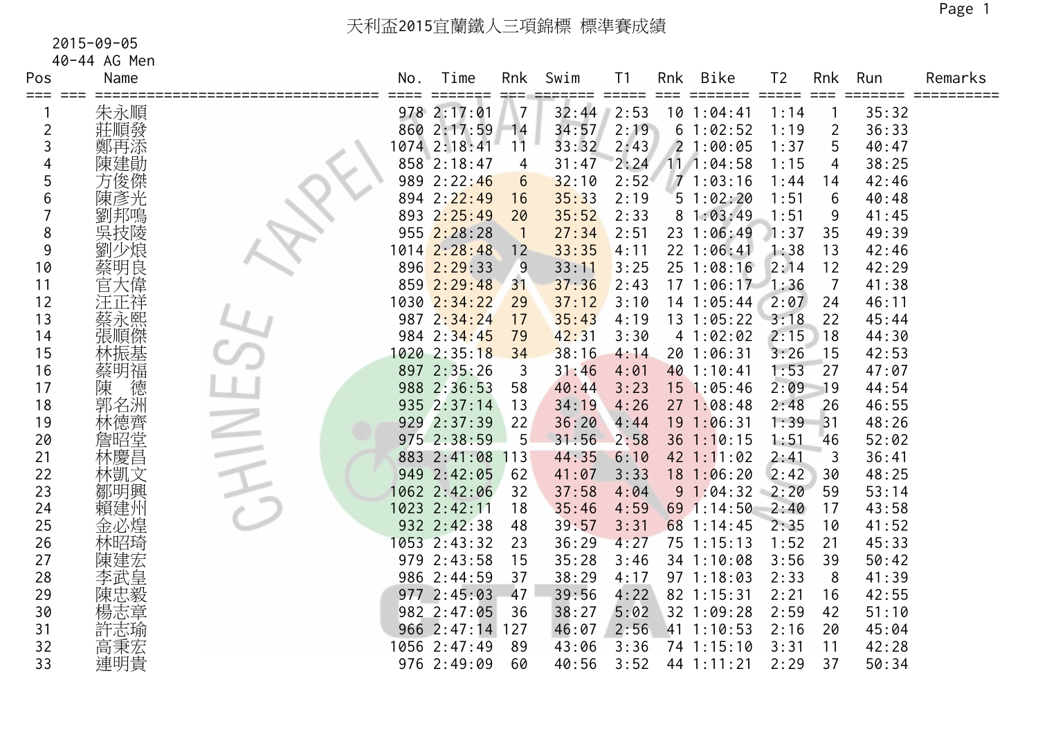# 天利盃2015宜蘭鐵人三項錦標 標準賽成績

2015-09-05

40-44 AG Men

| Pos | Name | No. | Time | Rnk | Swim | T1 | Rnk | Bike | T2 | Rnk | Run | Remarks |
|---|---|---|---|---|---|---|---|---|---|---|---|---|
| 1 | 朱永順 | 978 | 2:17:01 | 7 | 32:44 | 2:53 | 10 | 1:04:41 | 1:14 | 1 | 35:32 | |
| 2 | 莊順發 | 860 | 2:17:59 | 14 | 34:57 | 2:19 | 6 | 1:02:52 | 1:19 | 2 | 36:33 | |
| 3 | 鄭再添 | 1074 | 2:18:41 | 11 | 33:32 | 2:43 | 2 | 1:00:05 | 1:37 | 5 | 40:47 | |
| 4 | 陳建勛 | 858 | 2:18:47 | 4 | 31:47 | 2:24 | 11 | 1:04:58 | 1:15 | 4 | 38:25 | |
| 5 | 方俊傑 | 989 | 2:22:46 | 6 | 32:10 | 2:52 | 7 | 1:03:16 | 1:44 | 14 | 42:46 | |
| 6 | 陳彥光 | 894 | 2:22:49 | 16 | 35:33 | 2:19 | 5 | 1:02:20 | 1:51 | 6 | 40:48 | |
| 7 | 劉邦鳴 | 893 | 2:25:49 | 20 | 35:52 | 2:33 | 8 | 1:03:49 | 1:51 | 9 | 41:45 | |
| 8 | 吳技陵 | 955 | 2:28:28 | 1 | 27:34 | 2:51 | 23 | 1:06:49 | 1:37 | 35 | 49:39 | |
| 9 | 劉少烺 | 1014 | 2:28:48 | 12 | 33:35 | 4:11 | 22 | 1:06:41 | 1:38 | 13 | 42:46 | |
| 10 | 蔡明良 | 896 | 2:29:33 | 9 | 33:11 | 3:25 | 25 | 1:08:16 | 2:14 | 12 | 42:29 | |
| 11 | 官大偉 | 859 | 2:29:48 | 31 | 37:36 | 2:43 | 17 | 1:06:17 | 1:36 | 7 | 41:38 | |
| 12 | 汪正祥 | 1030 | 2:34:22 | 29 | 37:12 | 3:10 | 14 | 1:05:44 | 2:07 | 24 | 46:11 | |
| 13 | 蔡永熙 | 987 | 2:34:24 | 17 | 35:43 | 4:19 | 13 | 1:05:22 | 3:18 | 22 | 45:44 | |
| 14 | 張順傑 | 984 | 2:34:45 | 79 | 42:31 | 3:30 | 4 | 1:02:02 | 2:15 | 18 | 44:30 | |
| 15 | 林振基 | 1020 | 2:35:18 | 34 | 38:16 | 4:14 | 20 | 1:06:31 | 3:26 | 15 | 42:53 | |
| 16 | 蔡明福 | 897 | 2:35:26 | 3 | 31:46 | 4:01 | 40 | 1:10:41 | 1:53 | 27 | 47:07 | |
| 17 | 陳　德 | 988 | 2:36:53 | 58 | 40:44 | 3:23 | 15 | 1:05:46 | 2:09 | 19 | 44:54 | |
| 18 | 郭名洲 | 935 | 2:37:14 | 13 | 34:19 | 4:26 | 27 | 1:08:48 | 2:48 | 26 | 46:55 | |
| 19 | 林德齊 | 929 | 2:37:39 | 22 | 36:20 | 4:44 | 19 | 1:06:31 | 1:39 | 31 | 48:26 | |
| 20 | 詹昭堂 | 975 | 2:38:59 | 5 | 31:56 | 2:58 | 36 | 1:10:15 | 1:51 | 46 | 52:02 | |
| 21 | 林慶昌 | 883 | 2:41:08 | 113 | 44:35 | 6:10 | 42 | 1:11:02 | 2:41 | 3 | 36:41 | |
| 22 | 林凱文 | 949 | 2:42:05 | 62 | 41:07 | 3:33 | 18 | 1:06:20 | 2:42 | 30 | 48:25 | |
| 23 | 鄒明興 | 1062 | 2:42:06 | 32 | 37:58 | 4:04 | 9 | 1:04:32 | 2:20 | 59 | 53:14 | |
| 24 | 賴建州 | 1023 | 2:42:11 | 18 | 35:46 | 4:59 | 69 | 1:14:50 | 2:40 | 17 | 43:58 | |
| 25 | 金必煌 | 932 | 2:42:38 | 48 | 39:57 | 3:31 | 68 | 1:14:45 | 2:35 | 10 | 41:52 | |
| 26 | 林昭琦 | 1053 | 2:43:32 | 23 | 36:29 | 4:27 | 75 | 1:15:13 | 1:52 | 21 | 45:33 | |
| 27 | 陳建宏 | 979 | 2:43:58 | 15 | 35:28 | 3:46 | 34 | 1:10:08 | 3:56 | 39 | 50:42 | |
| 28 | 李武皇 | 986 | 2:44:59 | 37 | 38:29 | 4:17 | 97 | 1:18:03 | 2:33 | 8 | 41:39 | |
| 29 | 陳忠毅 | 977 | 2:45:03 | 47 | 39:56 | 4:22 | 82 | 1:15:31 | 2:21 | 16 | 42:55 | |
| 30 | 楊志章 | 982 | 2:47:05 | 36 | 38:27 | 5:02 | 32 | 1:09:28 | 2:59 | 42 | 51:10 | |
| 31 | 許志瑜 | 966 | 2:47:14 | 127 | 46:07 | 2:56 | 41 | 1:10:53 | 2:16 | 20 | 45:04 | |
| 32 | 高秉宏 | 1056 | 2:47:49 | 89 | 43:06 | 3:36 | 74 | 1:15:10 | 3:31 | 11 | 42:28 | |
| 33 | 連明貴 | 976 | 2:49:09 | 60 | 40:56 | 3:52 | 44 | 1:11:21 | 2:29 | 37 | 50:34 | |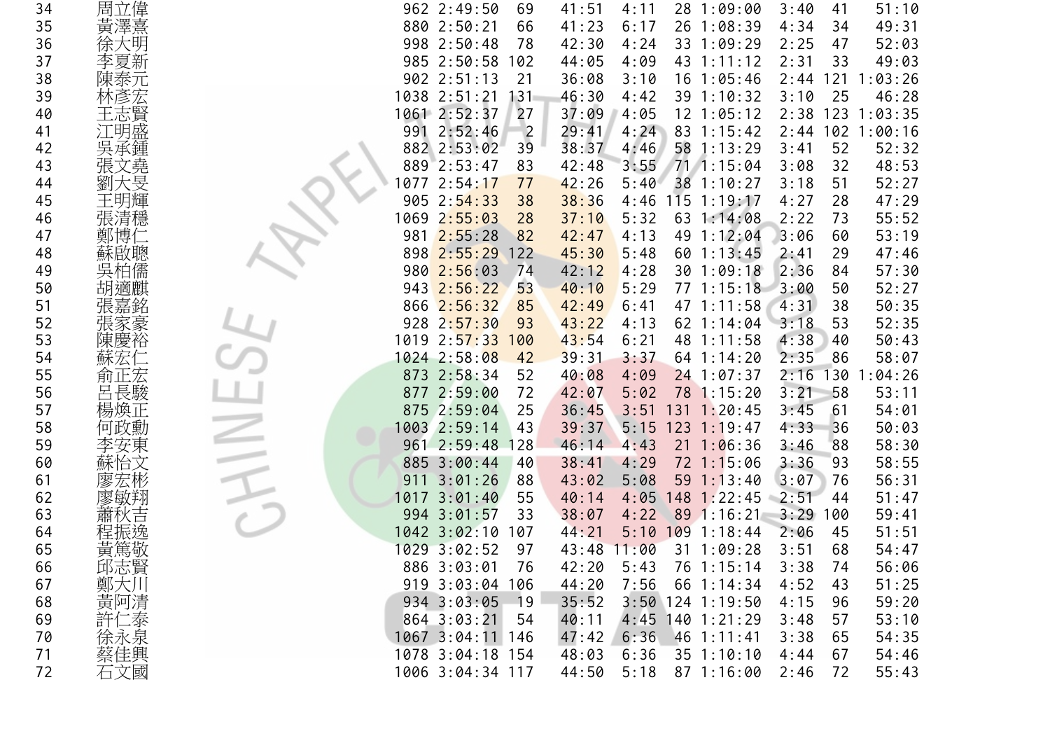| | | | | | | | | | | | | |
|---|---|---|---|---|---|---|---|---|---|---|---|---|
| 34 | 周立偉 | 962 | 2:49:50 | 69 | 41:51 | 4:11 | 28 | 1:09:00 | 3:40 | 41 | 51:10 |
| 35 | 黃澤熹 | 880 | 2:50:21 | 66 | 41:23 | 6:17 | 26 | 1:08:39 | 4:34 | 34 | 49:31 |
| 36 | 徐大明 | 998 | 2:50:48 | 78 | 42:30 | 4:24 | 33 | 1:09:29 | 2:25 | 47 | 52:03 |
| 37 | 李夏新 | 985 | 2:50:58 | 102 | 44:05 | 4:09 | 43 | 1:11:12 | 2:31 | 33 | 49:03 |
| 38 | 陳泰元 | 902 | 2:51:13 | 21 | 36:08 | 3:10 | 16 | 1:05:46 | 2:44 | 121 | 1:03:26 |
| 39 | 林彥宏 | 1038 | 2:51:21 | 131 | 46:30 | 4:42 | 39 | 1:10:32 | 3:10 | 25 | 46:28 |
| 40 | 王志賢 | 1061 | 2:52:37 | 27 | 37:09 | 4:05 | 12 | 1:05:12 | 2:38 | 123 | 1:03:35 |
| 41 | 江明盛 | 991 | 2:52:46 | 2 | 29:41 | 4:24 | 83 | 1:15:42 | 2:44 | 102 | 1:00:16 |
| 42 | 吳承鍾 | 882 | 2:53:02 | 39 | 38:37 | 4:46 | 58 | 1:13:29 | 3:41 | 52 | 52:32 |
| 43 | 張文堯 | 889 | 2:53:47 | 83 | 42:48 | 3:55 | 71 | 1:15:04 | 3:08 | 32 | 48:53 |
| 44 | 劉大旻 | 1077 | 2:54:17 | 77 | 42:26 | 5:40 | 38 | 1:10:27 | 3:18 | 51 | 52:27 |
| 45 | 王明輝 | 905 | 2:54:33 | 38 | 38:36 | 4:46 | 115 | 1:19:17 | 4:27 | 28 | 47:29 |
| 46 | 張清穩 | 1069 | 2:55:03 | 28 | 37:10 | 5:32 | 63 | 1:14:08 | 2:22 | 73 | 55:52 |
| 47 | 鄭博仁 | 981 | 2:55:28 | 82 | 42:47 | 4:13 | 49 | 1:12:04 | 3:06 | 60 | 53:19 |
| 48 | 蘇啟聰 | 898 | 2:55:29 | 122 | 45:30 | 5:48 | 60 | 1:13:45 | 2:41 | 29 | 47:46 |
| 49 | 吳柏儒 | 980 | 2:56:03 | 74 | 42:12 | 4:28 | 30 | 1:09:18 | 2:36 | 84 | 57:30 |
| 50 | 胡適麒 | 943 | 2:56:22 | 53 | 40:10 | 5:29 | 77 | 1:15:18 | 3:00 | 50 | 52:27 |
| 51 | 張嘉銘 | 866 | 2:56:32 | 85 | 42:49 | 6:41 | 47 | 1:11:58 | 4:31 | 38 | 50:35 |
| 52 | 張家豪 | 928 | 2:57:30 | 93 | 43:22 | 4:13 | 62 | 1:14:04 | 3:18 | 53 | 52:35 |
| 53 | 陳慶裕 | 1019 | 2:57:33 | 100 | 43:54 | 6:21 | 48 | 1:11:58 | 4:38 | 40 | 50:43 |
| 54 | 蘇宏仁 | 1024 | 2:58:08 | 42 | 39:31 | 3:37 | 64 | 1:14:20 | 2:35 | 86 | 58:07 |
| 55 | 俞正宏 | 873 | 2:58:34 | 52 | 40:08 | 4:09 | 24 | 1:07:37 | 2:16 | 130 | 1:04:26 |
| 56 | 呂長駿 | 877 | 2:59:00 | 72 | 42:07 | 5:02 | 78 | 1:15:20 | 3:21 | 58 | 53:11 |
| 57 | 楊煥正 | 875 | 2:59:04 | 25 | 36:45 | 3:51 | 131 | 1:20:45 | 3:45 | 61 | 54:01 |
| 58 | 何政勳 | 1003 | 2:59:14 | 43 | 39:37 | 5:15 | 123 | 1:19:47 | 4:33 | 36 | 50:03 |
| 59 | 李安東 | 961 | 2:59:48 | 128 | 46:14 | 4:43 | 21 | 1:06:36 | 3:46 | 88 | 58:30 |
| 60 | 蘇怡文 | 885 | 3:00:44 | 40 | 38:41 | 4:29 | 72 | 1:15:06 | 3:36 | 93 | 58:55 |
| 61 | 廖宏彬 | 911 | 3:01:26 | 88 | 43:02 | 5:08 | 59 | 1:13:40 | 3:07 | 76 | 56:31 |
| 62 | 廖敏翔 | 1017 | 3:01:40 | 55 | 40:14 | 4:05 | 148 | 1:22:45 | 2:51 | 44 | 51:47 |
| 63 | 蕭秋吉 | 994 | 3:01:57 | 33 | 38:07 | 4:22 | 89 | 1:16:21 | 3:29 | 100 | 59:41 |
| 64 | 程振逸 | 1042 | 3:02:10 | 107 | 44:21 | 5:10 | 109 | 1:18:44 | 2:06 | 45 | 51:51 |
| 65 | 黃篤敬 | 1029 | 3:02:52 | 97 | 43:48 | 11:00 | 31 | 1:09:28 | 3:51 | 68 | 54:47 |
| 66 | 邱志賢 | 886 | 3:03:01 | 76 | 42:20 | 5:43 | 76 | 1:15:14 | 3:38 | 74 | 56:06 |
| 67 | 鄭大川 | 919 | 3:03:04 | 106 | 44:20 | 7:56 | 66 | 1:14:34 | 4:52 | 43 | 51:25 |
| 68 | 黃阿清 | 934 | 3:03:05 | 19 | 35:52 | 3:50 | 124 | 1:19:50 | 4:15 | 96 | 59:20 |
| 69 | 許仁泰 | 864 | 3:03:21 | 54 | 40:11 | 4:45 | 140 | 1:21:29 | 3:48 | 57 | 53:10 |
| 70 | 徐永泉 | 1067 | 3:04:11 | 146 | 47:42 | 6:36 | 46 | 1:11:41 | 3:38 | 65 | 54:35 |
| 71 | 蔡佳興 | 1078 | 3:04:18 | 154 | 48:03 | 6:36 | 35 | 1:10:10 | 4:44 | 67 | 54:46 |
| 72 | 石文國 | 1006 | 3:04:34 | 117 | 44:50 | 5:18 | 87 | 1:16:00 | 2:46 | 72 | 55:43 |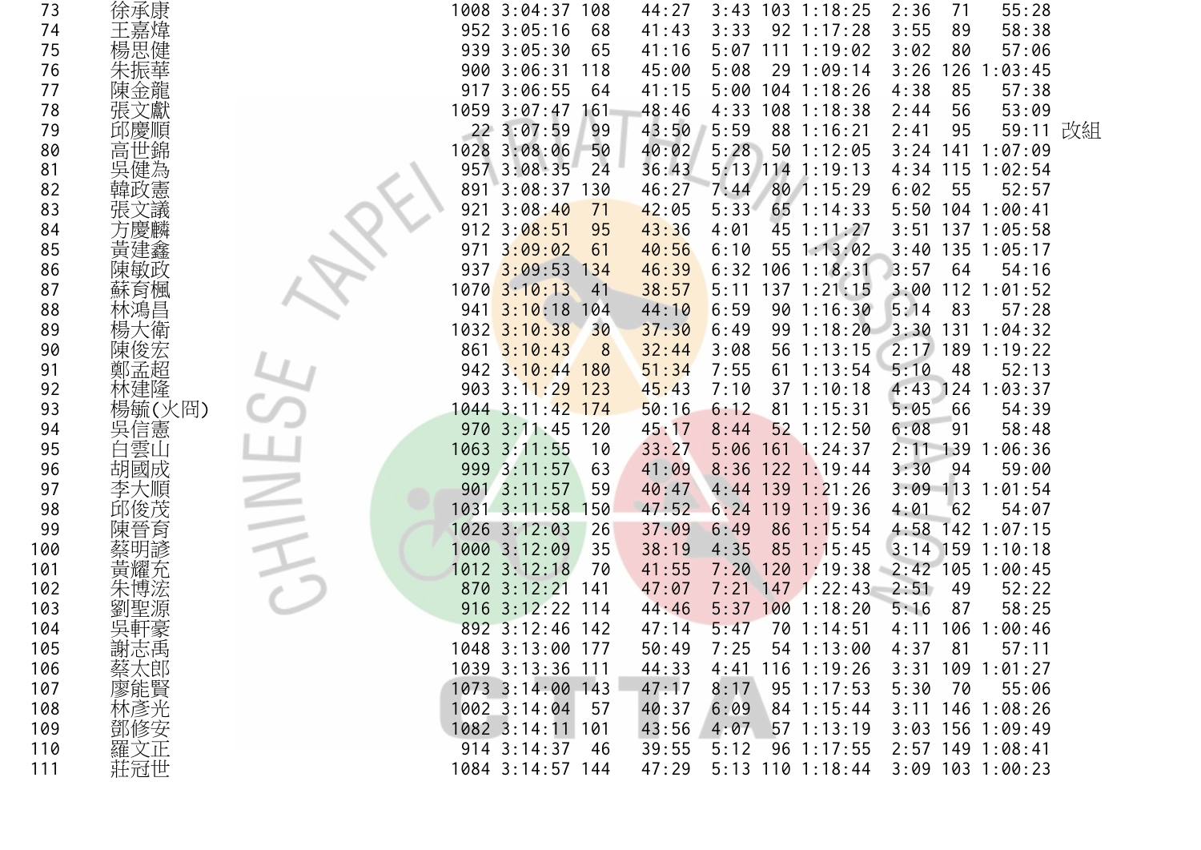| | | | | | | | | | | | | | |
|---|---|---|---|---|---|---|---|---|---|---|---|---|---|
| 73 | 徐承康 | 1008 | 3:04:37 | 108 | 44:27 | 3:43 | 103 | 1:18:25 | 2:36 | 71 | 55:28 | |
| 74 | 王嘉煒 | 952 | 3:05:16 | 68 | 41:43 | 3:33 | 92 | 1:17:28 | 3:55 | 89 | 58:38 | |
| 75 | 楊思健 | 939 | 3:05:30 | 65 | 41:16 | 5:07 | 111 | 1:19:02 | 3:02 | 80 | 57:06 | |
| 76 | 朱振華 | 900 | 3:06:31 | 118 | 45:00 | 5:08 | 29 | 1:09:14 | 3:26 | 126 | 1:03:45 | |
| 77 | 陳金龍 | 917 | 3:06:55 | 64 | 41:15 | 5:00 | 104 | 1:18:26 | 4:38 | 85 | 57:38 | |
| 78 | 張文獻 | 1059 | 3:07:47 | 161 | 48:46 | 4:33 | 108 | 1:18:38 | 2:44 | 56 | 53:09 | |
| 79 | 邱慶順 | 22 | 3:07:59 | 99 | 43:50 | 5:59 | 88 | 1:16:21 | 2:41 | 95 | 59:11 | 改組 |
| 80 | 高世錦 | 1028 | 3:08:06 | 50 | 40:02 | 5:28 | 50 | 1:12:05 | 3:24 | 141 | 1:07:09 | |
| 81 | 吳健為 | 957 | 3:08:35 | 24 | 36:43 | 5:13 | 114 | 1:19:13 | 4:34 | 115 | 1:02:54 | |
| 82 | 韓政憲 | 891 | 3:08:37 | 130 | 46:27 | 7:44 | 80 | 1:15:29 | 6:02 | 55 | 52:57 | |
| 83 | 張文議 | 921 | 3:08:40 | 71 | 42:05 | 5:33 | 65 | 1:14:33 | 5:50 | 104 | 1:00:41 | |
| 84 | 方慶麟 | 912 | 3:08:51 | 95 | 43:36 | 4:01 | 45 | 1:11:27 | 3:51 | 137 | 1:05:58 | |
| 85 | 黃建鑫 | 971 | 3:09:02 | 61 | 40:56 | 6:10 | 55 | 1:13:02 | 3:40 | 135 | 1:05:17 | |
| 86 | 陳敏政 | 937 | 3:09:53 | 134 | 46:39 | 6:32 | 106 | 1:18:31 | 3:57 | 64 | 54:16 | |
| 87 | 蘇育楓 | 1070 | 3:10:13 | 41 | 38:57 | 5:11 | 137 | 1:21:15 | 3:00 | 112 | 1:01:52 | |
| 88 | 林鴻昌 | 941 | 3:10:18 | 104 | 44:10 | 6:59 | 90 | 1:16:30 | 5:14 | 83 | 57:28 | |
| 89 | 楊大衛 | 1032 | 3:10:38 | 30 | 37:30 | 6:49 | 99 | 1:18:20 | 3:30 | 131 | 1:04:32 | |
| 90 | 陳俊宏 | 861 | 3:10:43 | 8 | 32:44 | 3:08 | 56 | 1:13:15 | 2:17 | 189 | 1:19:22 | |
| 91 | 鄭孟超 | 942 | 3:10:44 | 180 | 51:34 | 7:55 | 61 | 1:13:54 | 5:10 | 48 | 52:13 | |
| 92 | 林建隆 | 903 | 3:11:29 | 123 | 45:43 | 7:10 | 37 | 1:10:18 | 4:43 | 124 | 1:03:37 | |
| 93 | 楊毓(火冏) | 1044 | 3:11:42 | 174 | 50:16 | 6:12 | 81 | 1:15:31 | 5:05 | 66 | 54:39 | |
| 94 | 吳信憲 | 970 | 3:11:45 | 120 | 45:17 | 8:44 | 52 | 1:12:50 | 6:08 | 91 | 58:48 | |
| 95 | 白雲山 | 1063 | 3:11:55 | 10 | 33:27 | 5:06 | 161 | 1:24:37 | 2:11 | 139 | 1:06:36 | |
| 96 | 胡國成 | 999 | 3:11:57 | 63 | 41:09 | 8:36 | 122 | 1:19:44 | 3:30 | 94 | 59:00 | |
| 97 | 李大順 | 901 | 3:11:57 | 59 | 40:47 | 4:44 | 139 | 1:21:26 | 3:09 | 113 | 1:01:54 | |
| 98 | 邱俊茂 | 1031 | 3:11:58 | 150 | 47:52 | 6:24 | 119 | 1:19:36 | 4:01 | 62 | 54:07 | |
| 99 | 陳晉育 | 1026 | 3:12:03 | 26 | 37:09 | 6:49 | 86 | 1:15:54 | 4:58 | 142 | 1:07:15 | |
| 100 | 蔡明諺 | 1000 | 3:12:09 | 35 | 38:19 | 4:35 | 85 | 1:15:45 | 3:14 | 159 | 1:10:18 | |
| 101 | 黃耀充 | 1012 | 3:12:18 | 70 | 41:55 | 7:20 | 120 | 1:19:38 | 2:42 | 105 | 1:00:45 | |
| 102 | 朱博浤 | 870 | 3:12:21 | 141 | 47:07 | 7:21 | 147 | 1:22:43 | 2:51 | 49 | 52:22 | |
| 103 | 劉聖源 | 916 | 3:12:22 | 114 | 44:46 | 5:37 | 100 | 1:18:20 | 5:16 | 87 | 58:25 | |
| 104 | 吳軒豪 | 892 | 3:12:46 | 142 | 47:14 | 5:47 | 70 | 1:14:51 | 4:11 | 106 | 1:00:46 | |
| 105 | 謝志禹 | 1048 | 3:13:00 | 177 | 50:49 | 7:25 | 54 | 1:13:00 | 4:37 | 81 | 57:11 | |
| 106 | 蔡太郎 | 1039 | 3:13:36 | 111 | 44:33 | 4:41 | 116 | 1:19:26 | 3:31 | 109 | 1:01:27 | |
| 107 | 廖能賢 | 1073 | 3:14:00 | 143 | 47:17 | 8:17 | 95 | 1:17:53 | 5:30 | 70 | 55:06 | |
| 108 | 林彥光 | 1002 | 3:14:04 | 57 | 40:37 | 6:09 | 84 | 1:15:44 | 3:11 | 146 | 1:08:26 | |
| 109 | 鄧修安 | 1082 | 3:14:11 | 101 | 43:56 | 4:07 | 57 | 1:13:19 | 3:03 | 156 | 1:09:49 | |
| 110 | 羅文正 | 914 | 3:14:37 | 46 | 39:55 | 5:12 | 96 | 1:17:55 | 2:57 | 149 | 1:08:41 | |
| 111 | 莊冠世 | 1084 | 3:14:57 | 144 | 47:29 | 5:13 | 110 | 1:18:44 | 3:09 | 103 | 1:00:23 | |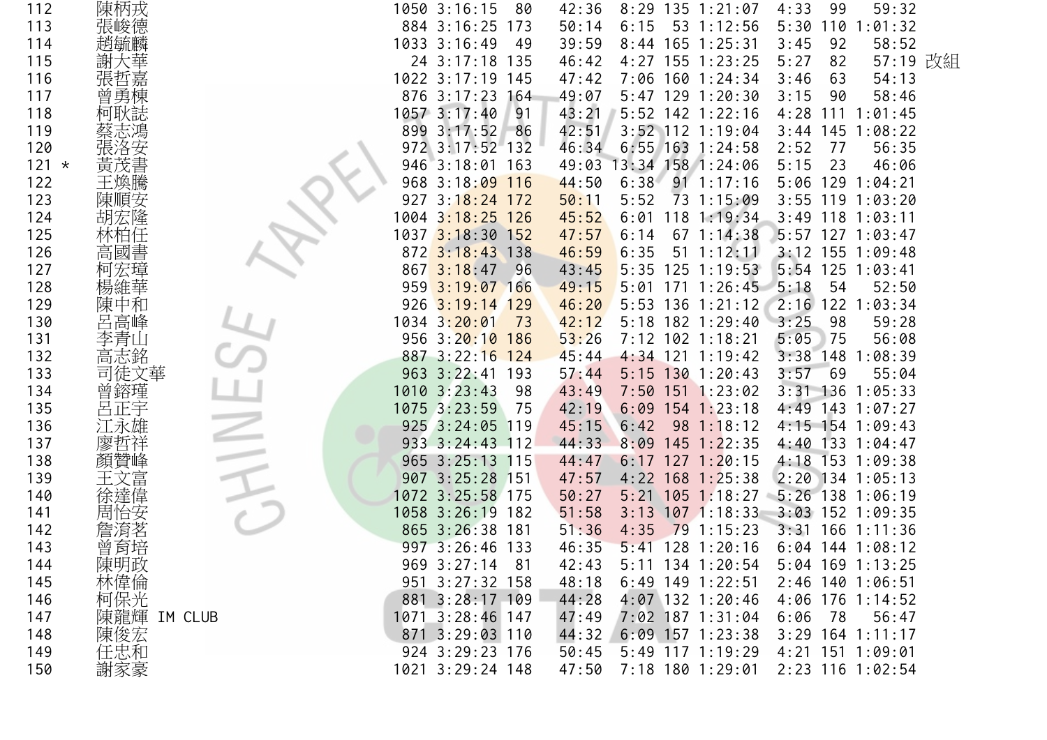| | | | | | | | | | | | | | |
|---|---|---|---|---|---|---|---|---|---|---|---|---|---|
| 112 | | 陳柄戎 | 1050 | 3:16:15 | 80 | 42:36 | 8:29 | 135 | 1:21:07 | 4:33 | 99 | 59:32 | |
| 113 | | 張峻德 | 884 | 3:16:25 | 173 | 50:14 | 6:15 | 53 | 1:12:56 | 5:30 | 110 | 1:01:32 | |
| 114 | | 趙毓麟 | 1033 | 3:16:49 | 49 | 39:59 | 8:44 | 165 | 1:25:31 | 3:45 | 92 | 58:52 | |
| 115 | | 謝大華 | 24 | 3:17:18 | 135 | 46:42 | 4:27 | 155 | 1:23:25 | 5:27 | 82 | 57:19 | 改組 |
| 116 | | 張哲嘉 | 1022 | 3:17:19 | 145 | 47:42 | 7:06 | 160 | 1:24:34 | 3:46 | 63 | 54:13 | |
| 117 | | 曾勇棟 | 876 | 3:17:23 | 164 | 49:07 | 5:47 | 129 | 1:20:30 | 3:15 | 90 | 58:46 | |
| 118 | | 柯耿誌 | 1057 | 3:17:40 | 91 | 43:21 | 5:52 | 142 | 1:22:16 | 4:28 | 111 | 1:01:45 | |
| 119 | | 蔡志鴻 | 899 | 3:17:52 | 86 | 42:51 | 3:52 | 112 | 1:19:04 | 3:44 | 145 | 1:08:22 | |
| 120 | | 張洛安 | 972 | 3:17:52 | 132 | 46:34 | 6:55 | 163 | 1:24:58 | 2:52 | 77 | 56:35 | |
| 121 | * | 黃茂書 | 946 | 3:18:01 | 163 | 49:03 | 13:34 | 158 | 1:24:06 | 5:15 | 23 | 46:06 | |
| 122 | | 王煥騰 | 968 | 3:18:09 | 116 | 44:50 | 6:38 | 91 | 1:17:16 | 5:06 | 129 | 1:04:21 | |
| 123 | | 陳順安 | 927 | 3:18:24 | 172 | 50:11 | 5:52 | 73 | 1:15:09 | 3:55 | 119 | 1:03:20 | |
| 124 | | 胡宏隆 | 1004 | 3:18:25 | 126 | 45:52 | 6:01 | 118 | 1:19:34 | 3:49 | 118 | 1:03:11 | |
| 125 | | 林柏任 | 1037 | 3:18:30 | 152 | 47:57 | 6:14 | 67 | 1:14:38 | 5:57 | 127 | 1:03:47 | |
| 126 | | 高國書 | 872 | 3:18:43 | 138 | 46:59 | 6:35 | 51 | 1:12:11 | 3:12 | 155 | 1:09:48 | |
| 127 | | 柯宏璋 | 867 | 3:18:47 | 96 | 43:45 | 5:35 | 125 | 1:19:53 | 5:54 | 125 | 1:03:41 | |
| 128 | | 楊維華 | 959 | 3:19:07 | 166 | 49:15 | 5:01 | 171 | 1:26:45 | 5:18 | 54 | 52:50 | |
| 129 | | 陳中和 | 926 | 3:19:14 | 129 | 46:20 | 5:53 | 136 | 1:21:12 | 2:16 | 122 | 1:03:34 | |
| 130 | | 呂高峰 | 1034 | 3:20:01 | 73 | 42:12 | 5:18 | 182 | 1:29:40 | 3:25 | 98 | 59:28 | |
| 131 | | 李青山 | 956 | 3:20:10 | 186 | 53:26 | 7:12 | 102 | 1:18:21 | 5:05 | 75 | 56:08 | |
| 132 | | 高志銘 | 887 | 3:22:16 | 124 | 45:44 | 4:34 | 121 | 1:19:42 | 3:38 | 148 | 1:08:39 | |
| 133 | | 司徒文華 | 963 | 3:22:41 | 193 | 57:44 | 5:15 | 130 | 1:20:43 | 3:57 | 69 | 55:04 | |
| 134 | | 曾鎔瑾 | 1010 | 3:23:43 | 98 | 43:49 | 7:50 | 151 | 1:23:02 | 3:31 | 136 | 1:05:33 | |
| 135 | | 呂正宇 | 1075 | 3:23:59 | 75 | 42:19 | 6:09 | 154 | 1:23:18 | 4:49 | 143 | 1:07:27 | |
| 136 | | 江永雄 | 925 | 3:24:05 | 119 | 45:15 | 6:42 | 98 | 1:18:12 | 4:15 | 154 | 1:09:43 | |
| 137 | | 廖哲祥 | 933 | 3:24:43 | 112 | 44:33 | 8:09 | 145 | 1:22:35 | 4:40 | 133 | 1:04:47 | |
| 138 | | 顏贊峰 | 965 | 3:25:13 | 115 | 44:47 | 6:17 | 127 | 1:20:15 | 4:18 | 153 | 1:09:38 | |
| 139 | | 王文富 | 907 | 3:25:28 | 151 | 47:57 | 4:22 | 168 | 1:25:38 | 2:20 | 134 | 1:05:13 | |
| 140 | | 徐達偉 | 1072 | 3:25:58 | 175 | 50:27 | 5:21 | 105 | 1:18:27 | 5:26 | 138 | 1:06:19 | |
| 141 | | 周怡安 | 1058 | 3:26:19 | 182 | 51:58 | 3:13 | 107 | 1:18:33 | 3:03 | 152 | 1:09:35 | |
| 142 | | 詹淯茗 | 865 | 3:26:38 | 181 | 51:36 | 4:35 | 79 | 1:15:23 | 3:31 | 166 | 1:11:36 | |
| 143 | | 曾育培 | 997 | 3:26:46 | 133 | 46:35 | 5:41 | 128 | 1:20:16 | 6:04 | 144 | 1:08:12 | |
| 144 | | 陳明政 | 969 | 3:27:14 | 81 | 42:43 | 5:11 | 134 | 1:20:54 | 5:04 | 169 | 1:13:25 | |
| 145 | | 林偉倫 | 951 | 3:27:32 | 158 | 48:18 | 6:49 | 149 | 1:22:51 | 2:46 | 140 | 1:06:51 | |
| 146 | | 柯保光 | 881 | 3:28:17 | 109 | 44:28 | 4:07 | 132 | 1:20:46 | 4:06 | 176 | 1:14:52 | |
| 147 | | 陳龍輝 IM CLUB | 1071 | 3:28:46 | 147 | 47:49 | 7:02 | 187 | 1:31:04 | 6:06 | 78 | 56:47 | |
| 148 | | 陳俊宏 | 871 | 3:29:03 | 110 | 44:32 | 6:09 | 157 | 1:23:38 | 3:29 | 164 | 1:11:17 | |
| 149 | | 任忠和 | 924 | 3:29:23 | 176 | 50:45 | 5:49 | 117 | 1:19:29 | 4:21 | 151 | 1:09:01 | |
| 150 | | 謝家豪 | 1021 | 3:29:24 | 148 | 47:50 | 7:18 | 180 | 1:29:01 | 2:23 | 116 | 1:02:54 | |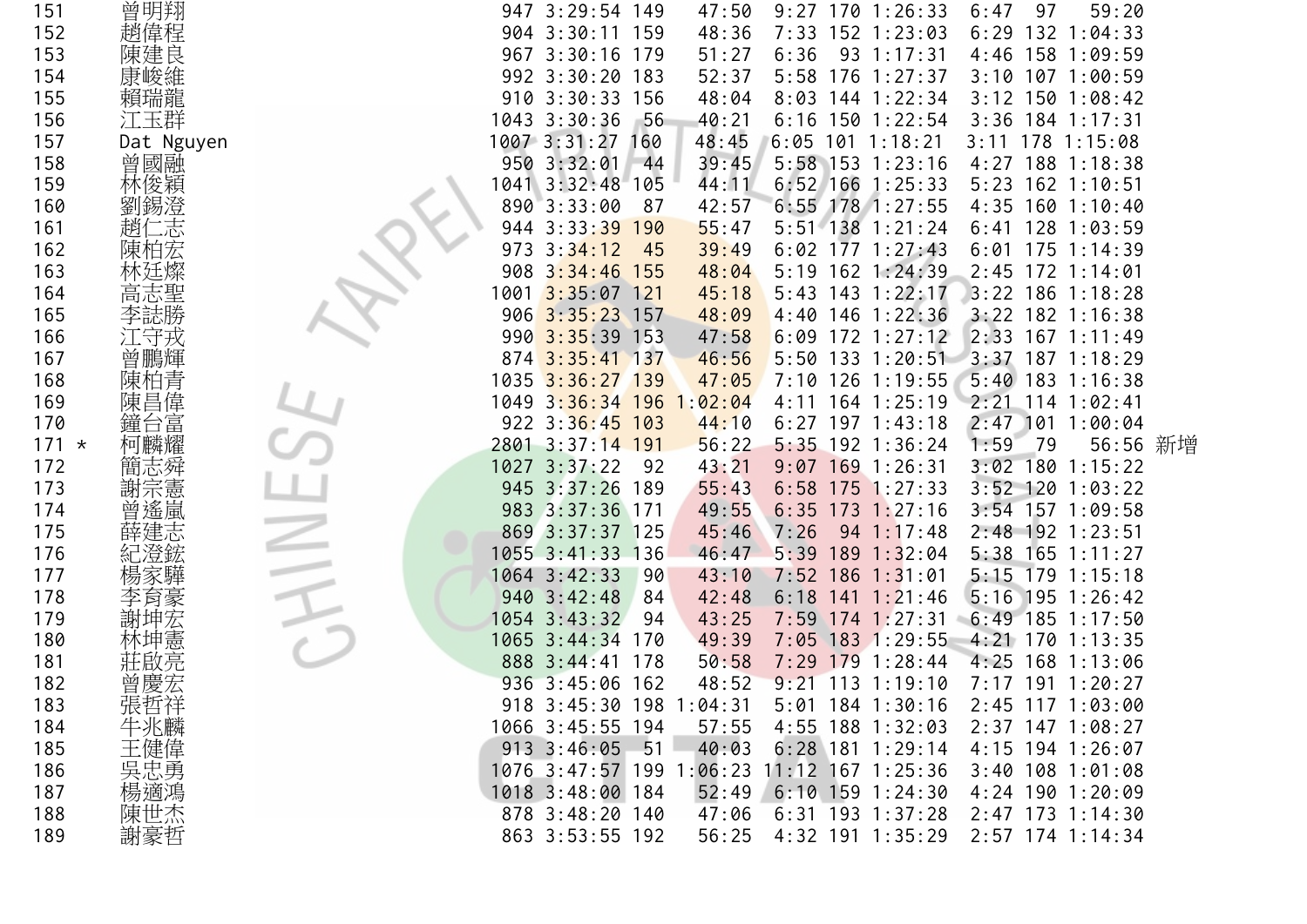| | | | | | | | | | | | | | |
|---|---|---|---|---|---|---|---|---|---|---|---|---|---|
| 151 | 曾明翔 | 947 | 3:29:54 | 149 | 47:50 | 9:27 | 170 | 1:26:33 | 6:47 | 97 | 59:20 | |
| 152 | 趙偉程 | 904 | 3:30:11 | 159 | 48:36 | 7:33 | 152 | 1:23:03 | 6:29 | 132 | 1:04:33 | |
| 153 | 陳建良 | 967 | 3:30:16 | 179 | 51:27 | 6:36 | 93 | 1:17:31 | 4:46 | 158 | 1:09:59 | |
| 154 | 康峻維 | 992 | 3:30:20 | 183 | 52:37 | 5:58 | 176 | 1:27:37 | 3:10 | 107 | 1:00:59 | |
| 155 | 賴瑞龍 | 910 | 3:30:33 | 156 | 48:04 | 8:03 | 144 | 1:22:34 | 3:12 | 150 | 1:08:42 | |
| 156 | 江玉群 | 1043 | 3:30:36 | 56 | 40:21 | 6:16 | 150 | 1:22:54 | 3:36 | 184 | 1:17:31 | |
| 157 | Dat Nguyen | 1007 | 3:31:27 | 160 | 48:45 | 6:05 | 101 | 1:18:21 | 3:11 | 178 | 1:15:08 | |
| 158 | 曾國融 | 950 | 3:32:01 | 44 | 39:45 | 5:58 | 153 | 1:23:16 | 4:27 | 188 | 1:18:38 | |
| 159 | 林俊穎 | 1041 | 3:32:48 | 105 | 44:11 | 6:52 | 166 | 1:25:33 | 5:23 | 162 | 1:10:51 | |
| 160 | 劉錫澄 | 890 | 3:33:00 | 87 | 42:57 | 6:55 | 178 | 1:27:55 | 4:35 | 160 | 1:10:40 | |
| 161 | 趙仁志 | 944 | 3:33:39 | 190 | 55:47 | 5:51 | 138 | 1:21:24 | 6:41 | 128 | 1:03:59 | |
| 162 | 陳柏宏 | 973 | 3:34:12 | 45 | 39:49 | 6:02 | 177 | 1:27:43 | 6:01 | 175 | 1:14:39 | |
| 163 | 林廷燦 | 908 | 3:34:46 | 155 | 48:04 | 5:19 | 162 | 1:24:39 | 2:45 | 172 | 1:14:01 | |
| 164 | 高志聖 | 1001 | 3:35:07 | 121 | 45:18 | 5:43 | 143 | 1:22:17 | 3:22 | 186 | 1:18:28 | |
| 165 | 李誌勝 | 906 | 3:35:23 | 157 | 48:09 | 4:40 | 146 | 1:22:36 | 3:22 | 182 | 1:16:38 | |
| 166 | 江守戎 | 990 | 3:35:39 | 153 | 47:58 | 6:09 | 172 | 1:27:12 | 2:33 | 167 | 1:11:49 | |
| 167 | 曾鵬輝 | 874 | 3:35:41 | 137 | 46:56 | 5:50 | 133 | 1:20:51 | 3:37 | 187 | 1:18:29 | |
| 168 | 陳柏青 | 1035 | 3:36:27 | 139 | 47:05 | 7:10 | 126 | 1:19:55 | 5:40 | 183 | 1:16:38 | |
| 169 | 陳昌偉 | 1049 | 3:36:34 | 196 | 1:02:04 | 4:11 | 164 | 1:25:19 | 2:21 | 114 | 1:02:41 | |
| 170 | 鐘台富 | 922 | 3:36:45 | 103 | 44:10 | 6:27 | 197 | 1:43:18 | 2:47 | 101 | 1:00:04 | |
| 171 * | 柯麟耀 | 2801 | 3:37:14 | 191 | 56:22 | 5:35 | 192 | 1:36:24 | 1:59 | 79 | 56:56 | 新增 |
| 172 | 簡志舜 | 1027 | 3:37:22 | 92 | 43:21 | 9:07 | 169 | 1:26:31 | 3:02 | 180 | 1:15:22 | |
| 173 | 謝宗憲 | 945 | 3:37:26 | 189 | 55:43 | 6:58 | 175 | 1:27:33 | 3:52 | 120 | 1:03:22 | |
| 174 | 曾遙嵐 | 983 | 3:37:36 | 171 | 49:55 | 6:35 | 173 | 1:27:16 | 3:54 | 157 | 1:09:58 | |
| 175 | 薛建志 | 869 | 3:37:37 | 125 | 45:46 | 7:26 | 94 | 1:17:48 | 2:48 | 192 | 1:23:51 | |
| 176 | 紀澄鋐 | 1055 | 3:41:33 | 136 | 46:47 | 5:39 | 189 | 1:32:04 | 5:38 | 165 | 1:11:27 | |
| 177 | 楊家驊 | 1064 | 3:42:33 | 90 | 43:10 | 7:52 | 186 | 1:31:01 | 5:15 | 179 | 1:15:18 | |
| 178 | 李育豪 | 940 | 3:42:48 | 84 | 42:48 | 6:18 | 141 | 1:21:46 | 5:16 | 195 | 1:26:42 | |
| 179 | 謝坤宏 | 1054 | 3:43:32 | 94 | 43:25 | 7:59 | 174 | 1:27:31 | 6:49 | 185 | 1:17:50 | |
| 180 | 林坤憲 | 1065 | 3:44:34 | 170 | 49:39 | 7:05 | 183 | 1:29:55 | 4:21 | 170 | 1:13:35 | |
| 181 | 莊啟亮 | 888 | 3:44:41 | 178 | 50:58 | 7:29 | 179 | 1:28:44 | 4:25 | 168 | 1:13:06 | |
| 182 | 曾慶宏 | 936 | 3:45:06 | 162 | 48:52 | 9:21 | 113 | 1:19:10 | 7:17 | 191 | 1:20:27 | |
| 183 | 張哲祥 | 918 | 3:45:30 | 198 | 1:04:31 | 5:01 | 184 | 1:30:16 | 2:45 | 117 | 1:03:00 | |
| 184 | 牛兆麟 | 1066 | 3:45:55 | 194 | 57:55 | 4:55 | 188 | 1:32:03 | 2:37 | 147 | 1:08:27 | |
| 185 | 王健偉 | 913 | 3:46:05 | 51 | 40:03 | 6:28 | 181 | 1:29:14 | 4:15 | 194 | 1:26:07 | |
| 186 | 吳忠勇 | 1076 | 3:47:57 | 199 | 1:06:23 | 11:12 | 167 | 1:25:36 | 3:40 | 108 | 1:01:08 | |
| 187 | 楊適鴻 | 1018 | 3:48:00 | 184 | 52:49 | 6:10 | 159 | 1:24:30 | 4:24 | 190 | 1:20:09 | |
| 188 | 陳世杰 | 878 | 3:48:20 | 140 | 47:06 | 6:31 | 193 | 1:37:28 | 2:47 | 173 | 1:14:30 | |
| 189 | 謝豪哲 | 863 | 3:53:55 | 192 | 56:25 | 4:32 | 191 | 1:35:29 | 2:57 | 174 | 1:14:34 | |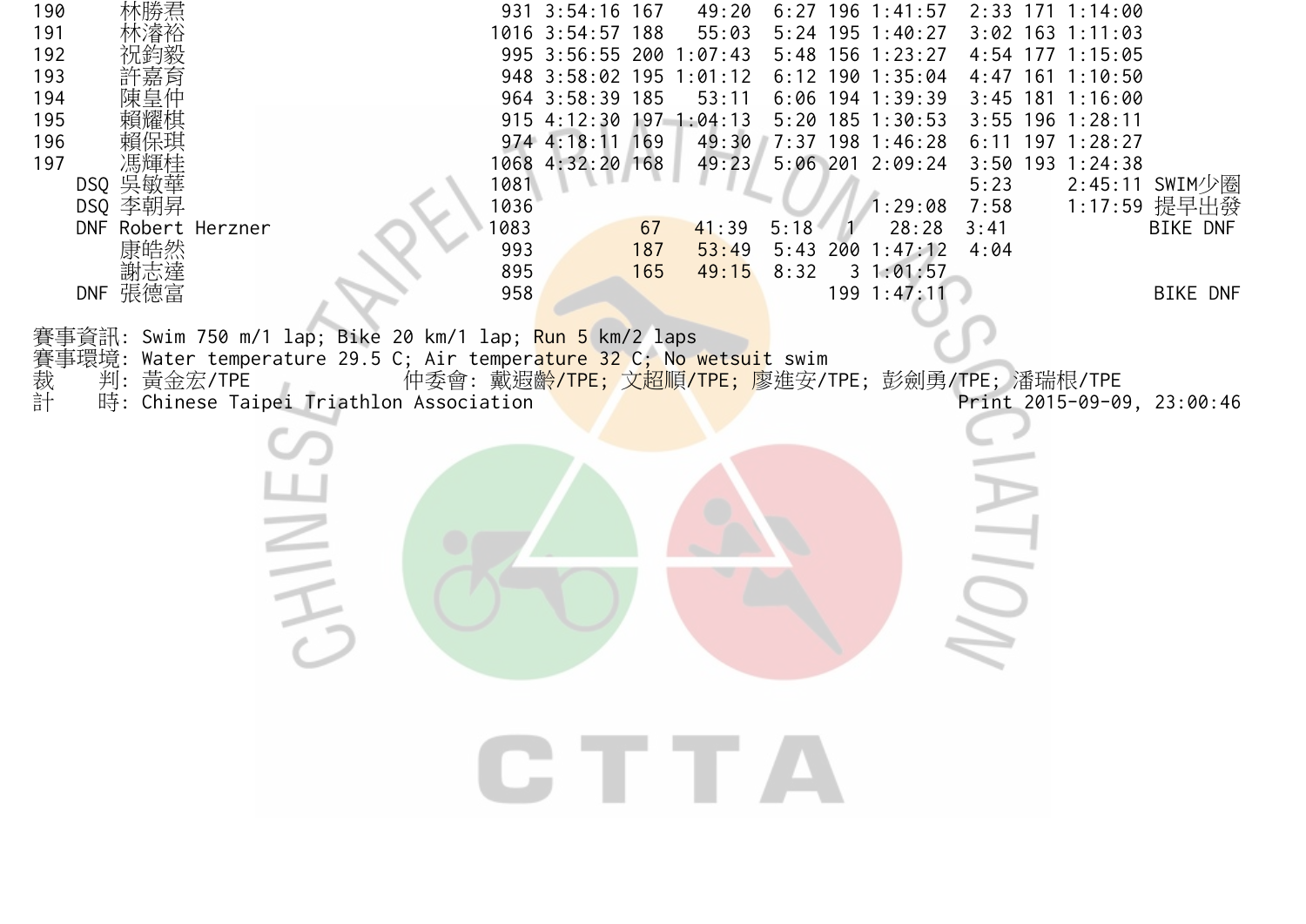| 190 | 林勝君 | 931 | 3:54:16 | 167 | 49:20 | 6:27 | 196 | 1:41:57 | 2:33 | 171 | 1:14:00 | |
|---|---|---|---|---|---|---|---|---|---|---|---|---|
| 191 | 林濬裕 | 1016 | 3:54:57 | 188 | 55:03 | 5:24 | 195 | 1:40:27 | 3:02 | 163 | 1:11:03 | |
| 192 | 祝鈞毅 | 995 | 3:56:55 | 200 | 1:07:43 | 5:48 | 156 | 1:23:27 | 4:54 | 177 | 1:15:05 | |
| 193 | 許嘉育 | 948 | 3:58:02 | 195 | 1:01:12 | 6:12 | 190 | 1:35:04 | 4:47 | 161 | 1:10:50 | |
| 194 | 陳皇仲 | 964 | 3:58:39 | 185 | 53:11 | 6:06 | 194 | 1:39:39 | 3:45 | 181 | 1:16:00 | |
| 195 | 賴耀棋 | 915 | 4:12:30 | 197 | 1:04:13 | 5:20 | 185 | 1:30:53 | 3:55 | 196 | 1:28:11 | |
| 196 | 賴保琪 | 974 | 4:18:11 | 169 | 49:30 | 7:37 | 198 | 1:46:28 | 6:11 | 197 | 1:28:27 | |
| 197 | 馮輝桂 | 1068 | 4:32:20 | 168 | 49:23 | 5:06 | 201 | 2:09:24 | 3:50 | 193 | 1:24:38 | |
| DSQ | 吳敏華 | 1081 | | | | | | | 5:23 | | 2:45:11 | SWIM少圈 |
| DSQ | 李朝昇 | 1036 | | | | | | 1:29:08 | 7:58 | | 1:17:59 | 提早出發 |
| DNF | Robert Herzner | 1083 | | 67 | 41:39 | 5:18 | 1 | 28:28 | 3:41 | | | BIKE DNF |
| | 康皓然 | 993 | | 187 | 53:49 | 5:43 | 200 | 1:47:12 | 4:04 | | | |
| | 謝志達 | 895 | | 165 | 49:15 | 8:32 | 3 | 1:01:57 | | | | |
| DNF | 張德富 | 958 | | | | | 199 | 1:47:11 | | | | BIKE DNF |

賽事資訊: Swim 750 m/1 lap; Bike 20 km/1 lap; Run 5 km/2 laps
賽事環境: Water temperature 29.5 C; Air temperature 32 C; No wetsuit swim
裁　　判: 黃金宏/TPE　　　　　仲委會: 戴遐齡/TPE; 文超順/TPE; 廖進安/TPE; 彭劍勇/TPE; 潘瑞根/TPE
計　　時: Chinese Taipei Triathlon Association　　　　　Print 2015-09-09, 23:00:46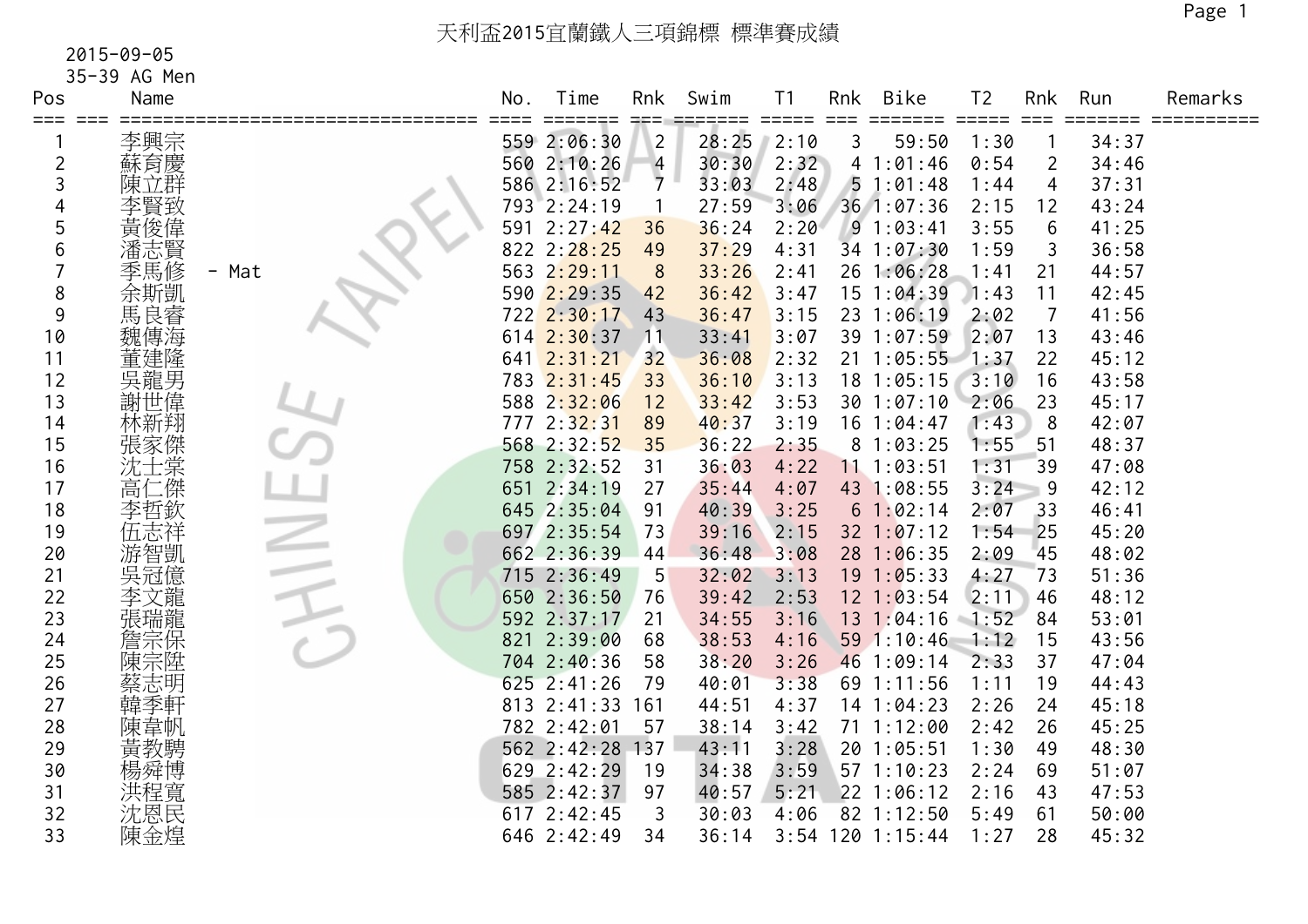# 天利盃2015宜蘭鐵人三項錦標 標準賽成績

2015-09-05

35-39 AG Men

| Pos | Name | No. | Time | Rnk | Swim | T1 | Rnk | Bike | T2 | Rnk | Run | Remarks |
|---|---|---|---|---|---|---|---|---|---|---|---|---|
| 1 | 李興宗 | 559 | 2:06:30 | 2 | 28:25 | 2:10 | 3 | 59:50 | 1:30 | 1 | 34:37 | |
| 2 | 蘇育慶 | 560 | 2:10:26 | 4 | 30:30 | 2:32 | 4 | 1:01:46 | 0:54 | 2 | 34:46 | |
| 3 | 陳立群 | 586 | 2:16:52 | 7 | 33:03 | 2:48 | 5 | 1:01:48 | 1:44 | 4 | 37:31 | |
| 4 | 李賢致 | 793 | 2:24:19 | 1 | 27:59 | 3:06 | 36 | 1:07:36 | 2:15 | 12 | 43:24 | |
| 5 | 黃俊偉 | 591 | 2:27:42 | 36 | 36:24 | 2:20 | 9 | 1:03:41 | 3:55 | 6 | 41:25 | |
| 6 | 潘志賢 | 822 | 2:28:25 | 49 | 37:29 | 4:31 | 34 | 1:07:30 | 1:59 | 3 | 36:58 | |
| 7 | 季馬修 - Mat | 563 | 2:29:11 | 8 | 33:26 | 2:41 | 26 | 1:06:28 | 1:41 | 21 | 44:57 | |
| 8 | 余斯凱 | 590 | 2:29:35 | 42 | 36:42 | 3:47 | 15 | 1:04:39 | 1:43 | 11 | 42:45 | |
| 9 | 馬良睿 | 722 | 2:30:17 | 43 | 36:47 | 3:15 | 23 | 1:06:19 | 2:02 | 7 | 41:56 | |
| 10 | 魏傳海 | 614 | 2:30:37 | 11 | 33:41 | 3:07 | 39 | 1:07:59 | 2:07 | 13 | 43:46 | |
| 11 | 董建隆 | 641 | 2:31:21 | 32 | 36:08 | 2:32 | 21 | 1:05:55 | 1:37 | 22 | 45:12 | |
| 12 | 吳龍男 | 783 | 2:31:45 | 33 | 36:10 | 3:13 | 18 | 1:05:15 | 3:10 | 16 | 43:58 | |
| 13 | 謝世偉 | 588 | 2:32:06 | 12 | 33:42 | 3:53 | 30 | 1:07:10 | 2:06 | 23 | 45:17 | |
| 14 | 林新翔 | 777 | 2:32:31 | 89 | 40:37 | 3:19 | 16 | 1:04:47 | 1:43 | 8 | 42:07 | |
| 15 | 張家傑 | 568 | 2:32:52 | 35 | 36:22 | 2:35 | 8 | 1:03:25 | 1:55 | 51 | 48:37 | |
| 16 | 沈士棠 | 758 | 2:32:52 | 31 | 36:03 | 4:22 | 11 | 1:03:51 | 1:31 | 39 | 47:08 | |
| 17 | 高仁傑 | 651 | 2:34:19 | 27 | 35:44 | 4:07 | 43 | 1:08:55 | 3:24 | 9 | 42:12 | |
| 18 | 李哲欽 | 645 | 2:35:04 | 91 | 40:39 | 3:25 | 6 | 1:02:14 | 2:07 | 33 | 46:41 | |
| 19 | 伍志祥 | 697 | 2:35:54 | 73 | 39:16 | 2:15 | 32 | 1:07:12 | 1:54 | 25 | 45:20 | |
| 20 | 游智凱 | 662 | 2:36:39 | 44 | 36:48 | 3:08 | 28 | 1:06:35 | 2:09 | 45 | 48:02 | |
| 21 | 吳冠億 | 715 | 2:36:49 | 5 | 32:02 | 3:13 | 19 | 1:05:33 | 4:27 | 73 | 51:36 | |
| 22 | 李文龍 | 650 | 2:36:50 | 76 | 39:42 | 2:53 | 12 | 1:03:54 | 2:11 | 46 | 48:12 | |
| 23 | 張瑞龍 | 592 | 2:37:17 | 21 | 34:55 | 3:16 | 13 | 1:04:16 | 1:52 | 84 | 53:01 | |
| 24 | 詹宗保 | 821 | 2:39:00 | 68 | 38:53 | 4:16 | 59 | 1:10:46 | 1:12 | 15 | 43:56 | |
| 25 | 陳宗陞 | 704 | 2:40:36 | 58 | 38:20 | 3:26 | 46 | 1:09:14 | 2:33 | 37 | 47:04 | |
| 26 | 蔡志明 | 625 | 2:41:26 | 79 | 40:01 | 3:38 | 69 | 1:11:56 | 1:11 | 19 | 44:43 | |
| 27 | 韓季軒 | 813 | 2:41:33 | 161 | 44:51 | 4:37 | 14 | 1:04:23 | 2:26 | 24 | 45:18 | |
| 28 | 陳韋帆 | 782 | 2:42:01 | 57 | 38:14 | 3:42 | 71 | 1:12:00 | 2:42 | 26 | 45:25 | |
| 29 | 黃教騁 | 562 | 2:42:28 | 137 | 43:11 | 3:28 | 20 | 1:05:51 | 1:30 | 49 | 48:30 | |
| 30 | 楊舜博 | 629 | 2:42:29 | 19 | 34:38 | 3:59 | 57 | 1:10:23 | 2:24 | 69 | 51:07 | |
| 31 | 洪程寬 | 585 | 2:42:37 | 97 | 40:57 | 5:21 | 22 | 1:06:12 | 2:16 | 43 | 47:53 | |
| 32 | 沈恩民 | 617 | 2:42:45 | 3 | 30:03 | 4:06 | 82 | 1:12:50 | 5:49 | 61 | 50:00 | |
| 33 | 陳金煌 | 646 | 2:42:49 | 34 | 36:14 | 3:54 | 120 | 1:15:44 | 1:27 | 28 | 45:32 | |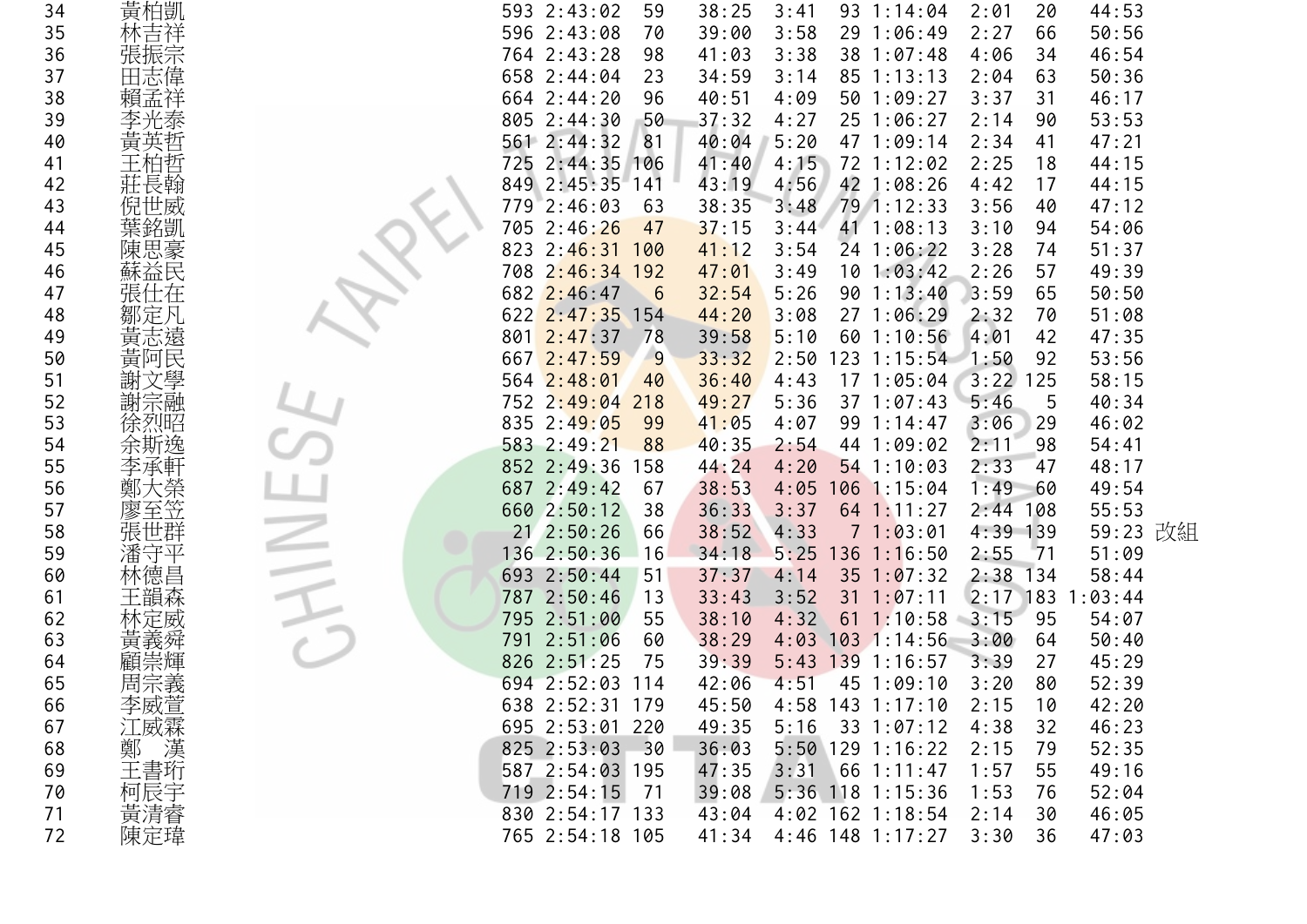| | | | | | | | | | | | | | |
|---|---|---|---|---|---|---|---|---|---|---|---|---|---|
| 34 | 黃柏凱 | 593 | 2:43:02 | 59 | 38:25 | 3:41 | 93 | 1:14:04 | 2:01 | 20 | 44:53 | |
| 35 | 林吉祥 | 596 | 2:43:08 | 70 | 39:00 | 3:58 | 29 | 1:06:49 | 2:27 | 66 | 50:56 | |
| 36 | 張振宗 | 764 | 2:43:28 | 98 | 41:03 | 3:38 | 38 | 1:07:48 | 4:06 | 34 | 46:54 | |
| 37 | 田志偉 | 658 | 2:44:04 | 23 | 34:59 | 3:14 | 85 | 1:13:13 | 2:04 | 63 | 50:36 | |
| 38 | 賴孟祥 | 664 | 2:44:20 | 96 | 40:51 | 4:09 | 50 | 1:09:27 | 3:37 | 31 | 46:17 | |
| 39 | 李光泰 | 805 | 2:44:30 | 50 | 37:32 | 4:27 | 25 | 1:06:27 | 2:14 | 90 | 53:53 | |
| 40 | 黃英哲 | 561 | 2:44:32 | 81 | 40:04 | 5:20 | 47 | 1:09:14 | 2:34 | 41 | 47:21 | |
| 41 | 王柏哲 | 725 | 2:44:35 | 106 | 41:40 | 4:15 | 72 | 1:12:02 | 2:25 | 18 | 44:15 | |
| 42 | 莊長翰 | 849 | 2:45:35 | 141 | 43:19 | 4:56 | 42 | 1:08:26 | 4:42 | 17 | 44:15 | |
| 43 | 倪世威 | 779 | 2:46:03 | 63 | 38:35 | 3:48 | 79 | 1:12:33 | 3:56 | 40 | 47:12 | |
| 44 | 葉銘凱 | 705 | 2:46:26 | 47 | 37:15 | 3:44 | 41 | 1:08:13 | 3:10 | 94 | 54:06 | |
| 45 | 陳思豪 | 823 | 2:46:31 | 100 | 41:12 | 3:54 | 24 | 1:06:22 | 3:28 | 74 | 51:37 | |
| 46 | 蘇益民 | 708 | 2:46:34 | 192 | 47:01 | 3:49 | 10 | 1:03:42 | 2:26 | 57 | 49:39 | |
| 47 | 張仕在 | 682 | 2:46:47 | 6 | 32:54 | 5:26 | 90 | 1:13:40 | 3:59 | 65 | 50:50 | |
| 48 | 鄒定凡 | 622 | 2:47:35 | 154 | 44:20 | 3:08 | 27 | 1:06:29 | 2:32 | 70 | 51:08 | |
| 49 | 黃志遠 | 801 | 2:47:37 | 78 | 39:58 | 5:10 | 60 | 1:10:56 | 4:01 | 42 | 47:35 | |
| 50 | 黃阿民 | 667 | 2:47:59 | 9 | 33:32 | 2:50 | 123 | 1:15:54 | 1:50 | 92 | 53:56 | |
| 51 | 謝文學 | 564 | 2:48:01 | 40 | 36:40 | 4:43 | 17 | 1:05:04 | 3:22 | 125 | 58:15 | |
| 52 | 謝宗融 | 752 | 2:49:04 | 218 | 49:27 | 5:36 | 37 | 1:07:43 | 5:46 | 5 | 40:34 | |
| 53 | 徐烈昭 | 835 | 2:49:05 | 99 | 41:05 | 4:07 | 99 | 1:14:47 | 3:06 | 29 | 46:02 | |
| 54 | 余斯逸 | 583 | 2:49:21 | 88 | 40:35 | 2:54 | 44 | 1:09:02 | 2:11 | 98 | 54:41 | |
| 55 | 李承軒 | 852 | 2:49:36 | 158 | 44:24 | 4:20 | 54 | 1:10:03 | 2:33 | 47 | 48:17 | |
| 56 | 鄭大榮 | 687 | 2:49:42 | 67 | 38:53 | 4:05 | 106 | 1:15:04 | 1:49 | 60 | 49:54 | |
| 57 | 廖至笠 | 660 | 2:50:12 | 38 | 36:33 | 3:37 | 64 | 1:11:27 | 2:44 | 108 | 55:53 | |
| 58 | 張世群 | 21 | 2:50:26 | 66 | 38:52 | 4:33 | 7 | 1:03:01 | 4:39 | 139 | 59:23 | 改組 |
| 59 | 潘守平 | 136 | 2:50:36 | 16 | 34:18 | 5:25 | 136 | 1:16:50 | 2:55 | 71 | 51:09 | |
| 60 | 林德昌 | 693 | 2:50:44 | 51 | 37:37 | 4:14 | 35 | 1:07:32 | 2:38 | 134 | 58:44 | |
| 61 | 王韻森 | 787 | 2:50:46 | 13 | 33:43 | 3:52 | 31 | 1:07:11 | 2:17 | 183 | 1:03:44 | |
| 62 | 林定威 | 795 | 2:51:00 | 55 | 38:10 | 4:32 | 61 | 1:10:58 | 3:15 | 95 | 54:07 | |
| 63 | 黃義舜 | 791 | 2:51:06 | 60 | 38:29 | 4:03 | 103 | 1:14:56 | 3:00 | 64 | 50:40 | |
| 64 | 顧崇輝 | 826 | 2:51:25 | 75 | 39:39 | 5:43 | 139 | 1:16:57 | 3:39 | 27 | 45:29 | |
| 65 | 周宗義 | 694 | 2:52:03 | 114 | 42:06 | 4:51 | 45 | 1:09:10 | 3:20 | 80 | 52:39 | |
| 66 | 李威萱 | 638 | 2:52:31 | 179 | 45:50 | 4:58 | 143 | 1:17:10 | 2:15 | 10 | 42:20 | |
| 67 | 江威霖 | 695 | 2:53:01 | 220 | 49:35 | 5:16 | 33 | 1:07:12 | 4:38 | 32 | 46:23 | |
| 68 | 鄭　漢 | 825 | 2:53:03 | 30 | 36:03 | 5:50 | 129 | 1:16:22 | 2:15 | 79 | 52:35 | |
| 69 | 王書珩 | 587 | 2:54:03 | 195 | 47:35 | 3:31 | 66 | 1:11:47 | 1:57 | 55 | 49:16 | |
| 70 | 柯辰宇 | 719 | 2:54:15 | 71 | 39:08 | 5:36 | 118 | 1:15:36 | 1:53 | 76 | 52:04 | |
| 71 | 黃清睿 | 830 | 2:54:17 | 133 | 43:04 | 4:02 | 162 | 1:18:54 | 2:14 | 30 | 46:05 | |
| 72 | 陳定瑋 | 765 | 2:54:18 | 105 | 41:34 | 4:46 | 148 | 1:17:27 | 3:30 | 36 | 47:03 | |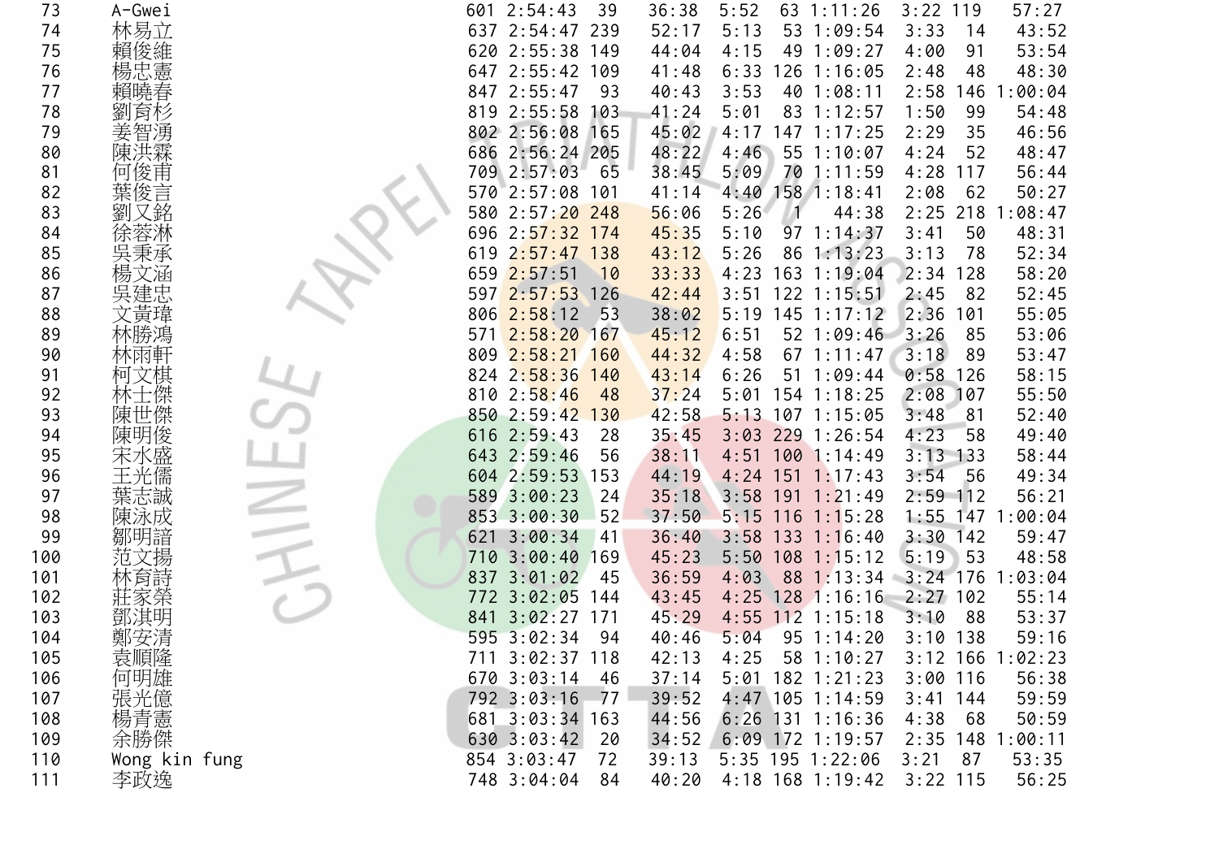| | | | | | | | | | | | | | |
|---|---|---|---|---|---|---|---|---|---|---|---|---|---|
| 73 | A-Gwei | 601 | 2:54:43 | 39 | 36:38 | 5:52 | 63 | 1:11:26 | 3:22 | 119 | 57:27 |
| 74 | 林易立 | 637 | 2:54:47 | 239 | 52:17 | 5:13 | 53 | 1:09:54 | 3:33 | 14 | 43:52 |
| 75 | 賴俊維 | 620 | 2:55:38 | 149 | 44:04 | 4:15 | 49 | 1:09:27 | 4:00 | 91 | 53:54 |
| 76 | 楊忠憲 | 647 | 2:55:42 | 109 | 41:48 | 6:33 | 126 | 1:16:05 | 2:48 | 48 | 48:30 |
| 77 | 賴曉春 | 847 | 2:55:47 | 93 | 40:43 | 3:53 | 40 | 1:08:11 | 2:58 | 146 | 1:00:04 |
| 78 | 劉育杉 | 819 | 2:55:58 | 103 | 41:24 | 5:01 | 83 | 1:12:57 | 1:50 | 99 | 54:48 |
| 79 | 姜智湧 | 802 | 2:56:08 | 165 | 45:02 | 4:17 | 147 | 1:17:25 | 2:29 | 35 | 46:56 |
| 80 | 陳洪霖 | 686 | 2:56:24 | 205 | 48:22 | 4:46 | 55 | 1:10:07 | 4:24 | 52 | 48:47 |
| 81 | 何俊甫 | 709 | 2:57:03 | 65 | 38:45 | 5:09 | 70 | 1:11:59 | 4:28 | 117 | 56:44 |
| 82 | 葉俊言 | 570 | 2:57:08 | 101 | 41:14 | 4:40 | 158 | 1:18:41 | 2:08 | 62 | 50:27 |
| 83 | 劉又銘 | 580 | 2:57:20 | 248 | 56:06 | 5:26 | 1 | 44:38 | 2:25 | 218 | 1:08:47 |
| 84 | 徐蓉淋 | 696 | 2:57:32 | 174 | 45:35 | 5:10 | 97 | 1:14:37 | 3:41 | 50 | 48:31 |
| 85 | 吳秉承 | 619 | 2:57:47 | 138 | 43:12 | 5:26 | 86 | 1:13:23 | 3:13 | 78 | 52:34 |
| 86 | 楊文涵 | 659 | 2:57:51 | 10 | 33:33 | 4:23 | 163 | 1:19:04 | 2:34 | 128 | 58:20 |
| 87 | 吳建忠 | 597 | 2:57:53 | 126 | 42:44 | 3:51 | 122 | 1:15:51 | 2:45 | 82 | 52:45 |
| 88 | 文責瑋 | 806 | 2:58:12 | 53 | 38:02 | 5:19 | 145 | 1:17:12 | 2:36 | 101 | 55:05 |
| 89 | 林勝鴻 | 571 | 2:58:20 | 167 | 45:12 | 6:51 | 52 | 1:09:46 | 3:26 | 85 | 53:06 |
| 90 | 林雨軒 | 809 | 2:58:21 | 160 | 44:32 | 4:58 | 67 | 1:11:47 | 3:18 | 89 | 53:47 |
| 91 | 柯文棋 | 824 | 2:58:36 | 140 | 43:14 | 6:26 | 51 | 1:09:44 | 0:58 | 126 | 58:15 |
| 92 | 林士傑 | 810 | 2:58:46 | 48 | 37:24 | 5:01 | 154 | 1:18:25 | 2:08 | 107 | 55:50 |
| 93 | 陳世傑 | 850 | 2:59:42 | 130 | 42:58 | 5:13 | 107 | 1:15:05 | 3:48 | 81 | 52:40 |
| 94 | 陳明俊 | 616 | 2:59:43 | 28 | 35:45 | 3:03 | 229 | 1:26:54 | 4:23 | 58 | 49:40 |
| 95 | 宋水盛 | 643 | 2:59:46 | 56 | 38:11 | 4:51 | 100 | 1:14:49 | 3:13 | 133 | 58:44 |
| 96 | 王光儒 | 604 | 2:59:53 | 153 | 44:19 | 4:24 | 151 | 1:17:43 | 3:54 | 56 | 49:34 |
| 97 | 葉志誠 | 589 | 3:00:23 | 24 | 35:18 | 3:58 | 191 | 1:21:49 | 2:59 | 112 | 56:21 |
| 98 | 陳泳成 | 853 | 3:00:30 | 52 | 37:50 | 5:15 | 116 | 1:15:28 | 1:55 | 147 | 1:00:04 |
| 99 | 鄒明諳 | 621 | 3:00:34 | 41 | 36:40 | 3:58 | 133 | 1:16:40 | 3:30 | 142 | 59:47 |
| 100 | 范文揚 | 710 | 3:00:40 | 169 | 45:23 | 5:50 | 108 | 1:15:12 | 5:19 | 53 | 48:58 |
| 101 | 林育詩 | 837 | 3:01:02 | 45 | 36:59 | 4:03 | 88 | 1:13:34 | 3:24 | 176 | 1:03:04 |
| 102 | 莊家榮 | 772 | 3:02:05 | 144 | 43:45 | 4:25 | 128 | 1:16:16 | 2:27 | 102 | 55:14 |
| 103 | 鄧淇明 | 841 | 3:02:27 | 171 | 45:29 | 4:55 | 112 | 1:15:18 | 3:10 | 88 | 53:37 |
| 104 | 鄭安清 | 595 | 3:02:34 | 94 | 40:46 | 5:04 | 95 | 1:14:20 | 3:10 | 138 | 59:16 |
| 105 | 袁順隆 | 711 | 3:02:37 | 118 | 42:13 | 4:25 | 58 | 1:10:27 | 3:12 | 166 | 1:02:23 |
| 106 | 何明雄 | 670 | 3:03:14 | 46 | 37:14 | 5:01 | 182 | 1:21:23 | 3:00 | 116 | 56:38 |
| 107 | 張光億 | 792 | 3:03:16 | 77 | 39:52 | 4:47 | 105 | 1:14:59 | 3:41 | 144 | 59:59 |
| 108 | 楊青憲 | 681 | 3:03:34 | 163 | 44:56 | 6:26 | 131 | 1:16:36 | 4:38 | 68 | 50:59 |
| 109 | 余勝傑 | 630 | 3:03:42 | 20 | 34:52 | 6:09 | 172 | 1:19:57 | 2:35 | 148 | 1:00:11 |
| 110 | Wong kin fung | 854 | 3:03:47 | 72 | 39:13 | 5:35 | 195 | 1:22:06 | 3:21 | 87 | 53:35 |
| 111 | 李政逸 | 748 | 3:04:04 | 84 | 40:20 | 4:18 | 168 | 1:19:42 | 3:22 | 115 | 56:25 |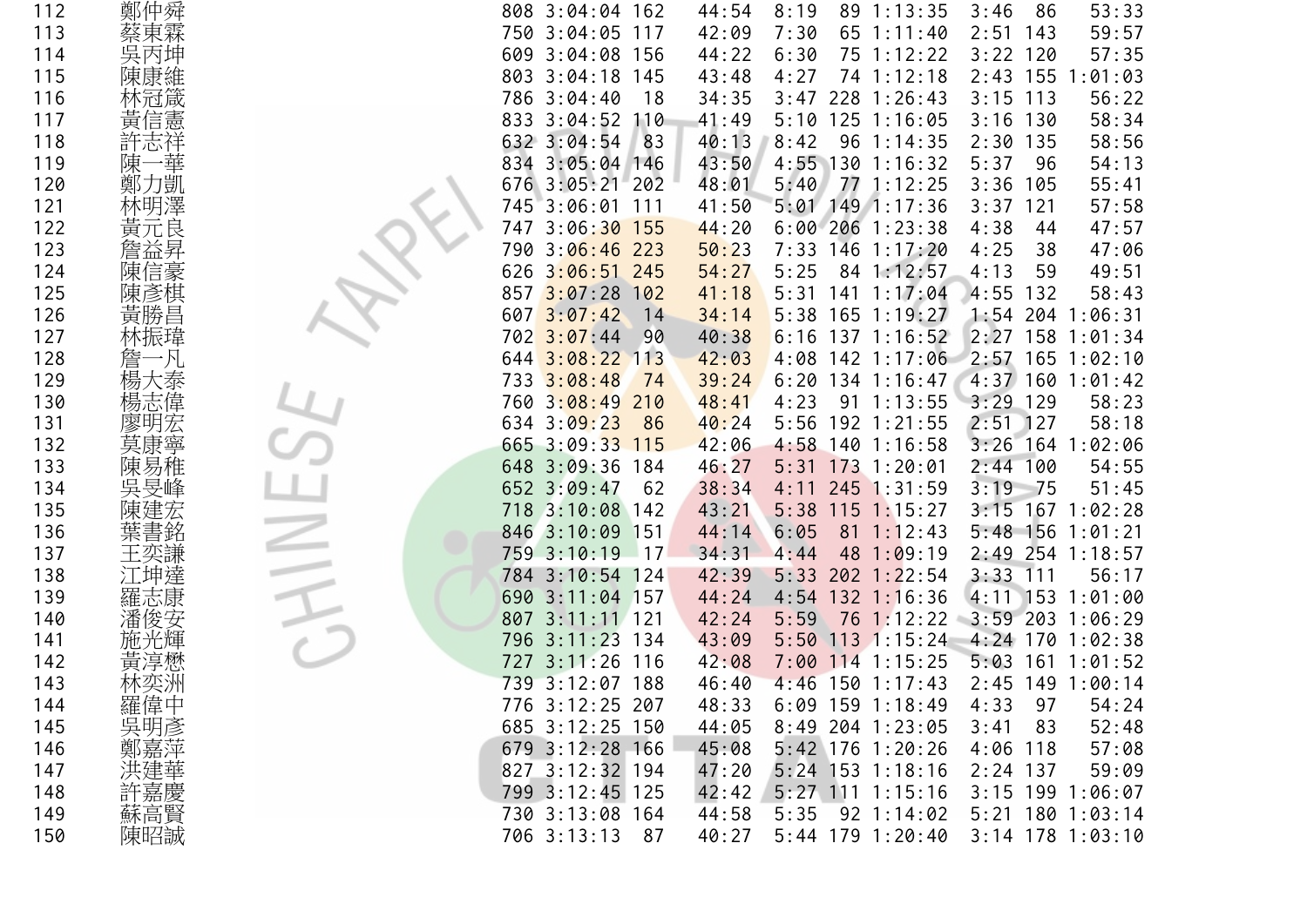| | | | | | | | | | | | | |
|---|---|---|---|---|---|---|---|---|---|---|---|---|
| 112 | 鄭仲舜 | 808 | 3:04:04 | 162 | 44:54 | 8:19 | 89 | 1:13:35 | 3:46 | 86 | 53:33 |
| 113 | 蔡東霖 | 750 | 3:04:05 | 117 | 42:09 | 7:30 | 65 | 1:11:40 | 2:51 | 143 | 59:57 |
| 114 | 吳丙坤 | 609 | 3:04:08 | 156 | 44:22 | 6:30 | 75 | 1:12:22 | 3:22 | 120 | 57:35 |
| 115 | 陳康維 | 803 | 3:04:18 | 145 | 43:48 | 4:27 | 74 | 1:12:18 | 2:43 | 155 | 1:01:03 |
| 116 | 林冠箴 | 786 | 3:04:40 | 18 | 34:35 | 3:47 | 228 | 1:26:43 | 3:15 | 113 | 56:22 |
| 117 | 黃信憲 | 833 | 3:04:52 | 110 | 41:49 | 5:10 | 125 | 1:16:05 | 3:16 | 130 | 58:34 |
| 118 | 許志祥 | 632 | 3:04:54 | 83 | 40:13 | 8:42 | 96 | 1:14:35 | 2:30 | 135 | 58:56 |
| 119 | 陳一華 | 834 | 3:05:04 | 146 | 43:50 | 4:55 | 130 | 1:16:32 | 5:37 | 96 | 54:13 |
| 120 | 鄭力凱 | 676 | 3:05:21 | 202 | 48:01 | 5:40 | 77 | 1:12:25 | 3:36 | 105 | 55:41 |
| 121 | 林明澤 | 745 | 3:06:01 | 111 | 41:50 | 5:01 | 149 | 1:17:36 | 3:37 | 121 | 57:58 |
| 122 | 黃元良 | 747 | 3:06:30 | 155 | 44:20 | 6:00 | 206 | 1:23:38 | 4:38 | 44 | 47:57 |
| 123 | 詹益昇 | 790 | 3:06:46 | 223 | 50:23 | 7:33 | 146 | 1:17:20 | 4:25 | 38 | 47:06 |
| 124 | 陳信豪 | 626 | 3:06:51 | 245 | 54:27 | 5:25 | 84 | 1:12:57 | 4:13 | 59 | 49:51 |
| 125 | 陳彥棋 | 857 | 3:07:28 | 102 | 41:18 | 5:31 | 141 | 1:17:04 | 4:55 | 132 | 58:43 |
| 126 | 黃勝昌 | 607 | 3:07:42 | 14 | 34:14 | 5:38 | 165 | 1:19:27 | 1:54 | 204 | 1:06:31 |
| 127 | 林振瑋 | 702 | 3:07:44 | 90 | 40:38 | 6:16 | 137 | 1:16:52 | 2:27 | 158 | 1:01:34 |
| 128 | 詹一凡 | 644 | 3:08:22 | 113 | 42:03 | 4:08 | 142 | 1:17:06 | 2:57 | 165 | 1:02:10 |
| 129 | 楊大泰 | 733 | 3:08:48 | 74 | 39:24 | 6:20 | 134 | 1:16:47 | 4:37 | 160 | 1:01:42 |
| 130 | 楊志偉 | 760 | 3:08:49 | 210 | 48:41 | 4:23 | 91 | 1:13:55 | 3:29 | 129 | 58:23 |
| 131 | 廖明宏 | 634 | 3:09:23 | 86 | 40:24 | 5:56 | 192 | 1:21:55 | 2:51 | 127 | 58:18 |
| 132 | 莫康寧 | 665 | 3:09:33 | 115 | 42:06 | 4:58 | 140 | 1:16:58 | 3:26 | 164 | 1:02:06 |
| 133 | 陳易稚 | 648 | 3:09:36 | 184 | 46:27 | 5:31 | 173 | 1:20:01 | 2:44 | 100 | 54:55 |
| 134 | 吳旻峰 | 652 | 3:09:47 | 62 | 38:34 | 4:11 | 245 | 1:31:59 | 3:19 | 75 | 51:45 |
| 135 | 陳建宏 | 718 | 3:10:08 | 142 | 43:21 | 5:38 | 115 | 1:15:27 | 3:15 | 167 | 1:02:28 |
| 136 | 葉書銘 | 846 | 3:10:09 | 151 | 44:14 | 6:05 | 81 | 1:12:43 | 5:48 | 156 | 1:01:21 |
| 137 | 王奕謙 | 759 | 3:10:19 | 17 | 34:31 | 4:44 | 48 | 1:09:19 | 2:49 | 254 | 1:18:57 |
| 138 | 江坤達 | 784 | 3:10:54 | 124 | 42:39 | 5:33 | 202 | 1:22:54 | 3:33 | 111 | 56:17 |
| 139 | 羅志康 | 690 | 3:11:04 | 157 | 44:24 | 4:54 | 132 | 1:16:36 | 4:11 | 153 | 1:01:00 |
| 140 | 潘俊安 | 807 | 3:11:11 | 121 | 42:24 | 5:59 | 76 | 1:12:22 | 3:59 | 203 | 1:06:29 |
| 141 | 施光輝 | 796 | 3:11:23 | 134 | 43:09 | 5:50 | 113 | 1:15:24 | 4:24 | 170 | 1:02:38 |
| 142 | 黃淳懋 | 727 | 3:11:26 | 116 | 42:08 | 7:00 | 114 | 1:15:25 | 5:03 | 161 | 1:01:52 |
| 143 | 林奕洲 | 739 | 3:12:07 | 188 | 46:40 | 4:46 | 150 | 1:17:43 | 2:45 | 149 | 1:00:14 |
| 144 | 羅偉中 | 776 | 3:12:25 | 207 | 48:33 | 6:09 | 159 | 1:18:49 | 4:33 | 97 | 54:24 |
| 145 | 吳明彥 | 685 | 3:12:25 | 150 | 44:05 | 8:49 | 204 | 1:23:05 | 3:41 | 83 | 52:48 |
| 146 | 鄭嘉萍 | 679 | 3:12:28 | 166 | 45:08 | 5:42 | 176 | 1:20:26 | 4:06 | 118 | 57:08 |
| 147 | 洪建華 | 827 | 3:12:32 | 194 | 47:20 | 5:24 | 153 | 1:18:16 | 2:24 | 137 | 59:09 |
| 148 | 許嘉慶 | 799 | 3:12:45 | 125 | 42:42 | 5:27 | 111 | 1:15:16 | 3:15 | 199 | 1:06:07 |
| 149 | 蘇高賢 | 730 | 3:13:08 | 164 | 44:58 | 5:35 | 92 | 1:14:02 | 5:21 | 180 | 1:03:14 |
| 150 | 陳昭誠 | 706 | 3:13:13 | 87 | 40:27 | 5:44 | 179 | 1:20:40 | 3:14 | 178 | 1:03:10 |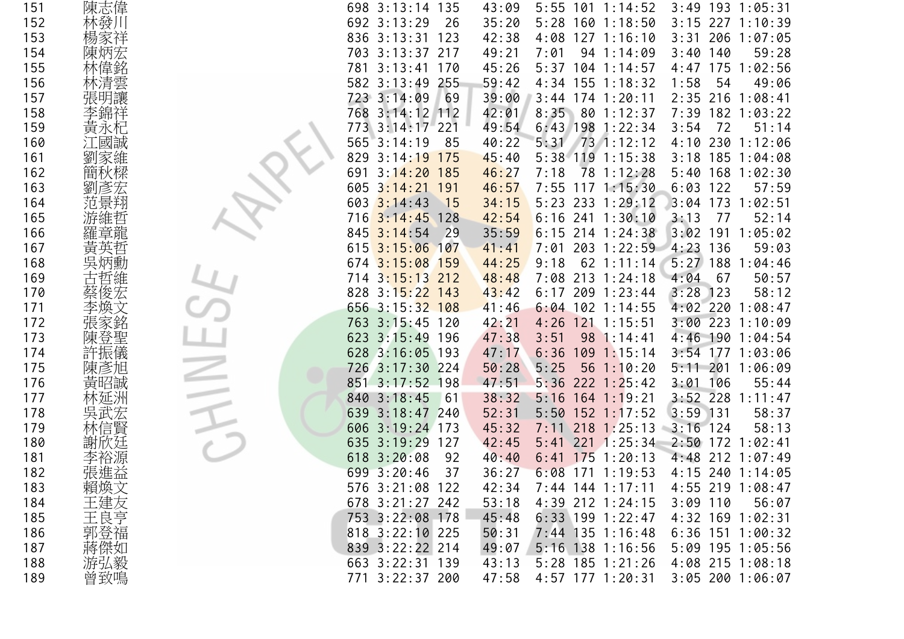| | | | | | | | | | | | | |
|---|---|---|---|---|---|---|---|---|---|---|---|---|
| 151 | 陳志偉 | 698 | 3:13:14 | 135 | 43:09 | 5:55 | 101 | 1:14:52 | 3:49 | 193 | 1:05:31 |
| 152 | 林發川 | 692 | 3:13:29 | 26 | 35:20 | 5:28 | 160 | 1:18:50 | 3:15 | 227 | 1:10:39 |
| 153 | 楊家祥 | 836 | 3:13:31 | 123 | 42:38 | 4:08 | 127 | 1:16:10 | 3:31 | 206 | 1:07:05 |
| 154 | 陳炳宏 | 703 | 3:13:37 | 217 | 49:21 | 7:01 | 94 | 1:14:09 | 3:40 | 140 | 59:28 |
| 155 | 林偉銘 | 781 | 3:13:41 | 170 | 45:26 | 5:37 | 104 | 1:14:57 | 4:47 | 175 | 1:02:56 |
| 156 | 林清雲 | 582 | 3:13:49 | 255 | 59:42 | 4:34 | 155 | 1:18:32 | 1:58 | 54 | 49:06 |
| 157 | 張明讓 | 723 | 3:14:09 | 69 | 39:00 | 3:44 | 174 | 1:20:11 | 2:35 | 216 | 1:08:41 |
| 158 | 李錦祥 | 768 | 3:14:12 | 112 | 42:01 | 8:35 | 80 | 1:12:37 | 7:39 | 182 | 1:03:22 |
| 159 | 黃永杞 | 773 | 3:14:17 | 221 | 49:54 | 6:43 | 198 | 1:22:34 | 3:54 | 72 | 51:14 |
| 160 | 江國誠 | 565 | 3:14:19 | 85 | 40:22 | 5:31 | 73 | 1:12:12 | 4:10 | 230 | 1:12:06 |
| 161 | 劉家維 | 829 | 3:14:19 | 175 | 45:40 | 5:38 | 119 | 1:15:38 | 3:18 | 185 | 1:04:08 |
| 162 | 簡秋樑 | 691 | 3:14:20 | 185 | 46:27 | 7:18 | 78 | 1:12:28 | 5:40 | 168 | 1:02:30 |
| 163 | 劉彥宏 | 605 | 3:14:21 | 191 | 46:57 | 7:55 | 117 | 1:15:30 | 6:03 | 122 | 57:59 |
| 164 | 范景翔 | 603 | 3:14:43 | 15 | 34:15 | 5:23 | 233 | 1:29:12 | 3:04 | 173 | 1:02:51 |
| 165 | 游維哲 | 716 | 3:14:45 | 128 | 42:54 | 6:16 | 241 | 1:30:10 | 3:13 | 77 | 52:14 |
| 166 | 羅章龍 | 845 | 3:14:54 | 29 | 35:59 | 6:15 | 214 | 1:24:38 | 3:02 | 191 | 1:05:02 |
| 167 | 黃英哲 | 615 | 3:15:06 | 107 | 41:41 | 7:01 | 203 | 1:22:59 | 4:23 | 136 | 59:03 |
| 168 | 吳炳勳 | 674 | 3:15:08 | 159 | 44:25 | 9:18 | 62 | 1:11:14 | 5:27 | 188 | 1:04:46 |
| 169 | 古哲維 | 714 | 3:15:13 | 212 | 48:48 | 7:08 | 213 | 1:24:18 | 4:04 | 67 | 50:57 |
| 170 | 蔡俊宏 | 828 | 3:15:22 | 143 | 43:42 | 6:17 | 209 | 1:23:44 | 3:28 | 123 | 58:12 |
| 171 | 李煥文 | 656 | 3:15:32 | 108 | 41:46 | 6:04 | 102 | 1:14:55 | 4:02 | 220 | 1:08:47 |
| 172 | 張家銘 | 763 | 3:15:45 | 120 | 42:21 | 4:26 | 121 | 1:15:51 | 3:00 | 223 | 1:10:09 |
| 173 | 陳登聖 | 623 | 3:15:49 | 196 | 47:38 | 3:51 | 98 | 1:14:41 | 4:46 | 190 | 1:04:54 |
| 174 | 許振儀 | 628 | 3:16:05 | 193 | 47:17 | 6:36 | 109 | 1:15:14 | 3:54 | 177 | 1:03:06 |
| 175 | 陳彥旭 | 726 | 3:17:30 | 224 | 50:28 | 5:25 | 56 | 1:10:20 | 5:11 | 201 | 1:06:09 |
| 176 | 黃昭誠 | 851 | 3:17:52 | 198 | 47:51 | 5:36 | 222 | 1:25:42 | 3:01 | 106 | 55:44 |
| 177 | 林延洲 | 840 | 3:18:45 | 61 | 38:32 | 5:16 | 164 | 1:19:21 | 3:52 | 228 | 1:11:47 |
| 178 | 吳武宏 | 639 | 3:18:47 | 240 | 52:31 | 5:50 | 152 | 1:17:52 | 3:59 | 131 | 58:37 |
| 179 | 林信賢 | 606 | 3:19:24 | 173 | 45:32 | 7:11 | 218 | 1:25:13 | 3:16 | 124 | 58:13 |
| 180 | 謝欣廷 | 635 | 3:19:29 | 127 | 42:45 | 5:41 | 221 | 1:25:34 | 2:50 | 172 | 1:02:41 |
| 181 | 李裕源 | 618 | 3:20:08 | 92 | 40:40 | 6:41 | 175 | 1:20:13 | 4:48 | 212 | 1:07:49 |
| 182 | 張進益 | 699 | 3:20:46 | 37 | 36:27 | 6:08 | 171 | 1:19:53 | 4:15 | 240 | 1:14:05 |
| 183 | 賴煥文 | 576 | 3:21:08 | 122 | 42:34 | 7:44 | 144 | 1:17:11 | 4:55 | 219 | 1:08:47 |
| 184 | 王建友 | 678 | 3:21:27 | 242 | 53:18 | 4:39 | 212 | 1:24:15 | 3:09 | 110 | 56:07 |
| 185 | 王良亨 | 753 | 3:22:08 | 178 | 45:48 | 6:33 | 199 | 1:22:47 | 4:32 | 169 | 1:02:31 |
| 186 | 郭登福 | 818 | 3:22:10 | 225 | 50:31 | 7:44 | 135 | 1:16:48 | 6:36 | 151 | 1:00:32 |
| 187 | 蔣傑如 | 839 | 3:22:22 | 214 | 49:07 | 5:16 | 138 | 1:16:56 | 5:09 | 195 | 1:05:56 |
| 188 | 游弘毅 | 663 | 3:22:31 | 139 | 43:13 | 5:28 | 185 | 1:21:26 | 4:08 | 215 | 1:08:18 |
| 189 | 曾致鳴 | 771 | 3:22:37 | 200 | 47:58 | 4:57 | 177 | 1:20:31 | 3:05 | 200 | 1:06:07 |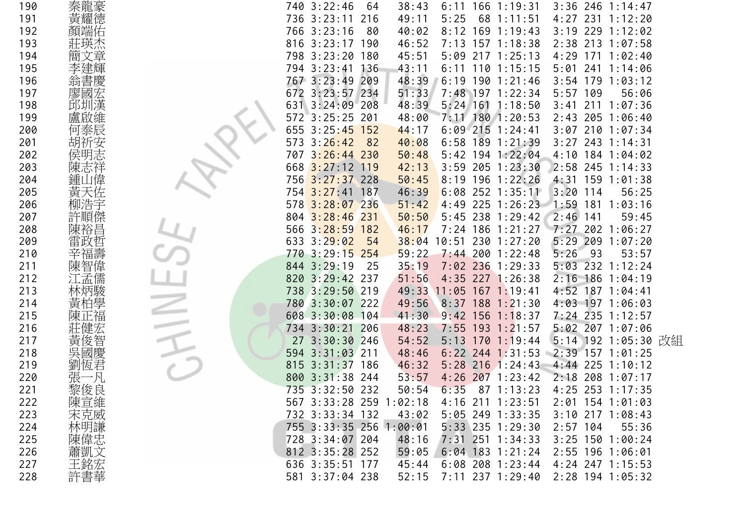| | | | | | | | | | | | | | |
|---|---|---|---|---|---|---|---|---|---|---|---|---|---|
| 190 | 秦龍豪 | 740 | 3:22:46 | 64 | 38:43 | 6:11 | 166 | 1:19:31 | 3:36 | 246 | 1:14:47 | |
| 191 | 黃耀德 | 736 | 3:23:11 | 216 | 49:11 | 5:25 | 68 | 1:11:51 | 4:27 | 231 | 1:12:20 | |
| 192 | 顏端佑 | 766 | 3:23:16 | 80 | 40:02 | 8:12 | 169 | 1:19:43 | 3:19 | 229 | 1:12:02 | |
| 193 | 莊瑛杰 | 816 | 3:23:17 | 190 | 46:52 | 7:13 | 157 | 1:18:38 | 2:38 | 213 | 1:07:58 | |
| 194 | 簡文章 | 798 | 3:23:20 | 180 | 45:51 | 5:09 | 217 | 1:25:13 | 4:29 | 171 | 1:02:40 | |
| 195 | 李建輝 | 794 | 3:23:41 | 136 | 43:11 | 6:11 | 110 | 1:15:15 | 5:01 | 241 | 1:14:06 | |
| 196 | 翁書慶 | 767 | 3:23:49 | 209 | 48:39 | 6:19 | 190 | 1:21:46 | 3:54 | 179 | 1:03:12 | |
| 197 | 廖國宏 | 672 | 3:23:57 | 234 | 51:33 | 7:48 | 197 | 1:22:34 | 5:57 | 109 | 56:06 | |
| 198 | 邱圳漢 | 631 | 3:24:09 | 208 | 48:39 | 5:24 | 161 | 1:18:50 | 3:41 | 211 | 1:07:36 | |
| 199 | 盧啟維 | 572 | 3:25:25 | 201 | 48:00 | 7:11 | 180 | 1:20:53 | 2:43 | 205 | 1:06:40 | |
| 200 | 何泰辰 | 655 | 3:25:45 | 152 | 44:17 | 6:09 | 215 | 1:24:41 | 3:07 | 210 | 1:07:34 | |
| 201 | 胡祈安 | 573 | 3:26:42 | 82 | 40:08 | 6:58 | 189 | 1:21:39 | 3:27 | 243 | 1:14:31 | |
| 202 | 侯明志 | 707 | 3:26:44 | 230 | 50:48 | 5:42 | 194 | 1:22:04 | 4:10 | 184 | 1:04:02 | |
| 203 | 陳志祥 | 668 | 3:27:12 | 119 | 42:13 | 3:59 | 205 | 1:23:30 | 2:58 | 245 | 1:14:33 | |
| 204 | 鍾山偉 | 756 | 3:27:37 | 228 | 50:45 | 8:19 | 196 | 1:22:26 | 4:31 | 159 | 1:01:38 | |
| 205 | 黃天佐 | 754 | 3:27:41 | 187 | 46:39 | 6:08 | 252 | 1:35:11 | 3:20 | 114 | 56:25 | |
| 206 | 柳浩宇 | 578 | 3:28:07 | 236 | 51:42 | 4:49 | 225 | 1:26:23 | 1:59 | 181 | 1:03:16 | |
| 207 | 許順傑 | 804 | 3:28:46 | 231 | 50:50 | 5:45 | 238 | 1:29:42 | 2:46 | 141 | 59:45 | |
| 208 | 陳裕昌 | 566 | 3:28:59 | 182 | 46:17 | 7:24 | 186 | 1:21:27 | 7:27 | 202 | 1:06:27 | |
| 209 | 雷政哲 | 633 | 3:29:02 | 54 | 38:04 | 10:51 | 230 | 1:27:20 | 5:29 | 209 | 1:07:20 | |
| 210 | 辛福壽 | 770 | 3:29:15 | 254 | 59:22 | 7:44 | 200 | 1:22:48 | 5:26 | 93 | 53:57 | |
| 211 | 陳智偉 | 844 | 3:29:19 | 25 | 35:19 | 7:02 | 236 | 1:29:33 | 5:03 | 232 | 1:12:24 | |
| 212 | 江孟儒 | 820 | 3:29:42 | 237 | 51:56 | 4:35 | 227 | 1:26:38 | 2:16 | 186 | 1:04:19 | |
| 213 | 林炳駿 | 738 | 3:29:50 | 219 | 49:33 | 11:05 | 167 | 1:19:41 | 4:52 | 187 | 1:04:41 | |
| 214 | 黃柏學 | 780 | 3:30:07 | 222 | 49:56 | 8:37 | 188 | 1:21:30 | 4:03 | 197 | 1:06:03 | |
| 215 | 陳正福 | 608 | 3:30:08 | 104 | 41:30 | 9:42 | 156 | 1:18:37 | 7:24 | 235 | 1:12:57 | |
| 216 | 莊健宏 | 734 | 3:30:21 | 206 | 48:23 | 7:55 | 193 | 1:21:57 | 5:02 | 207 | 1:07:06 | |
| 217 | 黃俊智 | 27 | 3:30:30 | 246 | 54:52 | 5:13 | 170 | 1:19:44 | 5:14 | 192 | 1:05:30 | 改組 |
| 218 | 吳國慶 | 594 | 3:31:03 | 211 | 48:46 | 6:22 | 244 | 1:31:53 | 2:39 | 157 | 1:01:25 | |
| 219 | 劉恆君 | 815 | 3:31:37 | 186 | 46:32 | 5:28 | 216 | 1:24:43 | 4:44 | 225 | 1:10:12 | |
| 220 | 張一凡 | 800 | 3:31:38 | 244 | 53:57 | 4:26 | 207 | 1:23:42 | 2:18 | 208 | 1:07:17 | |
| 221 | 黎俊良 | 735 | 3:32:50 | 232 | 50:54 | 6:35 | 87 | 1:13:23 | 4:25 | 253 | 1:17:35 | |
| 222 | 陳宣維 | 567 | 3:33:28 | 259 | 1:02:18 | 4:16 | 211 | 1:23:51 | 2:01 | 154 | 1:01:03 | |
| 223 | 宋克威 | 732 | 3:33:34 | 132 | 43:02 | 5:05 | 249 | 1:33:35 | 3:10 | 217 | 1:08:43 | |
| 224 | 林明謙 | 755 | 3:33:35 | 256 | 1:00:01 | 5:33 | 235 | 1:29:30 | 2:57 | 104 | 55:36 | |
| 225 | 陳偉忠 | 728 | 3:34:07 | 204 | 48:16 | 7:31 | 251 | 1:34:33 | 3:25 | 150 | 1:00:24 | |
| 226 | 蕭凱文 | 812 | 3:35:28 | 252 | 59:05 | 6:04 | 183 | 1:21:24 | 2:55 | 196 | 1:06:01 | |
| 227 | 王銘宏 | 636 | 3:35:51 | 177 | 45:44 | 6:08 | 208 | 1:23:44 | 4:24 | 247 | 1:15:53 | |
| 228 | 許書華 | 581 | 3:37:04 | 238 | 52:15 | 7:11 | 237 | 1:29:40 | 2:28 | 194 | 1:05:32 | |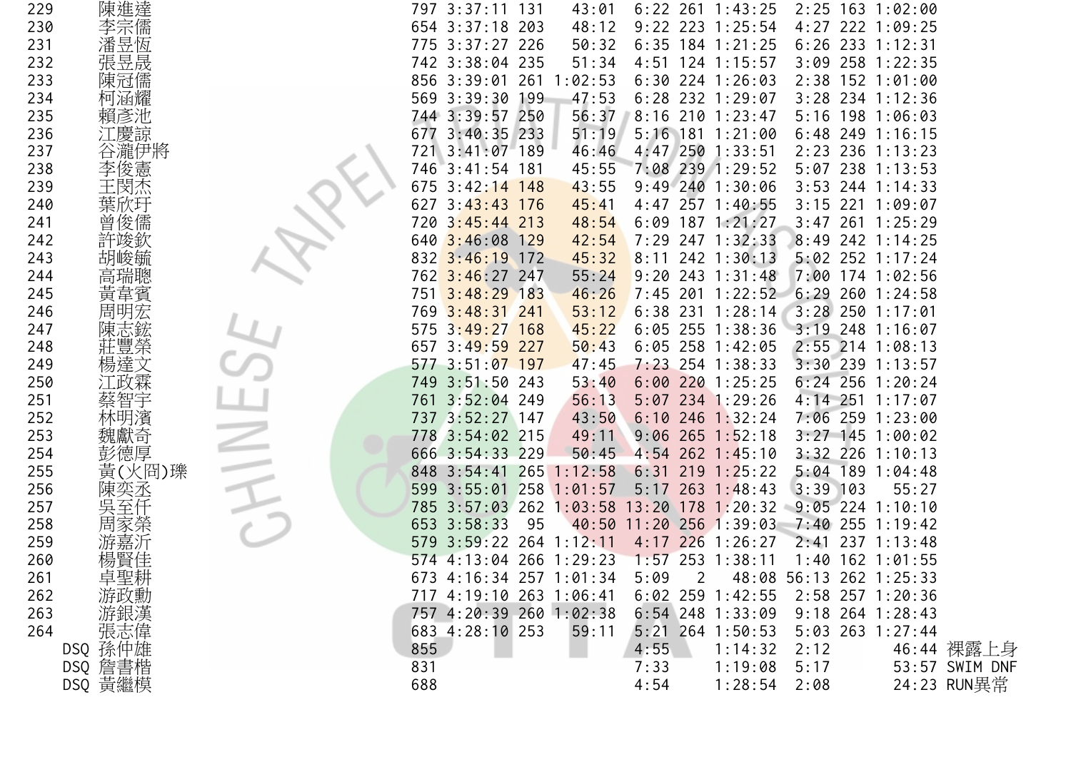| | | | | | | | | | | | | | |
|---|---|---|---|---|---|---|---|---|---|---|---|---|---|
| 229 | 陳進達 | 797 | 3:37:11 | 131 | 43:01 | 6:22 | 261 | 1:43:25 | 2:25 | 163 | 1:02:00 | |
| 230 | 李宗儒 | 654 | 3:37:18 | 203 | 48:12 | 9:22 | 223 | 1:25:54 | 4:27 | 222 | 1:09:25 | |
| 231 | 潘昱恆 | 775 | 3:37:27 | 226 | 50:32 | 6:35 | 184 | 1:21:25 | 6:26 | 233 | 1:12:31 | |
| 232 | 張昱晟 | 742 | 3:38:04 | 235 | 51:34 | 4:51 | 124 | 1:15:57 | 3:09 | 258 | 1:22:35 | |
| 233 | 陳冠儒 | 856 | 3:39:01 | 261 | 1:02:53 | 6:30 | 224 | 1:26:03 | 2:38 | 152 | 1:01:00 | |
| 234 | 柯涵耀 | 569 | 3:39:30 | 199 | 47:53 | 6:28 | 232 | 1:29:07 | 3:28 | 234 | 1:12:36 | |
| 235 | 賴彥池 | 744 | 3:39:57 | 250 | 56:37 | 8:16 | 210 | 1:23:47 | 5:16 | 198 | 1:06:03 | |
| 236 | 江慶諒 | 677 | 3:40:35 | 233 | 51:19 | 5:16 | 181 | 1:21:00 | 6:48 | 249 | 1:16:15 | |
| 237 | 谷瀧伊將 | 721 | 3:41:07 | 189 | 46:46 | 4:47 | 250 | 1:33:51 | 2:23 | 236 | 1:13:23 | |
| 238 | 李俊憲 | 746 | 3:41:54 | 181 | 45:55 | 7:08 | 239 | 1:29:52 | 5:07 | 238 | 1:13:53 | |
| 239 | 王閔杰 | 675 | 3:42:14 | 148 | 43:55 | 9:49 | 240 | 1:30:06 | 3:53 | 244 | 1:14:33 | |
| 240 | 葉欣玗 | 627 | 3:43:43 | 176 | 45:41 | 4:47 | 257 | 1:40:55 | 3:15 | 221 | 1:09:07 | |
| 241 | 曾俊儒 | 720 | 3:45:44 | 213 | 48:54 | 6:09 | 187 | 1:21:27 | 3:47 | 261 | 1:25:29 | |
| 242 | 許竣欽 | 640 | 3:46:08 | 129 | 42:54 | 7:29 | 247 | 1:32:33 | 8:49 | 242 | 1:14:25 | |
| 243 | 胡峻毓 | 832 | 3:46:19 | 172 | 45:32 | 8:11 | 242 | 1:30:13 | 5:02 | 252 | 1:17:24 | |
| 244 | 高瑞聰 | 762 | 3:46:27 | 247 | 55:24 | 9:20 | 243 | 1:31:48 | 7:00 | 174 | 1:02:56 | |
| 245 | 黃韋賓 | 751 | 3:48:29 | 183 | 46:26 | 7:45 | 201 | 1:22:52 | 6:29 | 260 | 1:24:58 | |
| 246 | 周明宏 | 769 | 3:48:31 | 241 | 53:12 | 6:38 | 231 | 1:28:14 | 3:28 | 250 | 1:17:01 | |
| 247 | 陳志鋐 | 575 | 3:49:27 | 168 | 45:22 | 6:05 | 255 | 1:38:36 | 3:19 | 248 | 1:16:07 | |
| 248 | 莊豐榮 | 657 | 3:49:59 | 227 | 50:43 | 6:05 | 258 | 1:42:05 | 2:55 | 214 | 1:08:13 | |
| 249 | 楊達文 | 577 | 3:51:07 | 197 | 47:45 | 7:23 | 254 | 1:38:33 | 3:30 | 239 | 1:13:57 | |
| 250 | 江政霖 | 749 | 3:51:50 | 243 | 53:40 | 6:00 | 220 | 1:25:25 | 6:24 | 256 | 1:20:24 | |
| 251 | 蔡智宇 | 761 | 3:52:04 | 249 | 56:13 | 5:07 | 234 | 1:29:26 | 4:14 | 251 | 1:17:07 | |
| 252 | 林明濱 | 737 | 3:52:27 | 147 | 43:50 | 6:10 | 246 | 1:32:24 | 7:06 | 259 | 1:23:00 | |
| 253 | 魏獻奇 | 778 | 3:54:02 | 215 | 49:11 | 9:06 | 265 | 1:52:18 | 3:27 | 145 | 1:00:02 | |
| 254 | 彭德厚 | 666 | 3:54:33 | 229 | 50:45 | 4:54 | 262 | 1:45:10 | 3:32 | 226 | 1:10:13 | |
| 255 | 黃(火冏)瓅 | 848 | 3:54:41 | 265 | 1:12:58 | 6:31 | 219 | 1:25:22 | 5:04 | 189 | 1:04:48 | |
| 256 | 陳奕丞 | 599 | 3:55:01 | 258 | 1:01:57 | 5:17 | 263 | 1:48:43 | 3:39 | 103 | 55:27 | |
| 257 | 吳至仟 | 785 | 3:57:03 | 262 | 1:03:58 | 13:20 | 178 | 1:20:32 | 9:05 | 224 | 1:10:10 | |
| 258 | 周家榮 | 653 | 3:58:33 | 95 | 40:50 | 11:20 | 256 | 1:39:03 | 7:40 | 255 | 1:19:42 | |
| 259 | 游嘉沂 | 579 | 3:59:22 | 264 | 1:12:11 | 4:17 | 226 | 1:26:27 | 2:41 | 237 | 1:13:48 | |
| 260 | 楊賢佳 | 574 | 4:13:04 | 266 | 1:29:23 | 1:57 | 253 | 1:38:11 | 1:40 | 162 | 1:01:55 | |
| 261 | 卓聖耕 | 673 | 4:16:34 | 257 | 1:01:34 | 5:09 | 2 | 48:08 | 56:13 | 262 | 1:25:33 | |
| 262 | 游政勳 | 717 | 4:19:10 | 263 | 1:06:41 | 6:02 | 259 | 1:42:55 | 2:58 | 257 | 1:20:36 | |
| 263 | 游銀漢 | 757 | 4:20:39 | 260 | 1:02:38 | 6:54 | 248 | 1:33:09 | 9:18 | 264 | 1:28:43 | |
| 264 | 張志偉 | 683 | 4:28:10 | 253 | 59:11 | 5:21 | 264 | 1:50:53 | 5:03 | 263 | 1:27:44 | |
| DSQ | 孫仲雄 | 855 | | | | 4:55 | | 1:14:32 | 2:12 | | 46:44 | 裸露上身 |
| DSQ | 詹書楷 | 831 | | | | 7:33 | | 1:19:08 | 5:17 | | 53:57 | SWIM DNF |
| DSQ | 黃繼模 | 688 | | | | 4:54 | | 1:28:54 | 2:08 | | 24:23 | RUN異常 |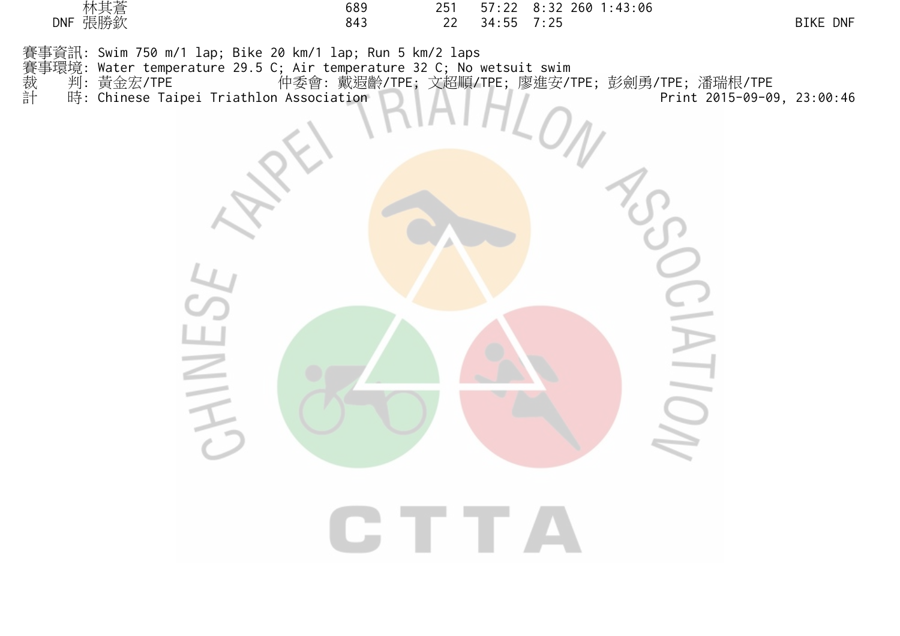| | | | | | | | | |
|---|---|---|---|---|---|---|---|---|
| | 林其蒼 | 689 | 251 | 57:22 | 8:32 | 260 | 1:43:06 | |
| DNF | 張勝欽 | 843 | 22 | 34:55 | 7:25 | | | BIKE DNF |

賽事資訊: Swim 750 m/1 lap; Bike 20 km/1 lap; Run 5 km/2 laps
賽事環境: Water temperature 29.5 C; Air temperature 32 C; No wetsuit swim
裁　　判: 黃金宏/TPE　　　　　　仲委會: 戴遐齡/TPE; 文超順/TPE; 廖進安/TPE; 彭劍勇/TPE; 潘瑞根/TPE
計　　時: Chinese Taipei Triathlon Association　　　　　　Print 2015-09-09, 23:00:46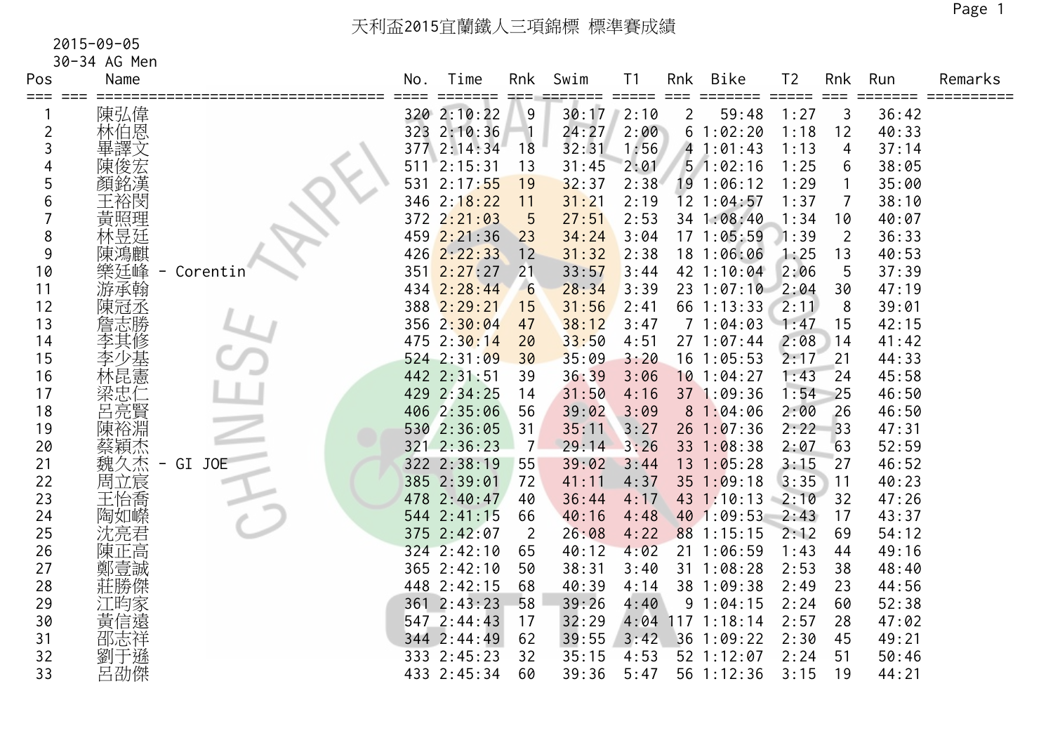# 天利盃2015宜蘭鐵人三項錦標 標準賽成績

2015-09-05

30-34 AG Men

| Pos | Name | No. | Time | Rnk | Swim | T1 | Rnk | Bike | T2 | Rnk | Run | Remarks |
|---|---|---|---|---|---|---|---|---|---|---|---|---|
| 1 | 陳弘偉 | 320 | 2:10:22 | 9 | 30:17 | 2:10 | 2 | 59:48 | 1:27 | 3 | 36:42 | |
| 2 | 林伯恩 | 323 | 2:10:36 | 1 | 24:27 | 2:00 | 6 | 1:02:20 | 1:18 | 12 | 40:33 | |
| 3 | 畢譯文 | 377 | 2:14:34 | 18 | 32:31 | 1:56 | 4 | 1:01:43 | 1:13 | 4 | 37:14 | |
| 4 | 陳俊宏 | 511 | 2:15:31 | 13 | 31:45 | 2:01 | 5 | 1:02:16 | 1:25 | 6 | 38:05 | |
| 5 | 顏銘漢 | 531 | 2:17:55 | 19 | 32:37 | 2:38 | 19 | 1:06:12 | 1:29 | 1 | 35:00 | |
| 6 | 王裕閔 | 346 | 2:18:22 | 11 | 31:21 | 2:19 | 12 | 1:04:57 | 1:37 | 7 | 38:10 | |
| 7 | 黃照理 | 372 | 2:21:03 | 5 | 27:51 | 2:53 | 34 | 1:08:40 | 1:34 | 10 | 40:07 | |
| 8 | 林昱廷 | 459 | 2:21:36 | 23 | 34:24 | 3:04 | 17 | 1:05:59 | 1:39 | 2 | 36:33 | |
| 9 | 陳鴻麒 | 426 | 2:22:33 | 12 | 31:32 | 2:38 | 18 | 1:06:06 | 1:25 | 13 | 40:53 | |
| 10 | 樂廷峰 - Corentin | 351 | 2:27:27 | 21 | 33:57 | 3:44 | 42 | 1:10:04 | 2:06 | 5 | 37:39 | |
| 11 | 游承翰 | 434 | 2:28:44 | 6 | 28:34 | 3:39 | 23 | 1:07:10 | 2:04 | 30 | 47:19 | |
| 12 | 陳冠丞 | 388 | 2:29:21 | 15 | 31:56 | 2:41 | 66 | 1:13:33 | 2:11 | 8 | 39:01 | |
| 13 | 詹志勝 | 356 | 2:30:04 | 47 | 38:12 | 3:47 | 7 | 1:04:03 | 1:47 | 15 | 42:15 | |
| 14 | 李其修 | 475 | 2:30:14 | 20 | 33:50 | 4:51 | 27 | 1:07:44 | 2:08 | 14 | 41:42 | |
| 15 | 李少基 | 524 | 2:31:09 | 30 | 35:09 | 3:20 | 16 | 1:05:53 | 2:17 | 21 | 44:33 | |
| 16 | 林昆憲 | 442 | 2:31:51 | 39 | 36:39 | 3:06 | 10 | 1:04:27 | 1:43 | 24 | 45:58 | |
| 17 | 梁忠仁 | 429 | 2:34:25 | 14 | 31:50 | 4:16 | 37 | 1:09:36 | 1:54 | 25 | 46:50 | |
| 18 | 呂亮賢 | 406 | 2:35:06 | 56 | 39:02 | 3:09 | 8 | 1:04:06 | 2:00 | 26 | 46:50 | |
| 19 | 陳裕淵 | 530 | 2:36:05 | 31 | 35:11 | 3:27 | 26 | 1:07:36 | 2:22 | 33 | 47:31 | |
| 20 | 蔡穎杰 | 321 | 2:36:23 | 7 | 29:14 | 3:26 | 33 | 1:08:38 | 2:07 | 63 | 52:59 | |
| 21 | 魏久杰 - GI JOE | 322 | 2:38:19 | 55 | 39:02 | 3:44 | 13 | 1:05:28 | 3:15 | 27 | 46:52 | |
| 22 | 周立宸 | 385 | 2:39:01 | 72 | 41:11 | 4:37 | 35 | 1:09:18 | 3:35 | 11 | 40:23 | |
| 23 | 王怡喬 | 478 | 2:40:47 | 40 | 36:44 | 4:17 | 43 | 1:10:13 | 2:10 | 32 | 47:26 | |
| 24 | 陶如嶸 | 544 | 2:41:15 | 66 | 40:16 | 4:48 | 40 | 1:09:53 | 2:43 | 17 | 43:37 | |
| 25 | 沈亮君 | 375 | 2:42:07 | 2 | 26:08 | 4:22 | 88 | 1:15:15 | 2:12 | 69 | 54:12 | |
| 26 | 陳正高 | 324 | 2:42:10 | 65 | 40:12 | 4:02 | 21 | 1:06:59 | 1:43 | 44 | 49:16 | |
| 27 | 鄭壹誠 | 365 | 2:42:10 | 50 | 38:31 | 3:40 | 31 | 1:08:28 | 2:53 | 38 | 48:40 | |
| 28 | 莊勝傑 | 448 | 2:42:15 | 68 | 40:39 | 4:14 | 38 | 1:09:38 | 2:49 | 23 | 44:56 | |
| 29 | 江昀家 | 361 | 2:43:23 | 58 | 39:26 | 4:40 | 9 | 1:04:15 | 2:24 | 60 | 52:38 | |
| 30 | 黃信遠 | 547 | 2:44:43 | 17 | 32:29 | 4:04 | 117 | 1:18:14 | 2:57 | 28 | 47:02 | |
| 31 | 邵志祥 | 344 | 2:44:49 | 62 | 39:55 | 3:42 | 36 | 1:09:22 | 2:30 | 45 | 49:21 | |
| 32 | 劉于遜 | 333 | 2:45:23 | 32 | 35:15 | 4:53 | 52 | 1:12:07 | 2:24 | 51 | 50:46 | |
| 33 | 呂劭傑 | 433 | 2:45:34 | 60 | 39:36 | 5:47 | 56 | 1:12:36 | 3:15 | 19 | 44:21 | |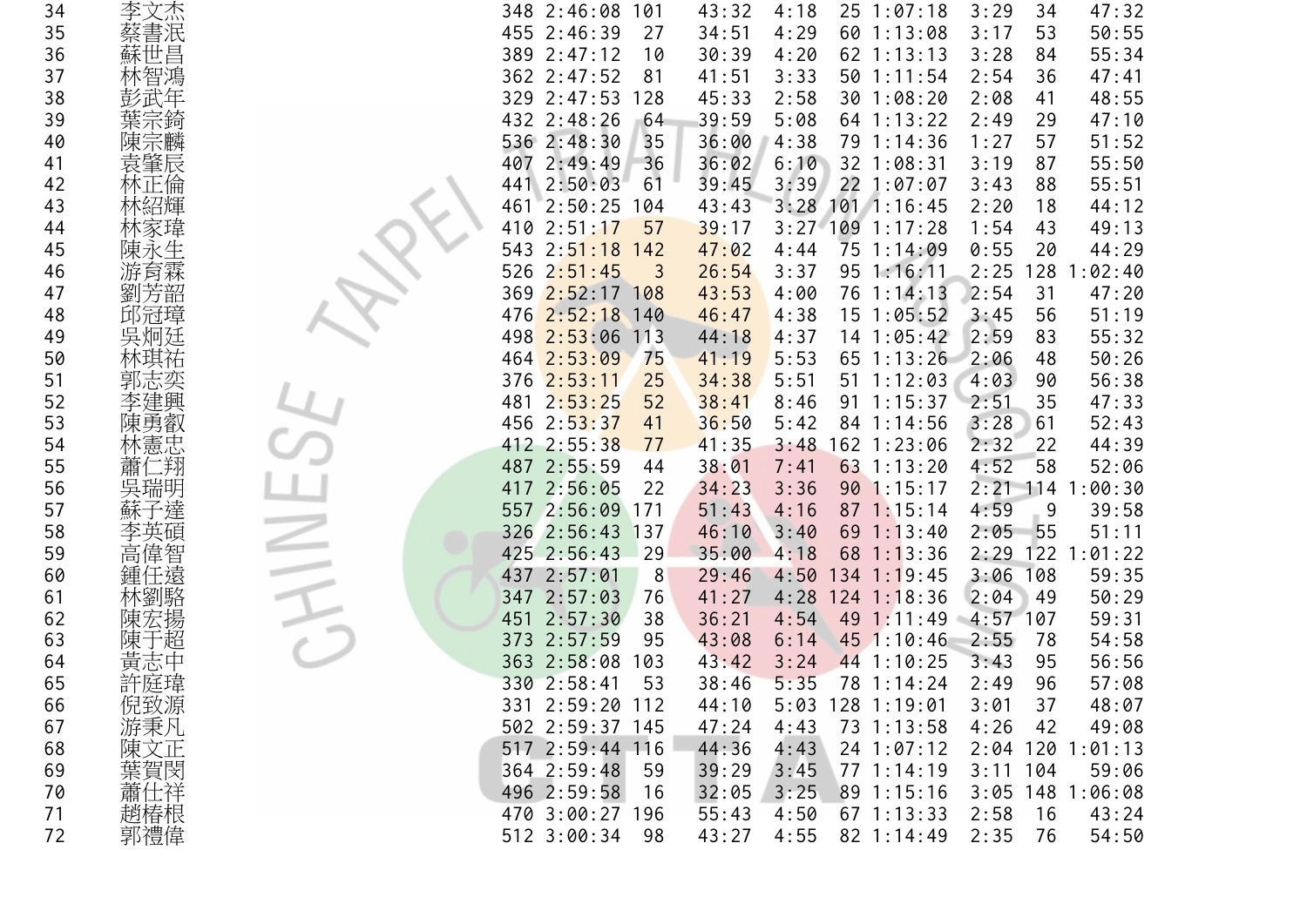| | | | | | | | | | | | | |
|---|---|---|---|---|---|---|---|---|---|---|---|---|
| 34 | 李文杰 | 348 | 2:46:08 | 101 | 43:32 | 4:18 | 25 | 1:07:18 | 3:29 | 34 | 47:32 |
| 35 | 蔡書泯 | 455 | 2:46:39 | 27 | 34:51 | 4:29 | 60 | 1:13:08 | 3:17 | 53 | 50:55 |
| 36 | 蘇世昌 | 389 | 2:47:12 | 10 | 30:39 | 4:20 | 62 | 1:13:13 | 3:28 | 84 | 55:34 |
| 37 | 林智鴻 | 362 | 2:47:52 | 81 | 41:51 | 3:33 | 50 | 1:11:54 | 2:54 | 36 | 47:41 |
| 38 | 彭武年 | 329 | 2:47:53 | 128 | 45:33 | 2:58 | 30 | 1:08:20 | 2:08 | 41 | 48:55 |
| 39 | 葉宗錡 | 432 | 2:48:26 | 64 | 39:59 | 5:08 | 64 | 1:13:22 | 2:49 | 29 | 47:10 |
| 40 | 陳宗麟 | 536 | 2:48:30 | 35 | 36:00 | 4:38 | 79 | 1:14:36 | 1:27 | 57 | 51:52 |
| 41 | 袁肇辰 | 407 | 2:49:49 | 36 | 36:02 | 6:10 | 32 | 1:08:31 | 3:19 | 87 | 55:50 |
| 42 | 林正倫 | 441 | 2:50:03 | 61 | 39:45 | 3:39 | 22 | 1:07:07 | 3:43 | 88 | 55:51 |
| 43 | 林紹輝 | 461 | 2:50:25 | 104 | 43:43 | 3:28 | 101 | 1:16:45 | 2:20 | 18 | 44:12 |
| 44 | 林家瑋 | 410 | 2:51:17 | 57 | 39:17 | 3:27 | 109 | 1:17:28 | 1:54 | 43 | 49:13 |
| 45 | 陳永生 | 543 | 2:51:18 | 142 | 47:02 | 4:44 | 75 | 1:14:09 | 0:55 | 20 | 44:29 |
| 46 | 游育霖 | 526 | 2:51:45 | 3 | 26:54 | 3:37 | 95 | 1:16:11 | 2:25 | 128 | 1:02:40 |
| 47 | 劉芳韶 | 369 | 2:52:17 | 108 | 43:53 | 4:00 | 76 | 1:14:13 | 2:54 | 31 | 47:20 |
| 48 | 邱冠璋 | 476 | 2:52:18 | 140 | 46:47 | 4:38 | 15 | 1:05:52 | 3:45 | 56 | 51:19 |
| 49 | 吳炯廷 | 498 | 2:53:06 | 113 | 44:18 | 4:37 | 14 | 1:05:42 | 2:59 | 83 | 55:32 |
| 50 | 林琪祐 | 464 | 2:53:09 | 75 | 41:19 | 5:53 | 65 | 1:13:26 | 2:06 | 48 | 50:26 |
| 51 | 郭志奕 | 376 | 2:53:11 | 25 | 34:38 | 5:51 | 51 | 1:12:03 | 4:03 | 90 | 56:38 |
| 52 | 李建興 | 481 | 2:53:25 | 52 | 38:41 | 8:46 | 91 | 1:15:37 | 2:51 | 35 | 47:33 |
| 53 | 陳勇叡 | 456 | 2:53:37 | 41 | 36:50 | 5:42 | 84 | 1:14:56 | 3:28 | 61 | 52:43 |
| 54 | 林憲忠 | 412 | 2:55:38 | 77 | 41:35 | 3:48 | 162 | 1:23:06 | 2:32 | 22 | 44:39 |
| 55 | 蕭仁翔 | 487 | 2:55:59 | 44 | 38:01 | 7:41 | 63 | 1:13:20 | 4:52 | 58 | 52:06 |
| 56 | 吳瑞明 | 417 | 2:56:05 | 22 | 34:23 | 3:36 | 90 | 1:15:17 | 2:21 | 114 | 1:00:30 |
| 57 | 蘇子達 | 557 | 2:56:09 | 171 | 51:43 | 4:16 | 87 | 1:15:14 | 4:59 | 9 | 39:58 |
| 58 | 李英碩 | 326 | 2:56:43 | 137 | 46:10 | 3:40 | 69 | 1:13:40 | 2:05 | 55 | 51:11 |
| 59 | 高偉智 | 425 | 2:56:43 | 29 | 35:00 | 4:18 | 68 | 1:13:36 | 2:29 | 122 | 1:01:22 |
| 60 | 鍾任遠 | 437 | 2:57:01 | 8 | 29:46 | 4:50 | 134 | 1:19:45 | 3:06 | 108 | 59:35 |
| 61 | 林劉駱 | 347 | 2:57:03 | 76 | 41:27 | 4:28 | 124 | 1:18:36 | 2:04 | 49 | 50:29 |
| 62 | 陳宏揚 | 451 | 2:57:30 | 38 | 36:21 | 4:54 | 49 | 1:11:49 | 4:57 | 107 | 59:31 |
| 63 | 陳于超 | 373 | 2:57:59 | 95 | 43:08 | 6:14 | 45 | 1:10:46 | 2:55 | 78 | 54:58 |
| 64 | 黃志中 | 363 | 2:58:08 | 103 | 43:42 | 3:24 | 44 | 1:10:25 | 3:43 | 95 | 56:56 |
| 65 | 許庭瑋 | 330 | 2:58:41 | 53 | 38:46 | 5:35 | 78 | 1:14:24 | 2:49 | 96 | 57:08 |
| 66 | 倪致源 | 331 | 2:59:20 | 112 | 44:10 | 5:03 | 128 | 1:19:01 | 3:01 | 37 | 48:07 |
| 67 | 游秉凡 | 502 | 2:59:37 | 145 | 47:24 | 4:43 | 73 | 1:13:58 | 4:26 | 42 | 49:08 |
| 68 | 陳文正 | 517 | 2:59:44 | 116 | 44:36 | 4:43 | 24 | 1:07:12 | 2:04 | 120 | 1:01:13 |
| 69 | 葉賀閔 | 364 | 2:59:48 | 59 | 39:29 | 3:45 | 77 | 1:14:19 | 3:11 | 104 | 59:06 |
| 70 | 蕭仕祥 | 496 | 2:59:58 | 16 | 32:05 | 3:25 | 89 | 1:15:16 | 3:05 | 148 | 1:06:08 |
| 71 | 趙椿根 | 470 | 3:00:27 | 196 | 55:43 | 4:50 | 67 | 1:13:33 | 2:58 | 16 | 43:24 |
| 72 | 郭禮偉 | 512 | 3:00:34 | 98 | 43:27 | 4:55 | 82 | 1:14:49 | 2:35 | 76 | 54:50 |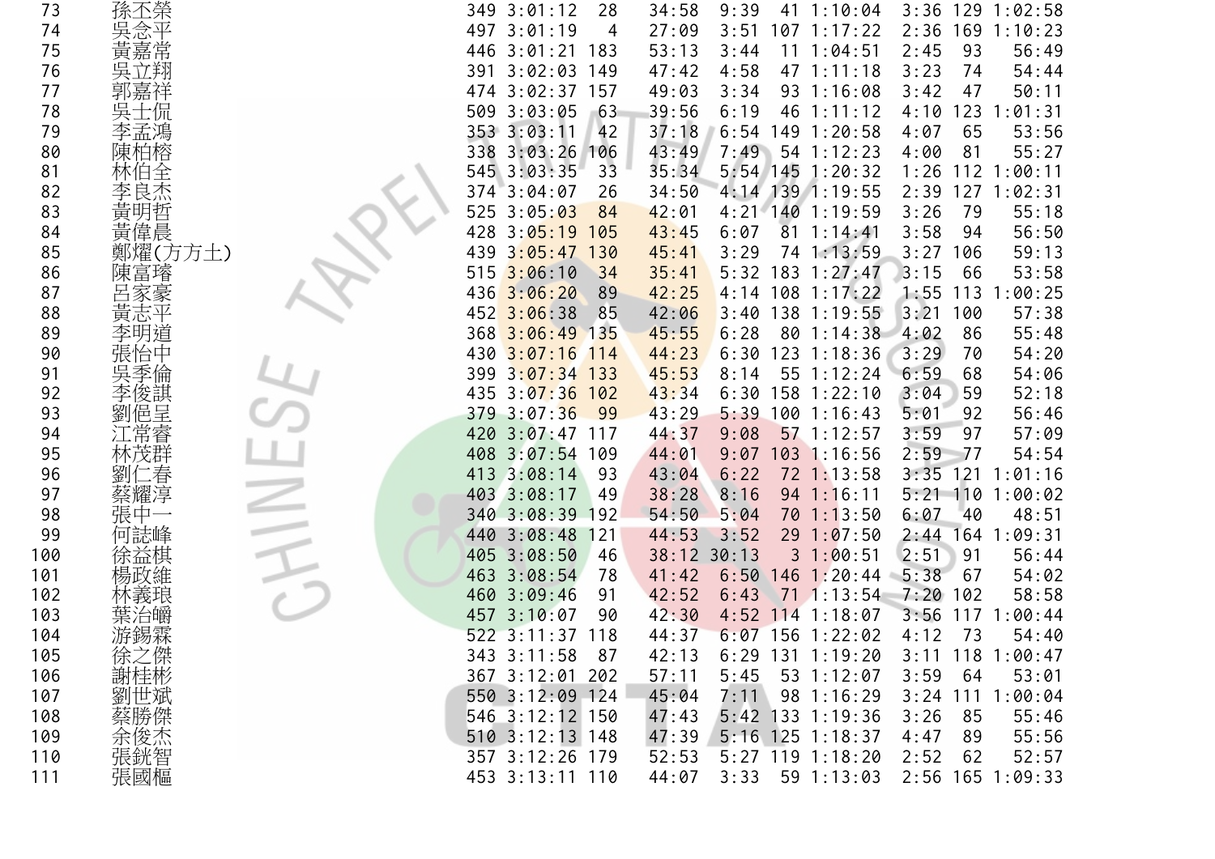| | | | | | | | | | | | | |
|---|---|---|---|---|---|---|---|---|---|---|---|---|
| 73 | 孫丕榮 | 349 | 3:01:12 | 28 | 34:58 | 9:39 | 41 | 1:10:04 | 3:36 | 129 | 1:02:58 |
| 74 | 吳念平 | 497 | 3:01:19 | 4 | 27:09 | 3:51 | 107 | 1:17:22 | 2:36 | 169 | 1:10:23 |
| 75 | 黃嘉常 | 446 | 3:01:21 | 183 | 53:13 | 3:44 | 11 | 1:04:51 | 2:45 | 93 | 56:49 |
| 76 | 吳立翔 | 391 | 3:02:03 | 149 | 47:42 | 4:58 | 47 | 1:11:18 | 3:23 | 74 | 54:44 |
| 77 | 郭嘉祥 | 474 | 3:02:37 | 157 | 49:03 | 3:34 | 93 | 1:16:08 | 3:42 | 47 | 50:11 |
| 78 | 吳士侃 | 509 | 3:03:05 | 63 | 39:56 | 6:19 | 46 | 1:11:12 | 4:10 | 123 | 1:01:31 |
| 79 | 李孟鴻 | 353 | 3:03:11 | 42 | 37:18 | 6:54 | 149 | 1:20:58 | 4:07 | 65 | 53:56 |
| 80 | 陳柏榕 | 338 | 3:03:26 | 106 | 43:49 | 7:49 | 54 | 1:12:23 | 4:00 | 81 | 55:27 |
| 81 | 林伯全 | 545 | 3:03:35 | 33 | 35:34 | 5:54 | 145 | 1:20:32 | 1:26 | 112 | 1:00:11 |
| 82 | 李良杰 | 374 | 3:04:07 | 26 | 34:50 | 4:14 | 139 | 1:19:55 | 2:39 | 127 | 1:02:31 |
| 83 | 黃明哲 | 525 | 3:05:03 | 84 | 42:01 | 4:21 | 140 | 1:19:59 | 3:26 | 79 | 55:18 |
| 84 | 黃偉晨 | 428 | 3:05:19 | 105 | 43:45 | 6:07 | 81 | 1:14:41 | 3:58 | 94 | 56:50 |
| 85 | 鄭燿(方方土) | 439 | 3:05:47 | 130 | 45:41 | 3:29 | 74 | 1:13:59 | 3:27 | 106 | 59:13 |
| 86 | 陳富璿 | 515 | 3:06:10 | 34 | 35:41 | 5:32 | 183 | 1:27:47 | 3:15 | 66 | 53:58 |
| 87 | 呂家豪 | 436 | 3:06:20 | 89 | 42:25 | 4:14 | 108 | 1:17:22 | 1:55 | 113 | 1:00:25 |
| 88 | 黃志平 | 452 | 3:06:38 | 85 | 42:06 | 3:40 | 138 | 1:19:55 | 3:21 | 100 | 57:38 |
| 89 | 李明道 | 368 | 3:06:49 | 135 | 45:55 | 6:28 | 80 | 1:14:38 | 4:02 | 86 | 55:48 |
| 90 | 張怡中 | 430 | 3:07:16 | 114 | 44:23 | 6:30 | 123 | 1:18:36 | 3:29 | 70 | 54:20 |
| 91 | 吳季倫 | 399 | 3:07:34 | 133 | 45:53 | 8:14 | 55 | 1:12:24 | 6:59 | 68 | 54:06 |
| 92 | 李俊諆 | 435 | 3:07:36 | 102 | 43:34 | 6:30 | 158 | 1:22:10 | 3:04 | 59 | 52:18 |
| 93 | 劉俋呈 | 379 | 3:07:36 | 99 | 43:29 | 5:39 | 100 | 1:16:43 | 5:01 | 92 | 56:46 |
| 94 | 江常睿 | 420 | 3:07:47 | 117 | 44:37 | 9:08 | 57 | 1:12:57 | 3:59 | 97 | 57:09 |
| 95 | 林茂群 | 408 | 3:07:54 | 109 | 44:01 | 9:07 | 103 | 1:16:56 | 2:59 | 77 | 54:54 |
| 96 | 劉仁春 | 413 | 3:08:14 | 93 | 43:04 | 6:22 | 72 | 1:13:58 | 3:35 | 121 | 1:01:16 |
| 97 | 蔡耀淳 | 403 | 3:08:17 | 49 | 38:28 | 8:16 | 94 | 1:16:11 | 5:21 | 110 | 1:00:02 |
| 98 | 張中一 | 340 | 3:08:39 | 192 | 54:50 | 5:04 | 70 | 1:13:50 | 6:07 | 40 | 48:51 |
| 99 | 何誌峰 | 440 | 3:08:48 | 121 | 44:53 | 3:52 | 29 | 1:07:50 | 2:44 | 164 | 1:09:31 |
| 100 | 徐益棋 | 405 | 3:08:50 | 46 | 38:12 | 30:13 | 3 | 1:00:51 | 2:51 | 91 | 56:44 |
| 101 | 楊政維 | 463 | 3:08:54 | 78 | 41:42 | 6:50 | 146 | 1:20:44 | 5:38 | 67 | 54:02 |
| 102 | 林義琅 | 460 | 3:09:46 | 91 | 42:52 | 6:43 | 71 | 1:13:54 | 7:20 | 102 | 58:58 |
| 103 | 葉治嶓 | 457 | 3:10:07 | 90 | 42:30 | 4:52 | 114 | 1:18:07 | 3:56 | 117 | 1:00:44 |
| 104 | 游錫霖 | 522 | 3:11:37 | 118 | 44:37 | 6:07 | 156 | 1:22:02 | 4:12 | 73 | 54:40 |
| 105 | 徐之傑 | 343 | 3:11:58 | 87 | 42:13 | 6:29 | 131 | 1:19:20 | 3:11 | 118 | 1:00:47 |
| 106 | 謝桂彬 | 367 | 3:12:01 | 202 | 57:11 | 5:45 | 53 | 1:12:07 | 3:59 | 64 | 53:01 |
| 107 | 劉世斌 | 550 | 3:12:09 | 124 | 45:04 | 7:11 | 98 | 1:16:29 | 3:24 | 111 | 1:00:04 |
| 108 | 蔡勝傑 | 546 | 3:12:12 | 150 | 47:43 | 5:42 | 133 | 1:19:36 | 3:26 | 85 | 55:46 |
| 109 | 余俊杰 | 510 | 3:12:13 | 148 | 47:39 | 5:16 | 125 | 1:18:37 | 4:47 | 89 | 55:56 |
| 110 | 張鉥智 | 357 | 3:12:26 | 179 | 52:53 | 5:27 | 119 | 1:18:20 | 2:52 | 62 | 52:57 |
| 111 | 張國樞 | 453 | 3:13:11 | 110 | 44:07 | 3:33 | 59 | 1:13:03 | 2:56 | 165 | 1:09:33 |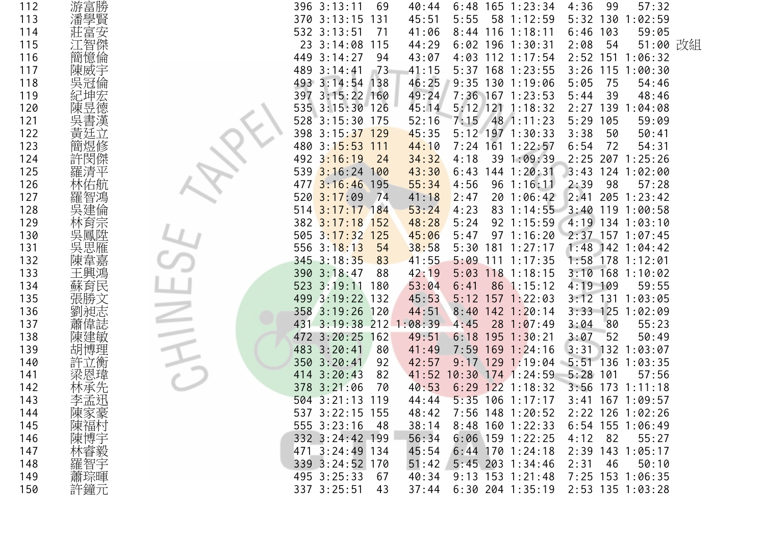| | | | | | | | | | | | | | |
|---|---|---|---|---|---|---|---|---|---|---|---|---|---|
| 112 | 游富勝 | 396 | 3:13:11 | 69 | 40:44 | 6:48 | 165 | 1:23:34 | 4:36 | 99 | 57:32 | |
| 113 | 潘學賢 | 370 | 3:13:15 | 131 | 45:51 | 5:55 | 58 | 1:12:59 | 5:32 | 130 | 1:02:59 | |
| 114 | 莊富安 | 532 | 3:13:51 | 71 | 41:06 | 8:44 | 116 | 1:18:11 | 6:46 | 103 | 59:05 | |
| 115 | 江智傑 | 23 | 3:14:08 | 115 | 44:29 | 6:02 | 196 | 1:30:31 | 2:08 | 54 | 51:00 | 改組 |
| 116 | 簡憶倫 | 449 | 3:14:27 | 94 | 43:07 | 4:03 | 112 | 1:17:54 | 2:52 | 151 | 1:06:32 | |
| 117 | 陳威宇 | 489 | 3:14:41 | 73 | 41:15 | 5:37 | 168 | 1:23:55 | 3:26 | 115 | 1:00:30 | |
| 118 | 吳冠倫 | 493 | 3:14:54 | 138 | 46:25 | 9:35 | 130 | 1:19:06 | 5:05 | 75 | 54:46 | |
| 119 | 紀坤宏 | 397 | 3:15:22 | 160 | 49:24 | 7:36 | 167 | 1:23:53 | 5:44 | 39 | 48:46 | |
| 120 | 陳昱德 | 535 | 3:15:30 | 126 | 45:14 | 5:12 | 121 | 1:18:32 | 2:27 | 139 | 1:04:08 | |
| 121 | 吳書漢 | 528 | 3:15:30 | 175 | 52:16 | 7:15 | 48 | 1:11:23 | 5:29 | 105 | 59:09 | |
| 122 | 黃廷立 | 398 | 3:15:37 | 129 | 45:35 | 5:12 | 197 | 1:30:33 | 3:38 | 50 | 50:41 | |
| 123 | 簡煜修 | 480 | 3:15:53 | 111 | 44:10 | 7:24 | 161 | 1:22:57 | 6:54 | 72 | 54:31 | |
| 124 | 許閔傑 | 492 | 3:16:19 | 24 | 34:32 | 4:18 | 39 | 1:09:39 | 2:25 | 207 | 1:25:26 | |
| 125 | 羅清平 | 539 | 3:16:24 | 100 | 43:30 | 6:43 | 144 | 1:20:31 | 3:43 | 124 | 1:02:00 | |
| 126 | 林佑航 | 477 | 3:16:46 | 195 | 55:34 | 4:56 | 96 | 1:16:11 | 2:39 | 98 | 57:28 | |
| 127 | 羅智鴻 | 520 | 3:17:09 | 74 | 41:18 | 2:47 | 20 | 1:06:42 | 2:41 | 205 | 1:23:42 | |
| 128 | 吳建倫 | 514 | 3:17:17 | 184 | 53:24 | 4:23 | 83 | 1:14:55 | 3:40 | 119 | 1:00:58 | |
| 129 | 林育宗 | 382 | 3:17:18 | 152 | 48:28 | 5:24 | 92 | 1:15:59 | 4:19 | 134 | 1:03:10 | |
| 130 | 吳鳳陞 | 505 | 3:17:32 | 125 | 45:06 | 5:47 | 97 | 1:16:20 | 2:37 | 157 | 1:07:45 | |
| 131 | 吳思雁 | 556 | 3:18:13 | 54 | 38:58 | 5:30 | 181 | 1:27:17 | 1:48 | 142 | 1:04:42 | |
| 132 | 陳韋嘉 | 345 | 3:18:35 | 83 | 41:55 | 5:09 | 111 | 1:17:35 | 1:58 | 178 | 1:12:01 | |
| 133 | 王興鴻 | 390 | 3:18:47 | 88 | 42:19 | 5:03 | 118 | 1:18:15 | 3:10 | 168 | 1:10:02 | |
| 134 | 蘇育民 | 523 | 3:19:11 | 180 | 53:04 | 6:41 | 86 | 1:15:12 | 4:19 | 109 | 59:55 | |
| 135 | 張勝文 | 499 | 3:19:22 | 132 | 45:53 | 5:12 | 157 | 1:22:03 | 3:12 | 131 | 1:03:05 | |
| 136 | 劉昶志 | 358 | 3:19:26 | 120 | 44:51 | 8:40 | 142 | 1:20:14 | 3:33 | 125 | 1:02:09 | |
| 137 | 蕭偉誌 | 431 | 3:19:38 | 212 | 1:08:39 | 4:45 | 28 | 1:07:49 | 3:04 | 80 | 55:23 | |
| 138 | 陳建敏 | 472 | 3:20:25 | 162 | 49:51 | 6:18 | 195 | 1:30:21 | 3:07 | 52 | 50:49 | |
| 139 | 胡博理 | 483 | 3:20:41 | 80 | 41:49 | 7:59 | 169 | 1:24:16 | 3:31 | 132 | 1:03:07 | |
| 140 | 許立衡 | 350 | 3:20:41 | 92 | 42:57 | 9:17 | 129 | 1:19:04 | 5:51 | 136 | 1:03:35 | |
| 141 | 梁恩瑋 | 414 | 3:20:43 | 82 | 41:52 | 10:30 | 174 | 1:24:59 | 5:28 | 101 | 57:56 | |
| 142 | 林承先 | 378 | 3:21:06 | 70 | 40:53 | 6:29 | 122 | 1:18:32 | 3:56 | 173 | 1:11:18 | |
| 143 | 李孟迅 | 504 | 3:21:13 | 119 | 44:44 | 5:35 | 106 | 1:17:17 | 3:41 | 167 | 1:09:57 | |
| 144 | 陳家豪 | 537 | 3:22:15 | 155 | 48:42 | 7:56 | 148 | 1:20:52 | 2:22 | 126 | 1:02:26 | |
| 145 | 陳福村 | 555 | 3:23:16 | 48 | 38:14 | 8:48 | 160 | 1:22:33 | 6:54 | 155 | 1:06:49 | |
| 146 | 陳博宇 | 332 | 3:24:42 | 199 | 56:34 | 6:06 | 159 | 1:22:25 | 4:12 | 82 | 55:27 | |
| 147 | 林睿毅 | 471 | 3:24:49 | 134 | 45:54 | 6:44 | 170 | 1:24:18 | 2:39 | 143 | 1:05:17 | |
| 148 | 羅智宇 | 339 | 3:24:52 | 170 | 51:42 | 5:45 | 203 | 1:34:46 | 2:31 | 46 | 50:10 | |
| 149 | 蕭琮暉 | 495 | 3:25:33 | 67 | 40:34 | 9:13 | 153 | 1:21:48 | 7:25 | 153 | 1:06:35 | |
| 150 | 許鐘元 | 337 | 3:25:51 | 43 | 37:44 | 6:30 | 204 | 1:35:19 | 2:53 | 135 | 1:03:28 | |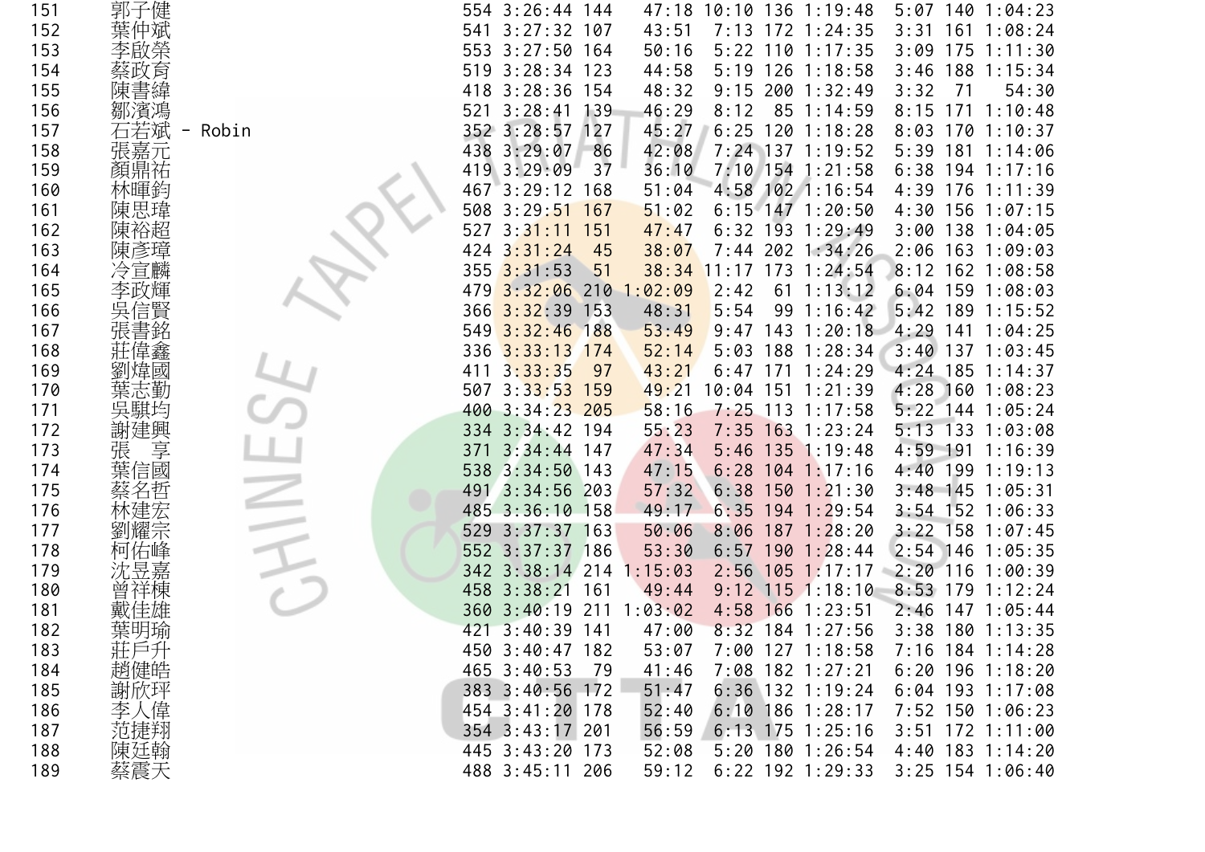| | | | | | | | | | | | | |
|---|---|---|---|---|---|---|---|---|---|---|---|---|
| 151 | 郭子健 | 554 | 3:26:44 | 144 | 47:18 | 10:10 | 136 | 1:19:48 | 5:07 | 140 | 1:04:23 |
| 152 | 葉仲斌 | 541 | 3:27:32 | 107 | 43:51 | 7:13 | 172 | 1:24:35 | 3:31 | 161 | 1:08:24 |
| 153 | 李啟榮 | 553 | 3:27:50 | 164 | 50:16 | 5:22 | 110 | 1:17:35 | 3:09 | 175 | 1:11:30 |
| 154 | 蔡政育 | 519 | 3:28:34 | 123 | 44:58 | 5:19 | 126 | 1:18:58 | 3:46 | 188 | 1:15:34 |
| 155 | 陳書緯 | 418 | 3:28:36 | 154 | 48:32 | 9:15 | 200 | 1:32:49 | 3:32 | 71 | 54:30 |
| 156 | 鄒濱鴻 | 521 | 3:28:41 | 139 | 46:29 | 8:12 | 85 | 1:14:59 | 8:15 | 171 | 1:10:48 |
| 157 | 石若斌 - Robin | 352 | 3:28:57 | 127 | 45:27 | 6:25 | 120 | 1:18:28 | 8:03 | 170 | 1:10:37 |
| 158 | 張嘉元 | 438 | 3:29:07 | 86 | 42:08 | 7:24 | 137 | 1:19:52 | 5:39 | 181 | 1:14:06 |
| 159 | 顏鼎祐 | 419 | 3:29:09 | 37 | 36:10 | 7:10 | 154 | 1:21:58 | 6:38 | 194 | 1:17:16 |
| 160 | 林暉鈞 | 467 | 3:29:12 | 168 | 51:04 | 4:58 | 102 | 1:16:54 | 4:39 | 176 | 1:11:39 |
| 161 | 陳思瑋 | 508 | 3:29:51 | 167 | 51:02 | 6:15 | 147 | 1:20:50 | 4:30 | 156 | 1:07:15 |
| 162 | 陳裕超 | 527 | 3:31:11 | 151 | 47:47 | 6:32 | 193 | 1:29:49 | 3:00 | 138 | 1:04:05 |
| 163 | 陳彥璋 | 424 | 3:31:24 | 45 | 38:07 | 7:44 | 202 | 1:34:26 | 2:06 | 163 | 1:09:03 |
| 164 | 冷宣麟 | 355 | 3:31:53 | 51 | 38:34 | 11:17 | 173 | 1:24:54 | 8:12 | 162 | 1:08:58 |
| 165 | 李政輝 | 479 | 3:32:06 | 210 | 1:02:09 | 2:42 | 61 | 1:13:12 | 6:04 | 159 | 1:08:03 |
| 166 | 吳信賢 | 366 | 3:32:39 | 153 | 48:31 | 5:54 | 99 | 1:16:42 | 5:42 | 189 | 1:15:52 |
| 167 | 張書銘 | 549 | 3:32:46 | 188 | 53:49 | 9:47 | 143 | 1:20:18 | 4:29 | 141 | 1:04:25 |
| 168 | 莊偉鑫 | 336 | 3:33:13 | 174 | 52:14 | 5:03 | 188 | 1:28:34 | 3:40 | 137 | 1:03:45 |
| 169 | 劉煒國 | 411 | 3:33:35 | 97 | 43:21 | 6:47 | 171 | 1:24:29 | 4:24 | 185 | 1:14:37 |
| 170 | 葉志勤 | 507 | 3:33:53 | 159 | 49:21 | 10:04 | 151 | 1:21:39 | 4:28 | 160 | 1:08:23 |
| 171 | 吳駪均 | 400 | 3:34:23 | 205 | 58:16 | 7:25 | 113 | 1:17:58 | 5:22 | 144 | 1:05:24 |
| 172 | 謝建興 | 334 | 3:34:42 | 194 | 55:23 | 7:35 | 163 | 1:23:24 | 5:13 | 133 | 1:03:08 |
| 173 | 張　享 | 371 | 3:34:44 | 147 | 47:34 | 5:46 | 135 | 1:19:48 | 4:59 | 191 | 1:16:39 |
| 174 | 葉信國 | 538 | 3:34:50 | 143 | 47:15 | 6:28 | 104 | 1:17:16 | 4:40 | 199 | 1:19:13 |
| 175 | 蔡名哲 | 491 | 3:34:56 | 203 | 57:32 | 6:38 | 150 | 1:21:30 | 3:48 | 145 | 1:05:31 |
| 176 | 林建宏 | 485 | 3:36:10 | 158 | 49:17 | 6:35 | 194 | 1:29:54 | 3:54 | 152 | 1:06:33 |
| 177 | 劉耀宗 | 529 | 3:37:37 | 163 | 50:06 | 8:06 | 187 | 1:28:20 | 3:22 | 158 | 1:07:45 |
| 178 | 柯佑峰 | 552 | 3:37:37 | 186 | 53:30 | 6:57 | 190 | 1:28:44 | 2:54 | 146 | 1:05:35 |
| 179 | 沈昱嘉 | 342 | 3:38:14 | 214 | 1:15:03 | 2:56 | 105 | 1:17:17 | 2:20 | 116 | 1:00:39 |
| 180 | 曾祥棟 | 458 | 3:38:21 | 161 | 49:44 | 9:12 | 115 | 1:18:10 | 8:53 | 179 | 1:12:24 |
| 181 | 戴佳雄 | 360 | 3:40:19 | 211 | 1:03:02 | 4:58 | 166 | 1:23:51 | 2:46 | 147 | 1:05:44 |
| 182 | 葉明瑜 | 421 | 3:40:39 | 141 | 47:00 | 8:32 | 184 | 1:27:56 | 3:38 | 180 | 1:13:35 |
| 183 | 莊戶升 | 450 | 3:40:47 | 182 | 53:07 | 7:00 | 127 | 1:18:58 | 7:16 | 184 | 1:14:28 |
| 184 | 趙健皓 | 465 | 3:40:53 | 79 | 41:46 | 7:08 | 182 | 1:27:21 | 6:20 | 196 | 1:18:20 |
| 185 | 謝欣玶 | 383 | 3:40:56 | 172 | 51:47 | 6:36 | 132 | 1:19:24 | 6:04 | 193 | 1:17:08 |
| 186 | 李人偉 | 454 | 3:41:20 | 178 | 52:40 | 6:10 | 186 | 1:28:17 | 7:52 | 150 | 1:06:23 |
| 187 | 范捷翔 | 354 | 3:43:17 | 201 | 56:59 | 6:13 | 175 | 1:25:16 | 3:51 | 172 | 1:11:00 |
| 188 | 陳廷翰 | 445 | 3:43:20 | 173 | 52:08 | 5:20 | 180 | 1:26:54 | 4:40 | 183 | 1:14:20 |
| 189 | 蔡震天 | 488 | 3:45:11 | 206 | 59:12 | 6:22 | 192 | 1:29:33 | 3:25 | 154 | 1:06:40 |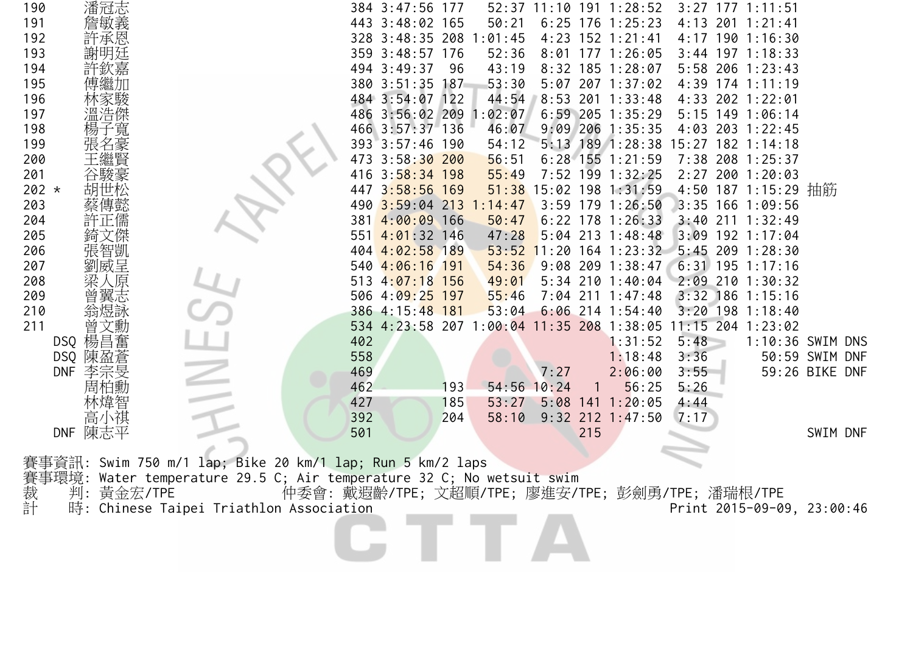| | | | | | | | | | | | | | |
|---|---|---|---|---|---|---|---|---|---|---|---|---|---|
| 190 | | 潘冠志 | 384 | 3:47:56 | 177 | 52:37 | 11:10 | 191 | 1:28:52 | 3:27 | 177 | 1:11:51 | |
| 191 | | 詹敏義 | 443 | 3:48:02 | 165 | 50:21 | 6:25 | 176 | 1:25:23 | 4:13 | 201 | 1:21:41 | |
| 192 | | 許承恩 | 328 | 3:48:35 | 208 | 1:01:45 | 4:23 | 152 | 1:21:41 | 4:17 | 190 | 1:16:30 | |
| 193 | | 謝明廷 | 359 | 3:48:57 | 176 | 52:36 | 8:01 | 177 | 1:26:05 | 3:44 | 197 | 1:18:33 | |
| 194 | | 許欽嘉 | 494 | 3:49:37 | 96 | 43:19 | 8:32 | 185 | 1:28:07 | 5:58 | 206 | 1:23:43 | |
| 195 | | 傅繼加 | 380 | 3:51:35 | 187 | 53:30 | 5:07 | 207 | 1:37:02 | 4:39 | 174 | 1:11:19 | |
| 196 | | 林家駿 | 484 | 3:54:07 | 122 | 44:54 | 8:53 | 201 | 1:33:48 | 4:33 | 202 | 1:22:01 | |
| 197 | | 溫浩傑 | 486 | 3:56:02 | 209 | 1:02:07 | 6:59 | 205 | 1:35:29 | 5:15 | 149 | 1:06:14 | |
| 198 | | 楊子寬 | 466 | 3:57:37 | 136 | 46:07 | 9:09 | 206 | 1:35:35 | 4:03 | 203 | 1:22:45 | |
| 199 | | 張名豪 | 393 | 3:57:46 | 190 | 54:12 | 5:13 | 189 | 1:28:38 | 15:27 | 182 | 1:14:18 | |
| 200 | | 王繼賢 | 473 | 3:58:30 | 200 | 56:51 | 6:28 | 155 | 1:21:59 | 7:38 | 208 | 1:25:37 | |
| 201 | | 谷駿豪 | 416 | 3:58:34 | 198 | 55:49 | 7:52 | 199 | 1:32:25 | 2:27 | 200 | 1:20:03 | |
| 202 | * | 胡世松 | 447 | 3:58:56 | 169 | 51:38 | 15:02 | 198 | 1:31:59 | 4:50 | 187 | 1:15:29 | 抽筋 |
| 203 | | 蔡傳懿 | 490 | 3:59:04 | 213 | 1:14:47 | 3:59 | 179 | 1:26:50 | 3:35 | 166 | 1:09:56 | |
| 204 | | 許正儒 | 381 | 4:00:09 | 166 | 50:47 | 6:22 | 178 | 1:26:33 | 3:40 | 211 | 1:32:49 | |
| 205 | | 錡文傑 | 551 | 4:01:32 | 146 | 47:28 | 5:04 | 213 | 1:48:48 | 3:09 | 192 | 1:17:04 | |
| 206 | | 張智凱 | 404 | 4:02:58 | 189 | 53:52 | 11:20 | 164 | 1:23:32 | 5:45 | 209 | 1:28:30 | |
| 207 | | 劉威呈 | 540 | 4:06:16 | 191 | 54:36 | 9:08 | 209 | 1:38:47 | 6:31 | 195 | 1:17:16 | |
| 208 | | 梁人原 | 513 | 4:07:18 | 156 | 49:01 | 5:34 | 210 | 1:40:04 | 2:09 | 210 | 1:30:32 | |
| 209 | | 曾翼志 | 506 | 4:09:25 | 197 | 55:46 | 7:04 | 211 | 1:47:48 | 3:32 | 186 | 1:15:16 | |
| 210 | | 翁煜詠 | 386 | 4:15:48 | 181 | 53:04 | 6:06 | 214 | 1:54:40 | 3:20 | 198 | 1:18:40 | |
| 211 | | 曾文勳 | 534 | 4:23:58 | 207 | 1:00:04 | 11:35 | 208 | 1:38:05 | 11:15 | 204 | 1:23:02 | |
| | DSQ | 楊昌奮 | 402 | | | | | | 1:31:52 | 5:48 | | 1:10:36 | SWIM DNS |
| | DSQ | 陳盈蒼 | 558 | | | | | | 1:18:48 | 3:36 | | 50:59 | SWIM DNF |
| | DNF | 李宗旻 | 469 | | | | 7:27 | | 2:06:00 | 3:55 | | 59:26 | BIKE DNF |
| | | 周柏勳 | 462 | | 193 | 54:56 | 10:24 | 1 | 56:25 | 5:26 | | | |
| | | 林煒智 | 427 | | 185 | 53:27 | 5:08 | 141 | 1:20:05 | 4:44 | | | |
| | | 高小祺 | 392 | | 204 | 58:10 | 9:32 | 212 | 1:47:50 | 7:17 | | | |
| | DNF | 陳志平 | 501 | | | | | 215 | | | | | SWIM DNF |

賽事資訊: Swim 750 m/1 lap; Bike 20 km/1 lap; Run 5 km/2 laps
賽事環境: Water temperature 29.5 C; Air temperature 32 C; No wetsuit swim
裁　判: 黃金宏/TPE　　　　仲委會: 戴遐齡/TPE; 文超順/TPE; 廖進安/TPE; 彭劍勇/TPE; 潘瑞根/TPE
計　時: Chinese Taipei Triathlon Association　　　　Print 2015-09-09, 23:00:46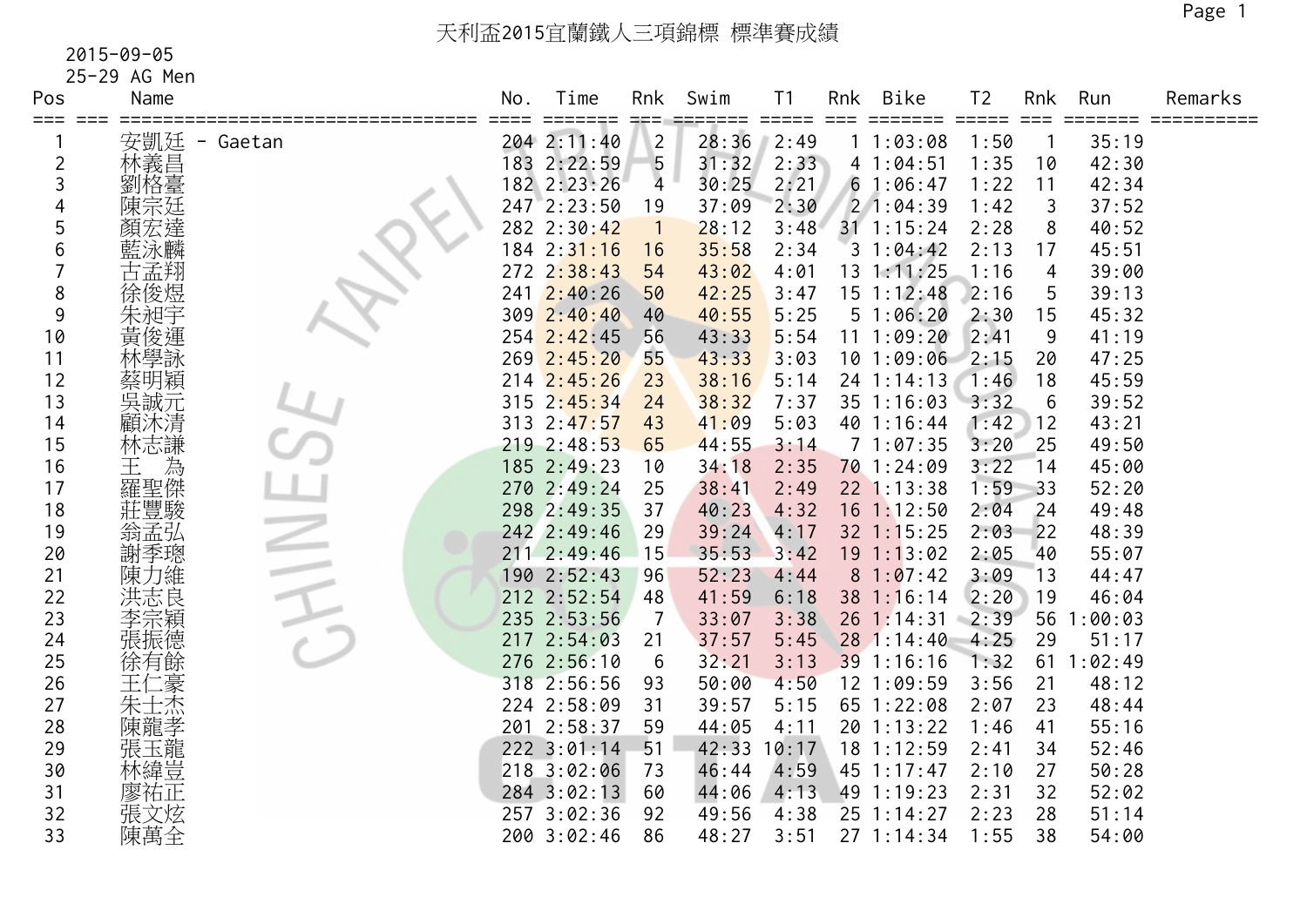# 天利盃2015宜蘭鐵人三項錦標 標準賽成績

2015-09-05

25-29 AG Men

| Pos | Name | No. | Time | Rnk | Swim | T1 | Rnk | Bike | T2 | Rnk | Run | Remarks |
|---|---|---|---|---|---|---|---|---|---|---|---|---|
| 1 | 安凱廷 - Gaetan | 204 | 2:11:40 | 2 | 28:36 | 2:49 | 1 | 1:03:08 | 1:50 | 1 | 35:19 | |
| 2 | 林義昌 | 183 | 2:22:59 | 5 | 31:32 | 2:33 | 4 | 1:04:51 | 1:35 | 10 | 42:30 | |
| 3 | 劉格臺 | 182 | 2:23:26 | 4 | 30:25 | 2:21 | 6 | 1:06:47 | 1:22 | 11 | 42:34 | |
| 4 | 陳宗廷 | 247 | 2:23:50 | 19 | 37:09 | 2:30 | 2 | 1:04:39 | 1:42 | 3 | 37:52 | |
| 5 | 顏宏達 | 282 | 2:30:42 | 1 | 28:12 | 3:48 | 31 | 1:15:24 | 2:28 | 8 | 40:52 | |
| 6 | 藍泳麟 | 184 | 2:31:16 | 16 | 35:58 | 2:34 | 3 | 1:04:42 | 2:13 | 17 | 45:51 | |
| 7 | 古孟翔 | 272 | 2:38:43 | 54 | 43:02 | 4:01 | 13 | 1:11:25 | 1:16 | 4 | 39:00 | |
| 8 | 徐俊煜 | 241 | 2:40:26 | 50 | 42:25 | 3:47 | 15 | 1:12:48 | 2:16 | 5 | 39:13 | |
| 9 | 朱昶宇 | 309 | 2:40:40 | 40 | 40:55 | 5:25 | 5 | 1:06:20 | 2:30 | 15 | 45:32 | |
| 10 | 黃俊運 | 254 | 2:42:45 | 56 | 43:33 | 5:54 | 11 | 1:09:20 | 2:41 | 9 | 41:19 | |
| 11 | 林學詠 | 269 | 2:45:20 | 55 | 43:33 | 3:03 | 10 | 1:09:06 | 2:15 | 20 | 47:25 | |
| 12 | 蔡明穎 | 214 | 2:45:26 | 23 | 38:16 | 5:14 | 24 | 1:14:13 | 1:46 | 18 | 45:59 | |
| 13 | 吳誠元 | 315 | 2:45:34 | 24 | 38:32 | 7:37 | 35 | 1:16:03 | 3:32 | 6 | 39:52 | |
| 14 | 顧沐清 | 313 | 2:47:57 | 43 | 41:09 | 5:03 | 40 | 1:16:44 | 1:42 | 12 | 43:21 | |
| 15 | 林志謙 | 219 | 2:48:53 | 65 | 44:55 | 3:14 | 7 | 1:07:35 | 3:20 | 25 | 49:50 | |
| 16 | 王 為 | 185 | 2:49:23 | 10 | 34:18 | 2:35 | 70 | 1:24:09 | 3:22 | 14 | 45:00 | |
| 17 | 羅聖傑 | 270 | 2:49:24 | 25 | 38:41 | 2:49 | 22 | 1:13:38 | 1:59 | 33 | 52:20 | |
| 18 | 莊豐駿 | 298 | 2:49:35 | 37 | 40:23 | 4:32 | 16 | 1:12:50 | 2:04 | 24 | 49:48 | |
| 19 | 翁孟弘 | 242 | 2:49:46 | 29 | 39:24 | 4:17 | 32 | 1:15:25 | 2:03 | 22 | 48:39 | |
| 20 | 謝季璁 | 211 | 2:49:46 | 15 | 35:53 | 3:42 | 19 | 1:13:02 | 2:05 | 40 | 55:07 | |
| 21 | 陳力維 | 190 | 2:52:43 | 96 | 52:23 | 4:44 | 8 | 1:07:42 | 3:09 | 13 | 44:47 | |
| 22 | 洪志良 | 212 | 2:52:54 | 48 | 41:59 | 6:18 | 38 | 1:16:14 | 2:20 | 19 | 46:04 | |
| 23 | 李宗穎 | 235 | 2:53:56 | 7 | 33:07 | 3:38 | 26 | 1:14:31 | 2:39 | 56 | 1:00:03 | |
| 24 | 張振德 | 217 | 2:54:03 | 21 | 37:57 | 5:45 | 28 | 1:14:40 | 4:25 | 29 | 51:17 | |
| 25 | 徐有餘 | 276 | 2:56:10 | 6 | 32:21 | 3:13 | 39 | 1:16:16 | 1:32 | 61 | 1:02:49 | |
| 26 | 王仁豪 | 318 | 2:56:56 | 93 | 50:00 | 4:50 | 12 | 1:09:59 | 3:56 | 21 | 48:12 | |
| 27 | 朱士杰 | 224 | 2:58:09 | 31 | 39:57 | 5:15 | 65 | 1:22:08 | 2:07 | 23 | 48:44 | |
| 28 | 陳龍孝 | 201 | 2:58:37 | 59 | 44:05 | 4:11 | 20 | 1:13:22 | 1:46 | 41 | 55:16 | |
| 29 | 張玉龍 | 222 | 3:01:14 | 51 | 42:33 | 10:17 | 18 | 1:12:59 | 2:41 | 34 | 52:46 | |
| 30 | 林緯豈 | 218 | 3:02:06 | 73 | 46:44 | 4:59 | 45 | 1:17:47 | 2:10 | 27 | 50:28 | |
| 31 | 廖祐正 | 284 | 3:02:13 | 60 | 44:06 | 4:13 | 49 | 1:19:23 | 2:31 | 32 | 52:02 | |
| 32 | 張文炫 | 257 | 3:02:36 | 92 | 49:56 | 4:38 | 25 | 1:14:27 | 2:23 | 28 | 51:14 | |
| 33 | 陳萬全 | 200 | 3:02:46 | 86 | 48:27 | 3:51 | 27 | 1:14:34 | 1:55 | 38 | 54:00 | |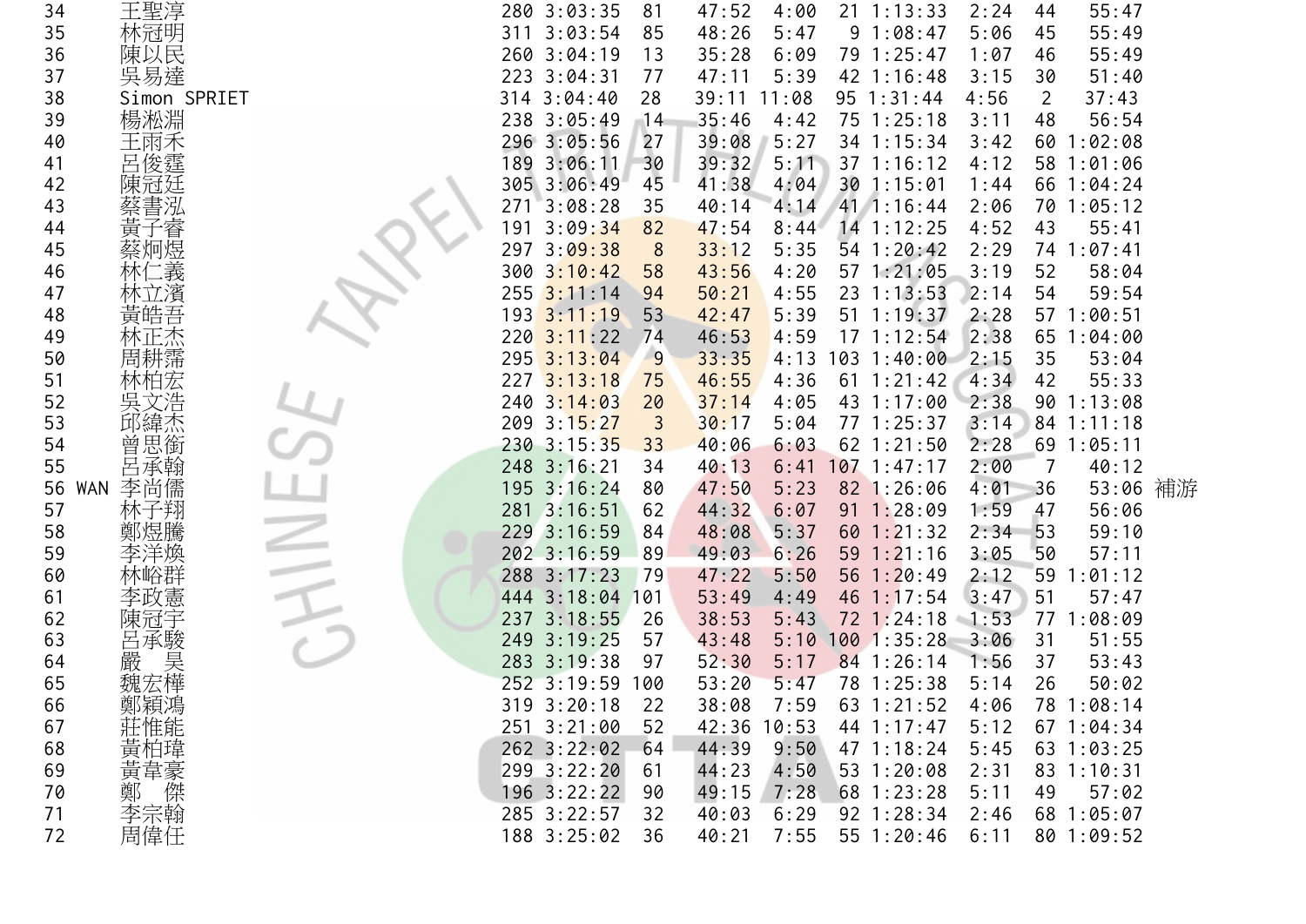| | | | | | | | | | | | | | |
|---|---|---|---|---|---|---|---|---|---|---|---|---|---|
| 34 | | 王聖淳 | 280 | 3:03:35 | 81 | 47:52 | 4:00 | 21 | 1:13:33 | 2:24 | 44 | 55:47 | |
| 35 | | 林冠明 | 311 | 3:03:54 | 85 | 48:26 | 5:47 | 9 | 1:08:47 | 5:06 | 45 | 55:49 | |
| 36 | | 陳以民 | 260 | 3:04:19 | 13 | 35:28 | 6:09 | 79 | 1:25:47 | 1:07 | 46 | 55:49 | |
| 37 | | 吳易達 | 223 | 3:04:31 | 77 | 47:11 | 5:39 | 42 | 1:16:48 | 3:15 | 30 | 51:40 | |
| 38 | | Simon SPRIET | 314 | 3:04:40 | 28 | 39:11 | 11:08 | 95 | 1:31:44 | 4:56 | 2 | 37:43 | |
| 39 | | 楊淞淵 | 238 | 3:05:49 | 14 | 35:46 | 4:42 | 75 | 1:25:18 | 3:11 | 48 | 56:54 | |
| 40 | | 王雨禾 | 296 | 3:05:56 | 27 | 39:08 | 5:27 | 34 | 1:15:34 | 3:42 | 60 | 1:02:08 | |
| 41 | | 呂俊霆 | 189 | 3:06:11 | 30 | 39:32 | 5:11 | 37 | 1:16:12 | 4:12 | 58 | 1:01:06 | |
| 42 | | 陳冠廷 | 305 | 3:06:49 | 45 | 41:38 | 4:04 | 30 | 1:15:01 | 1:44 | 66 | 1:04:24 | |
| 43 | | 蔡書泓 | 271 | 3:08:28 | 35 | 40:14 | 4:14 | 41 | 1:16:44 | 2:06 | 70 | 1:05:12 | |
| 44 | | 黃子睿 | 191 | 3:09:34 | 82 | 47:54 | 8:44 | 14 | 1:12:25 | 4:52 | 43 | 55:41 | |
| 45 | | 蔡炯煜 | 297 | 3:09:38 | 8 | 33:12 | 5:35 | 54 | 1:20:42 | 2:29 | 74 | 1:07:41 | |
| 46 | | 林仁義 | 300 | 3:10:42 | 58 | 43:56 | 4:20 | 57 | 1:21:05 | 3:19 | 52 | 58:04 | |
| 47 | | 林立濱 | 255 | 3:11:14 | 94 | 50:21 | 4:55 | 23 | 1:13:53 | 2:14 | 54 | 59:54 | |
| 48 | | 黃皓吾 | 193 | 3:11:19 | 53 | 42:47 | 5:39 | 51 | 1:19:37 | 2:28 | 57 | 1:00:51 | |
| 49 | | 林正杰 | 220 | 3:11:22 | 74 | 46:53 | 4:59 | 17 | 1:12:54 | 2:38 | 65 | 1:04:00 | |
| 50 | | 周耕霈 | 295 | 3:13:04 | 9 | 33:35 | 4:13 | 103 | 1:40:00 | 2:15 | 35 | 53:04 | |
| 51 | | 林柏宏 | 227 | 3:13:18 | 75 | 46:55 | 4:36 | 61 | 1:21:42 | 4:34 | 42 | 55:33 | |
| 52 | | 吳文浩 | 240 | 3:14:03 | 20 | 37:14 | 4:05 | 43 | 1:17:00 | 2:38 | 90 | 1:13:08 | |
| 53 | | 邱緯杰 | 209 | 3:15:27 | 3 | 30:17 | 5:04 | 77 | 1:25:37 | 3:14 | 84 | 1:11:18 | |
| 54 | | 曾思銜 | 230 | 3:15:35 | 33 | 40:06 | 6:03 | 62 | 1:21:50 | 2:28 | 69 | 1:05:11 | |
| 55 | | 呂承翰 | 248 | 3:16:21 | 34 | 40:13 | 6:41 | 107 | 1:47:17 | 2:00 | 7 | 40:12 | |
| 56 | WAN | 李尚儒 | 195 | 3:16:24 | 80 | 47:50 | 5:23 | 82 | 1:26:06 | 4:01 | 36 | 53:06 | 補游 |
| 57 | | 林子翔 | 281 | 3:16:51 | 62 | 44:32 | 6:07 | 91 | 1:28:09 | 1:59 | 47 | 56:06 | |
| 58 | | 鄭煜騰 | 229 | 3:16:59 | 84 | 48:08 | 5:37 | 60 | 1:21:32 | 2:34 | 53 | 59:10 | |
| 59 | | 李洋煥 | 202 | 3:16:59 | 89 | 49:03 | 6:26 | 59 | 1:21:16 | 3:05 | 50 | 57:11 | |
| 60 | | 林峪群 | 288 | 3:17:23 | 79 | 47:22 | 5:50 | 56 | 1:20:49 | 2:12 | 59 | 1:01:12 | |
| 61 | | 李政憲 | 444 | 3:18:04 | 101 | 53:49 | 4:49 | 46 | 1:17:54 | 3:47 | 51 | 57:47 | |
| 62 | | 陳冠宇 | 237 | 3:18:55 | 26 | 38:53 | 5:43 | 72 | 1:24:18 | 1:53 | 77 | 1:08:09 | |
| 63 | | 呂承駿 | 249 | 3:19:25 | 57 | 43:48 | 5:10 | 100 | 1:35:28 | 3:06 | 31 | 51:55 | |
| 64 | | 嚴　昊 | 283 | 3:19:38 | 97 | 52:30 | 5:17 | 84 | 1:26:14 | 1:56 | 37 | 53:43 | |
| 65 | | 魏宏樺 | 252 | 3:19:59 | 100 | 53:20 | 5:47 | 78 | 1:25:38 | 5:14 | 26 | 50:02 | |
| 66 | | 鄭穎鴻 | 319 | 3:20:18 | 22 | 38:08 | 7:59 | 63 | 1:21:52 | 4:06 | 78 | 1:08:14 | |
| 67 | | 莊惟能 | 251 | 3:21:00 | 52 | 42:36 | 10:53 | 44 | 1:17:47 | 5:12 | 67 | 1:04:34 | |
| 68 | | 黃柏瑋 | 262 | 3:22:02 | 64 | 44:39 | 9:50 | 47 | 1:18:24 | 5:45 | 63 | 1:03:25 | |
| 69 | | 黃韋豪 | 299 | 3:22:20 | 61 | 44:23 | 4:50 | 53 | 1:20:08 | 2:31 | 83 | 1:10:31 | |
| 70 | | 鄭　傑 | 196 | 3:22:22 | 90 | 49:15 | 7:28 | 68 | 1:23:28 | 5:11 | 49 | 57:02 | |
| 71 | | 李宗翰 | 285 | 3:22:57 | 32 | 40:03 | 6:29 | 92 | 1:28:34 | 2:46 | 68 | 1:05:07 | |
| 72 | | 周偉任 | 188 | 3:25:02 | 36 | 40:21 | 7:55 | 55 | 1:20:46 | 6:11 | 80 | 1:09:52 | |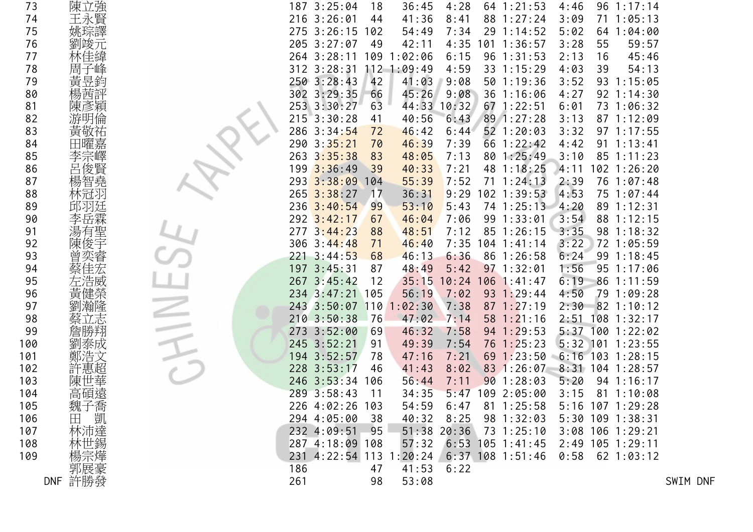| | | | | | | | | | | | | | |
|---|---|---|---|---|---|---|---|---|---|---|---|---|---|
| 73 | 陳立強 | 187 | 3:25:04 | 18 | 36:45 | 4:28 | 64 | 1:21:53 | 4:46 | 96 | 1:17:14 | |
| 74 | 王永賢 | 216 | 3:26:01 | 44 | 41:36 | 8:41 | 88 | 1:27:24 | 3:09 | 71 | 1:05:13 | |
| 75 | 姚琮譯 | 275 | 3:26:15 | 102 | 54:49 | 7:34 | 29 | 1:14:52 | 5:02 | 64 | 1:04:00 | |
| 76 | 劉竣元 | 205 | 3:27:07 | 49 | 42:11 | 4:35 | 101 | 1:36:57 | 3:28 | 55 | 59:57 | |
| 77 | 林佳緯 | 264 | 3:28:11 | 109 | 1:02:06 | 6:15 | 96 | 1:31:53 | 2:13 | 16 | 45:46 | |
| 78 | 周子峰 | 312 | 3:28:31 | 112 | 1:09:49 | 4:59 | 33 | 1:15:29 | 4:03 | 39 | 54:13 | |
| 79 | 黃昱鈞 | 250 | 3:28:43 | 42 | 41:03 | 9:08 | 50 | 1:19:36 | 3:52 | 93 | 1:15:05 | |
| 80 | 楊茜評 | 302 | 3:29:35 | 66 | 45:26 | 9:08 | 36 | 1:16:06 | 4:27 | 92 | 1:14:30 | |
| 81 | 陳彥穎 | 253 | 3:30:27 | 63 | 44:33 | 10:32 | 67 | 1:22:51 | 6:01 | 73 | 1:06:32 | |
| 82 | 游明倫 | 215 | 3:30:28 | 41 | 40:56 | 6:43 | 89 | 1:27:28 | 3:13 | 87 | 1:12:09 | |
| 83 | 黃敬祐 | 286 | 3:34:54 | 72 | 46:42 | 6:44 | 52 | 1:20:03 | 3:32 | 97 | 1:17:55 | |
| 84 | 田曜嘉 | 290 | 3:35:21 | 70 | 46:39 | 7:39 | 66 | 1:22:42 | 4:42 | 91 | 1:13:41 | |
| 85 | 李宗嶧 | 263 | 3:35:38 | 83 | 48:05 | 7:13 | 80 | 1:25:49 | 3:10 | 85 | 1:11:23 | |
| 86 | 呂俊賢 | 199 | 3:36:49 | 39 | 40:33 | 7:21 | 48 | 1:18:25 | 4:11 | 102 | 1:26:20 | |
| 87 | 楊智堯 | 293 | 3:38:09 | 104 | 55:39 | 7:52 | 71 | 1:24:13 | 2:39 | 76 | 1:07:48 | |
| 88 | 林冠羽 | 265 | 3:38:27 | 17 | 36:31 | 9:29 | 102 | 1:39:53 | 4:53 | 75 | 1:07:44 | |
| 89 | 邱羽廷 | 236 | 3:40:54 | 99 | 53:10 | 5:43 | 74 | 1:25:13 | 4:20 | 89 | 1:12:31 | |
| 90 | 李岳霖 | 292 | 3:42:17 | 67 | 46:04 | 7:06 | 99 | 1:33:01 | 3:54 | 88 | 1:12:15 | |
| 91 | 湯有聖 | 277 | 3:44:23 | 88 | 48:51 | 7:12 | 85 | 1:26:15 | 3:35 | 98 | 1:18:32 | |
| 92 | 陳俊宇 | 306 | 3:44:48 | 71 | 46:40 | 7:35 | 104 | 1:41:14 | 3:22 | 72 | 1:05:59 | |
| 93 | 曾奕睿 | 221 | 3:44:53 | 68 | 46:13 | 6:36 | 86 | 1:26:58 | 6:24 | 99 | 1:18:45 | |
| 94 | 蔡佳宏 | 197 | 3:45:31 | 87 | 48:49 | 5:42 | 97 | 1:32:01 | 1:56 | 95 | 1:17:06 | |
| 95 | 左浩威 | 267 | 3:45:42 | 12 | 35:15 | 10:24 | 106 | 1:41:47 | 6:19 | 86 | 1:11:59 | |
| 96 | 黃健榮 | 234 | 3:47:21 | 105 | 56:19 | 7:02 | 93 | 1:29:44 | 4:50 | 79 | 1:09:28 | |
| 97 | 劉瀚隆 | 243 | 3:50:07 | 110 | 1:02:30 | 7:38 | 87 | 1:27:19 | 2:30 | 82 | 1:10:12 | |
| 98 | 蔡立志 | 210 | 3:50:38 | 76 | 47:02 | 7:14 | 58 | 1:21:16 | 2:51 | 108 | 1:32:17 | |
| 99 | 詹勝翔 | 273 | 3:52:00 | 69 | 46:32 | 7:58 | 94 | 1:29:53 | 5:37 | 100 | 1:22:02 | |
| 100 | 劉泰成 | 245 | 3:52:21 | 91 | 49:39 | 7:54 | 76 | 1:25:23 | 5:32 | 101 | 1:23:55 | |
| 101 | 鄭浩文 | 194 | 3:52:57 | 78 | 47:16 | 7:21 | 69 | 1:23:50 | 6:16 | 103 | 1:28:15 | |
| 102 | 許惠超 | 228 | 3:53:17 | 46 | 41:43 | 8:02 | 83 | 1:26:07 | 8:31 | 104 | 1:28:57 | |
| 103 | 陳世華 | 246 | 3:53:34 | 106 | 56:44 | 7:11 | 90 | 1:28:03 | 5:20 | 94 | 1:16:17 | |
| 104 | 高碩遠 | 289 | 3:58:43 | 11 | 34:35 | 5:47 | 109 | 2:05:00 | 3:15 | 81 | 1:10:08 | |
| 105 | 魏子喬 | 226 | 4:02:26 | 103 | 54:59 | 6:47 | 81 | 1:25:58 | 5:16 | 107 | 1:29:28 | |
| 106 | 田　凱 | 294 | 4:05:00 | 38 | 40:32 | 8:25 | 98 | 1:32:03 | 5:30 | 109 | 1:38:31 | |
| 107 | 林沛達 | 232 | 4:09:51 | 95 | 51:38 | 20:36 | 73 | 1:25:10 | 3:08 | 106 | 1:29:21 | |
| 108 | 林世錫 | 287 | 4:18:09 | 108 | 57:32 | 6:53 | 105 | 1:41:45 | 2:49 | 105 | 1:29:11 | |
| 109 | 楊宗燁 | 231 | 4:22:54 | 113 | 1:20:24 | 6:37 | 108 | 1:51:46 | 0:58 | 62 | 1:03:12 | |
| | 郭展豪 | 186 | | 47 | 41:53 | 6:22 | | | | | | |
| DNF | 許勝發 | 261 | | 98 | 53:08 | | | | | | | SWIM DNF |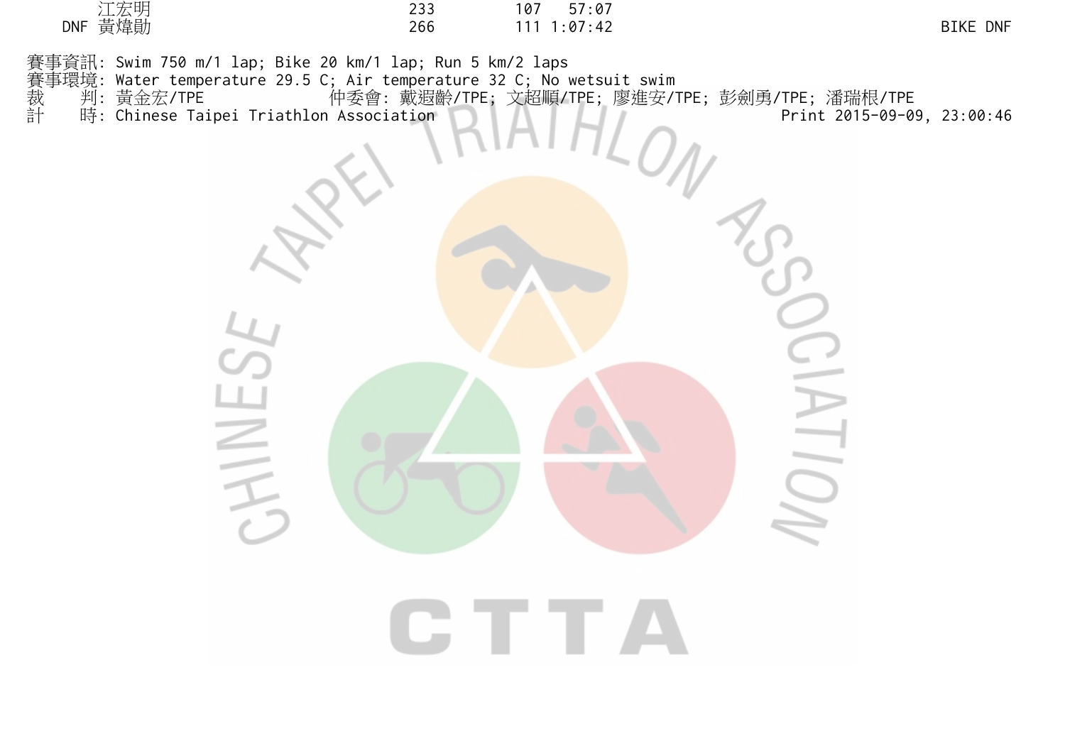| | Name | | | | |
|---|---|---|---|---|---|
| | 江宏明 | 233 | 107 | 57:07 | |
| DNF | 黃煒勛 | 266 | 111 | 1:07:42 | BIKE DNF |

賽事資訊: Swim 750 m/1 lap; Bike 20 km/1 lap; Run 5 km/2 laps
賽事環境: Water temperature 29.5 C; Air temperature 32 C; No wetsuit swim
裁　　判: 黃金宏/TPE　　仲委會: 戴遐齡/TPE; 文超順/TPE; 廖進安/TPE; 彭劍勇/TPE; 潘瑞根/TPE
計　　時: Chinese Taipei Triathlon Association　　Print 2015-09-09, 23:00:46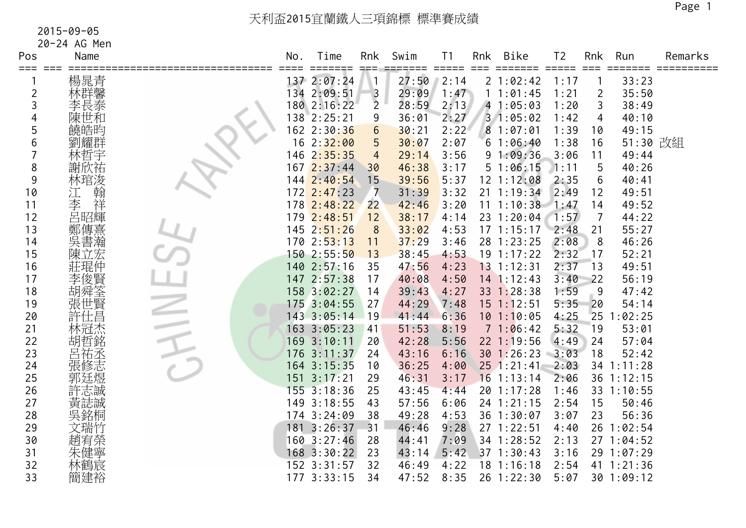# 天利盃2015宜蘭鐵人三項錦標 標準賽成績

2015-09-05

20-24 AG Men

| Pos | Name | No. | Time | Rnk | Swim | T1 | Rnk | Bike | T2 | Rnk | Run | Remarks |
|---|---|---|---|---|---|---|---|---|---|---|---|---|
| 1 | 楊晁青 | 137 | 2:07:24 | 1 | 27:50 | 2:14 | 2 | 1:02:42 | 1:17 | 1 | 33:23 | |
| 2 | 林群馨 | 134 | 2:09:51 | 3 | 29:09 | 1:47 | 1 | 1:01:45 | 1:21 | 2 | 35:50 | |
| 3 | 李長泰 | 180 | 2:16:22 | 2 | 28:59 | 2:13 | 4 | 1:05:03 | 1:20 | 3 | 38:49 | |
| 4 | 陳世和 | 138 | 2:25:21 | 9 | 36:01 | 2:27 | 3 | 1:05:02 | 1:42 | 4 | 40:10 | |
| 5 | 饒皓昀 | 162 | 2:30:36 | 6 | 30:21 | 2:22 | 8 | 1:07:01 | 1:39 | 10 | 49:15 | |
| 6 | 劉耀群 | 16 | 2:32:00 | 5 | 30:07 | 2:07 | 6 | 1:06:40 | 1:38 | 16 | 51:30 | 改組 |
| 7 | 林哲宇 | 146 | 2:35:35 | 4 | 29:14 | 3:56 | 9 | 1:09:36 | 3:06 | 11 | 49:44 | |
| 8 | 謝欣祐 | 167 | 2:37:44 | 30 | 46:38 | 3:17 | 5 | 1:06:15 | 1:11 | 5 | 40:26 | |
| 9 | 林琯浚 | 144 | 2:40:54 | 15 | 39:56 | 5:37 | 12 | 1:12:08 | 2:35 | 6 | 40:41 | |
| 10 | 江　翰 | 172 | 2:47:23 | 7 | 31:39 | 3:32 | 21 | 1:19:34 | 2:49 | 12 | 49:51 | |
| 11 | 李　祥 | 178 | 2:48:22 | 22 | 42:46 | 3:20 | 11 | 1:10:38 | 1:47 | 14 | 49:52 | |
| 12 | 呂昭輝 | 179 | 2:48:51 | 12 | 38:17 | 4:14 | 23 | 1:20:04 | 1:57 | 7 | 44:22 | |
| 13 | 鄭傳熹 | 145 | 2:51:26 | 8 | 33:02 | 4:53 | 17 | 1:15:17 | 2:48 | 21 | 55:27 | |
| 14 | 吳書瀚 | 170 | 2:53:13 | 11 | 37:29 | 3:46 | 28 | 1:23:25 | 2:08 | 8 | 46:26 | |
| 15 | 陳立宏 | 150 | 2:55:50 | 13 | 38:45 | 4:53 | 19 | 1:17:22 | 2:32 | 17 | 52:21 | |
| 16 | 莊琨仲 | 140 | 2:57:16 | 35 | 47:56 | 4:23 | 13 | 1:12:31 | 2:37 | 13 | 49:51 | |
| 17 | 李俊賢 | 147 | 2:57:38 | 17 | 40:08 | 4:50 | 14 | 1:12:43 | 3:40 | 22 | 56:19 | |
| 18 | 胡舜筌 | 158 | 3:02:27 | 14 | 39:43 | 4:27 | 33 | 1:28:38 | 1:59 | 9 | 47:42 | |
| 19 | 張世賢 | 175 | 3:04:55 | 27 | 44:29 | 7:48 | 15 | 1:12:51 | 5:35 | 20 | 54:14 | |
| 20 | 許仕昌 | 143 | 3:05:14 | 19 | 41:44 | 6:36 | 10 | 1:10:05 | 4:25 | 25 | 1:02:25 | |
| 21 | 林冠杰 | 163 | 3:05:23 | 41 | 51:53 | 8:19 | 7 | 1:06:42 | 5:32 | 19 | 53:01 | |
| 22 | 胡哲銘 | 169 | 3:10:11 | 20 | 42:28 | 5:56 | 22 | 1:19:56 | 4:49 | 24 | 57:04 | |
| 23 | 呂祐丞 | 176 | 3:11:37 | 24 | 43:16 | 6:16 | 30 | 1:26:23 | 3:03 | 18 | 52:42 | |
| 24 | 張修志 | 164 | 3:15:35 | 10 | 36:25 | 4:00 | 25 | 1:21:41 | 2:03 | 34 | 1:11:28 | |
| 25 | 郭廷煜 | 151 | 3:17:21 | 29 | 46:31 | 3:17 | 16 | 1:13:14 | 2:06 | 36 | 1:12:15 | |
| 26 | 許志誠 | 155 | 3:18:36 | 25 | 43:45 | 4:44 | 20 | 1:17:28 | 1:46 | 33 | 1:10:55 | |
| 27 | 黃誌誠 | 149 | 3:18:55 | 43 | 57:56 | 6:06 | 24 | 1:21:15 | 2:54 | 15 | 50:46 | |
| 28 | 吳銘桐 | 174 | 3:24:09 | 38 | 49:28 | 4:53 | 36 | 1:30:07 | 3:07 | 23 | 56:36 | |
| 29 | 文瑞竹 | 181 | 3:26:37 | 31 | 46:46 | 9:28 | 27 | 1:22:51 | 4:40 | 26 | 1:02:54 | |
| 30 | 趙宥榮 | 160 | 3:27:46 | 28 | 44:41 | 7:09 | 34 | 1:28:52 | 2:13 | 27 | 1:04:52 | |
| 31 | 朱健寧 | 168 | 3:30:22 | 23 | 43:14 | 5:42 | 37 | 1:30:43 | 3:16 | 29 | 1:07:29 | |
| 32 | 林鶴宸 | 152 | 3:31:57 | 32 | 46:49 | 4:22 | 18 | 1:16:18 | 2:54 | 41 | 1:21:36 | |
| 33 | 簡建裕 | 177 | 3:33:15 | 34 | 47:52 | 8:35 | 26 | 1:22:30 | 5:07 | 30 | 1:09:12 | |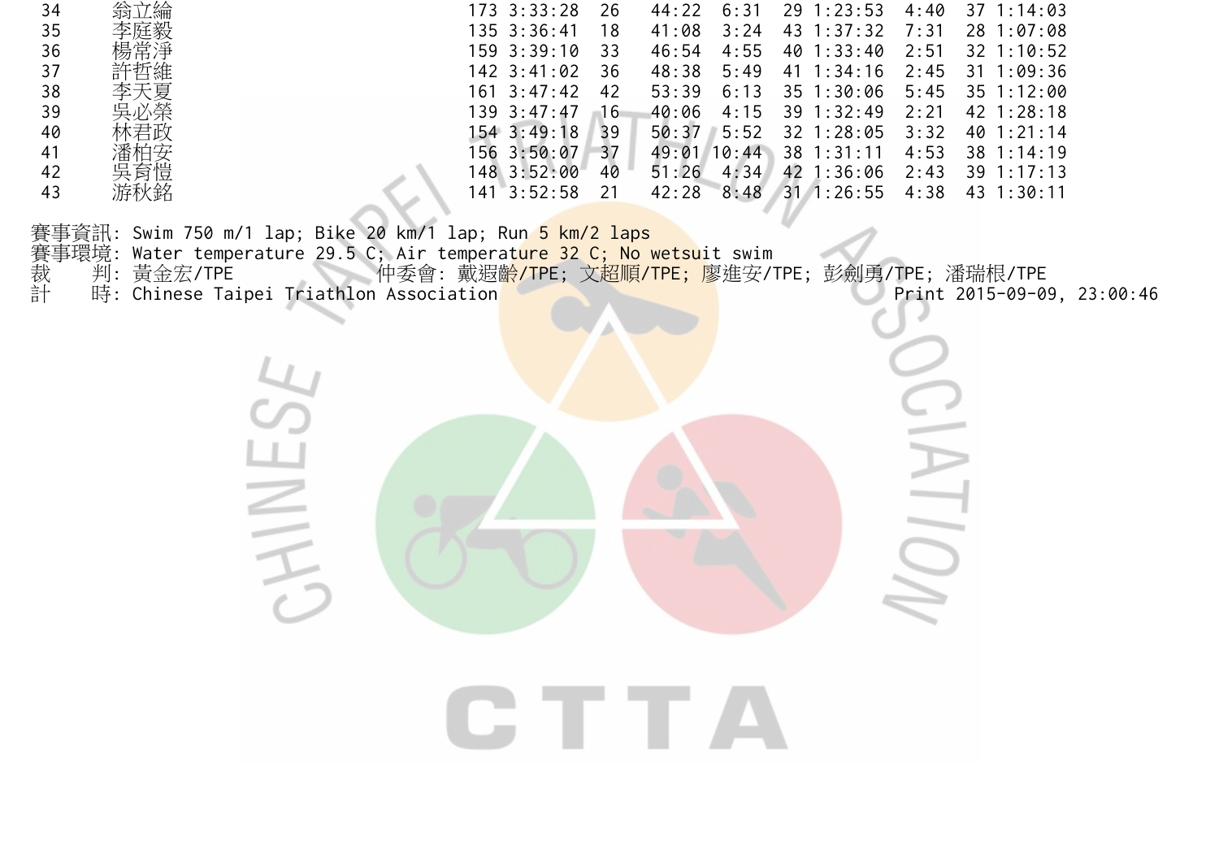| | | | | | | | | | | | | |
|---|---|---|---|---|---|---|---|---|---|---|---|---|
| 34 | 翁立綸 | 173 | 3:33:28 | 26 | 44:22 | 6:31 | 29 | 1:23:53 | 4:40 | 37 | 1:14:03 |
| 35 | 李庭毅 | 135 | 3:36:41 | 18 | 41:08 | 3:24 | 43 | 1:37:32 | 7:31 | 28 | 1:07:08 |
| 36 | 楊常淨 | 159 | 3:39:10 | 33 | 46:54 | 4:55 | 40 | 1:33:40 | 2:51 | 32 | 1:10:52 |
| 37 | 許哲維 | 142 | 3:41:02 | 36 | 48:38 | 5:49 | 41 | 1:34:16 | 2:45 | 31 | 1:09:36 |
| 38 | 李天夏 | 161 | 3:47:42 | 42 | 53:39 | 6:13 | 35 | 1:30:06 | 5:45 | 35 | 1:12:00 |
| 39 | 吳必榮 | 139 | 3:47:47 | 16 | 40:06 | 4:15 | 39 | 1:32:49 | 2:21 | 42 | 1:28:18 |
| 40 | 林君政 | 154 | 3:49:18 | 39 | 50:37 | 5:52 | 32 | 1:28:05 | 3:32 | 40 | 1:21:14 |
| 41 | 潘柏安 | 156 | 3:50:07 | 37 | 49:01 | 10:44 | 38 | 1:31:11 | 4:53 | 38 | 1:14:19 |
| 42 | 吳育愷 | 148 | 3:52:00 | 40 | 51:26 | 4:34 | 42 | 1:36:06 | 2:43 | 39 | 1:17:13 |
| 43 | 游秋銘 | 141 | 3:52:58 | 21 | 42:28 | 8:48 | 31 | 1:26:55 | 4:38 | 43 | 1:30:11 |

賽事資訊: Swim 750 m/1 lap; Bike 20 km/1 lap; Run 5 km/2 laps

賽事環境: Water temperature 29.5 C; Air temperature 32 C; No wetsuit swim

裁　　判: 黃金宏/TPE　　仲委會: 戴遐齡/TPE; 文超順/TPE; 廖進安/TPE; 彭劍勇/TPE; 潘瑞根/TPE

計　　時: Chinese Taipei Triathlon Association　　Print 2015-09-09, 23:00:46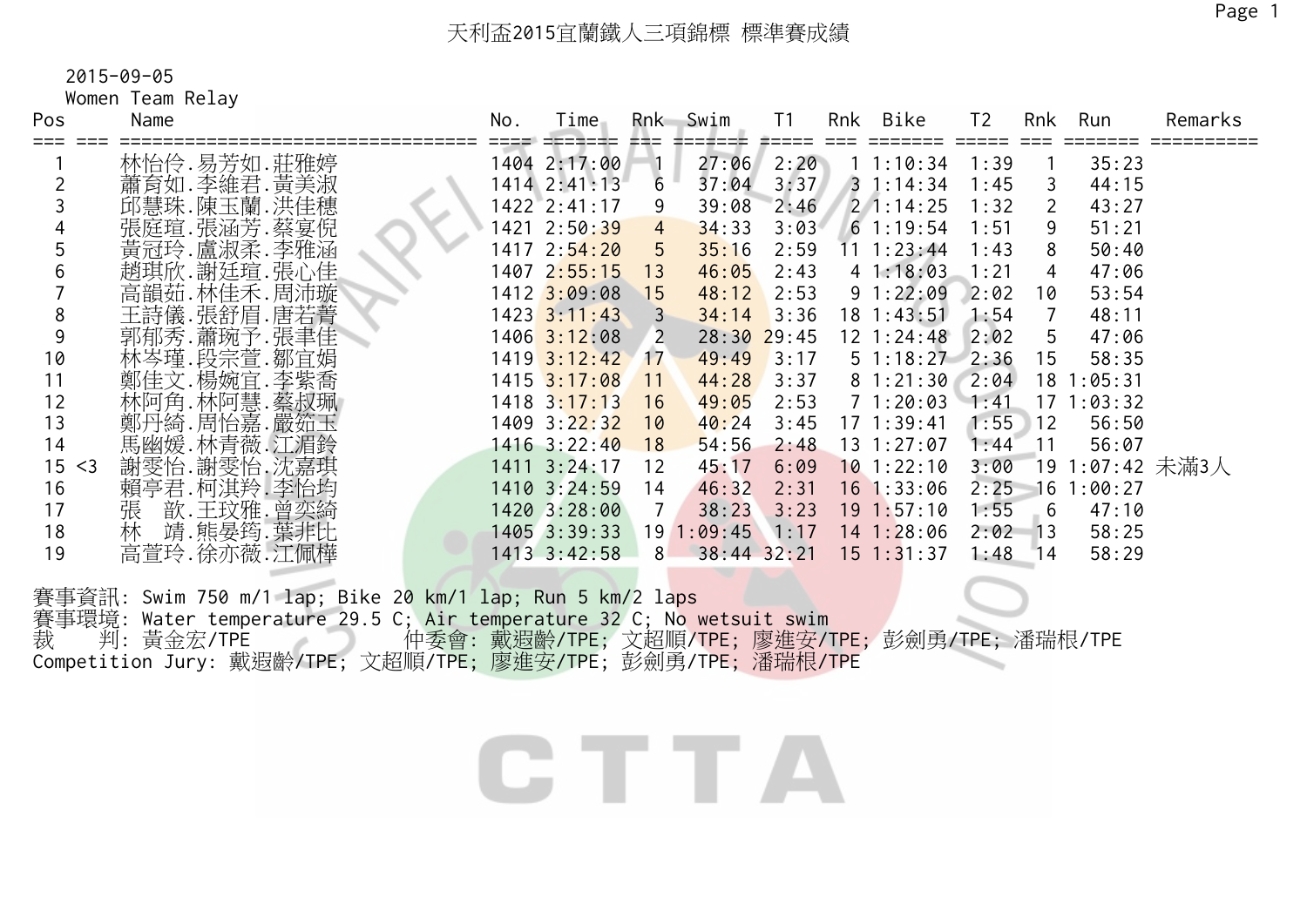# 天利盃2015宜蘭鐵人三項錦標 標準賽成績

2015-09-05

Women Team Relay

| Pos | | Name | No. | Time | Rnk | Swim | T1 | Rnk | Bike | T2 | Rnk | Run | Remarks |
|---|---|---|---|---|---|---|---|---|---|---|---|---|---|
| 1 | | 林怡伶.易芳如.莊雅婷 | 1404 | 2:17:00 | 1 | 27:06 | 2:20 | 1 | 1:10:34 | 1:39 | 1 | 35:23 | |
| 2 | | 蕭育如.李維君.黃美淑 | 1414 | 2:41:13 | 6 | 37:04 | 3:37 | 3 | 1:14:34 | 1:45 | 3 | 44:15 | |
| 3 | | 邱慧珠.陳玉蘭.洪佳穗 | 1422 | 2:41:17 | 9 | 39:08 | 2:46 | 2 | 1:14:25 | 1:32 | 2 | 43:27 | |
| 4 | | 張庭瑄.張涵芳.蔡宴倪 | 1421 | 2:50:39 | 4 | 34:33 | 3:03 | 6 | 1:19:54 | 1:51 | 9 | 51:21 | |
| 5 | | 黃冠玲.盧淑柔.李雅涵 | 1417 | 2:54:20 | 5 | 35:16 | 2:59 | 11 | 1:23:44 | 1:43 | 8 | 50:40 | |
| 6 | | 趙琪欣.謝廷瑄.張心佳 | 1407 | 2:55:15 | 13 | 46:05 | 2:43 | 4 | 1:18:03 | 1:21 | 4 | 47:06 | |
| 7 | | 高韻茹.林佳禾.周沛璇 | 1412 | 3:09:08 | 15 | 48:12 | 2:53 | 9 | 1:22:09 | 2:02 | 10 | 53:54 | |
| 8 | | 王詩儀.張舒眉.唐若菁 | 1423 | 3:11:43 | 3 | 34:14 | 3:36 | 18 | 1:43:51 | 1:54 | 7 | 48:11 | |
| 9 | | 郭郁秀.蕭琬予.張聿佳 | 1406 | 3:12:08 | 2 | 28:30 | 29:45 | 12 | 1:24:48 | 2:02 | 5 | 47:06 | |
| 10 | | 林岑瑾.段宗萱.鄒宜娟 | 1419 | 3:12:42 | 17 | 49:49 | 3:17 | 5 | 1:18:27 | 2:36 | 15 | 58:35 | |
| 11 | | 鄭佳文.楊婉宜.李紫喬 | 1415 | 3:17:08 | 11 | 44:28 | 3:37 | 8 | 1:21:30 | 2:04 | 18 | 1:05:31 | |
| 12 | | 林阿角.林阿慧.蔡叔珮 | 1418 | 3:17:13 | 16 | 49:05 | 2:53 | 7 | 1:20:03 | 1:41 | 17 | 1:03:32 | |
| 13 | | 鄭丹綺.周怡嘉.嚴茹玉 | 1409 | 3:22:32 | 10 | 40:24 | 3:45 | 17 | 1:39:41 | 1:55 | 12 | 56:50 | |
| 14 | | 馬幽媛.林青薇.江湄鈴 | 1416 | 3:22:40 | 18 | 54:56 | 2:48 | 13 | 1:27:07 | 1:44 | 11 | 56:07 | |
| 15 | <3 | 謝雯怡.謝雯怡.沈嘉琪 | 1411 | 3:24:17 | 12 | 45:17 | 6:09 | 10 | 1:22:10 | 3:00 | 19 | 1:07:42 | 未滿3人 |
| 16 | | 賴亭君.柯淇羚.李怡均 | 1410 | 3:24:59 | 14 | 46:32 | 2:31 | 16 | 1:33:06 | 2:25 | 16 | 1:00:27 | |
| 17 | | 張 歆.王玟雅.曾奕綺 | 1420 | 3:28:00 | 7 | 38:23 | 3:23 | 19 | 1:57:10 | 1:55 | 6 | 47:10 | |
| 18 | | 林 靖.熊晏筠.葉非比 | 1405 | 3:39:33 | 19 | 1:09:45 | 1:17 | 14 | 1:28:06 | 2:02 | 13 | 58:25 | |
| 19 | | 高萱玲.徐亦薇.江佩樺 | 1413 | 3:42:58 | 8 | 38:44 | 32:21 | 15 | 1:31:37 | 1:48 | 14 | 58:29 | |

賽事資訊: Swim 750 m/1 lap; Bike 20 km/1 lap; Run 5 km/2 laps

賽事環境: Water temperature 29.5 C; Air temperature 32 C; No wetsuit swim

裁　判: 黃金宏/TPE　　　仲委會: 戴遐齡/TPE; 文超順/TPE; 廖進安/TPE; 彭劍勇/TPE; 潘瑞根/TPE

Competition Jury: 戴遐齡/TPE; 文超順/TPE; 廖進安/TPE; 彭劍勇/TPE; 潘瑞根/TPE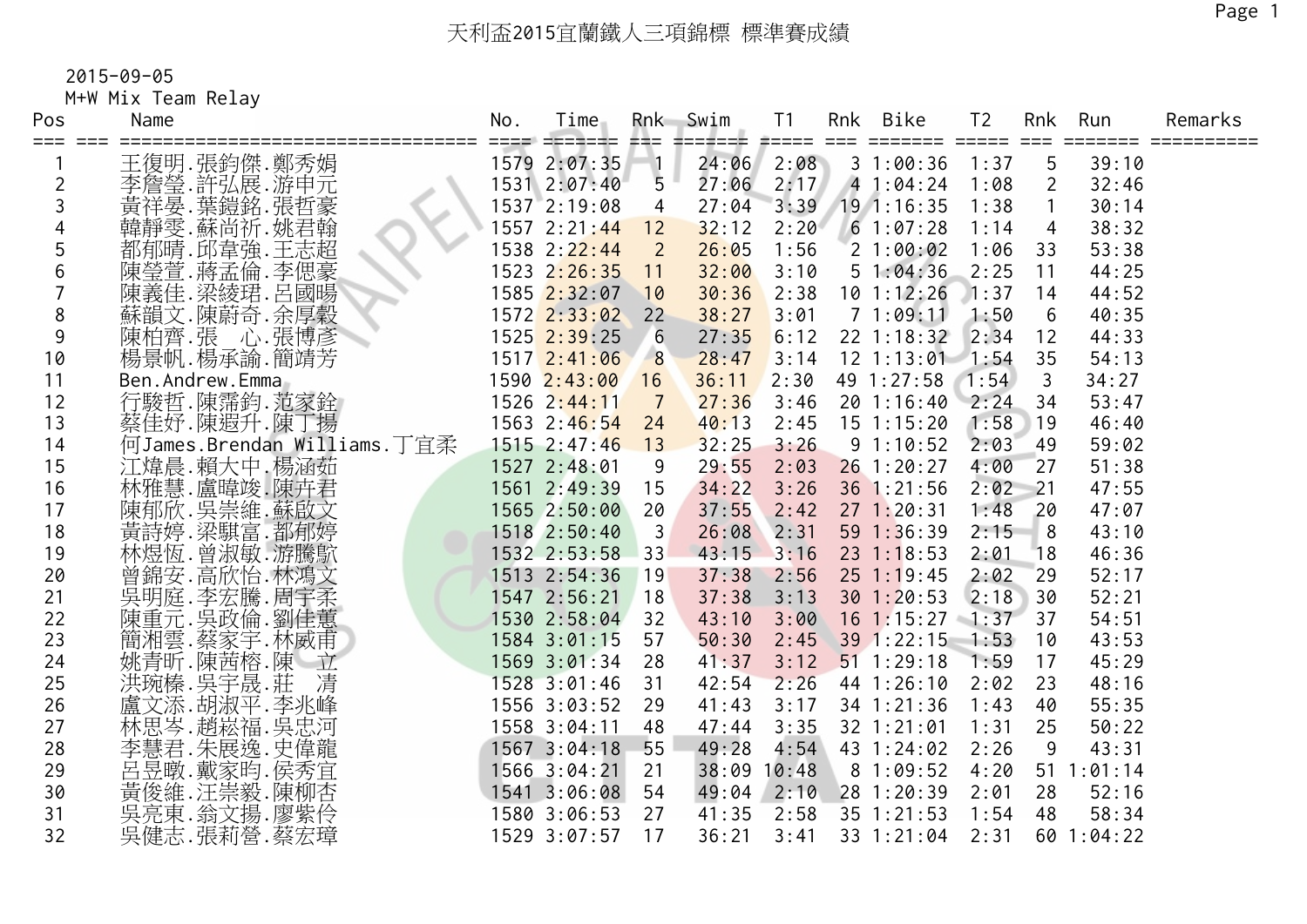# 天利盃2015宜蘭鐵人三項錦標 標準賽成績

2015-09-05

M+W Mix Team Relay

| Pos | Name | No. | Time | Rnk | Swim | T1 | Rnk | Bike | T2 | Rnk | Run | Remarks |
|---|---|---|---|---|---|---|---|---|---|---|---|---|
| 1 | 王復明.張鈞傑.鄭秀娟 | 1579 | 2:07:35 | 1 | 24:06 | 2:08 | 3 | 1:00:36 | 1:37 | 5 | 39:10 | |
| 2 | 李詹瑩.許弘展.游申元 | 1531 | 2:07:40 | 5 | 27:06 | 2:17 | 4 | 1:04:24 | 1:08 | 2 | 32:46 | |
| 3 | 黃祥晏.葉鎧銘.張哲豪 | 1537 | 2:19:08 | 4 | 27:04 | 3:39 | 19 | 1:16:35 | 1:38 | 1 | 30:14 | |
| 4 | 韓靜雯.蘇尚祈.姚君翰 | 1557 | 2:21:44 | 12 | 32:12 | 2:20 | 6 | 1:07:28 | 1:14 | 4 | 38:32 | |
| 5 | 都郁晴.邱韋強.王志超 | 1538 | 2:22:44 | 2 | 26:05 | 1:56 | 2 | 1:00:02 | 1:06 | 33 | 53:38 | |
| 6 | 陳瑩萱.蔣孟倫.李偲豪 | 1523 | 2:26:35 | 11 | 32:00 | 3:10 | 5 | 1:04:36 | 2:25 | 11 | 44:25 | |
| 7 | 陳義佳.梁綾珺.呂國暘 | 1585 | 2:32:07 | 10 | 30:36 | 2:38 | 10 | 1:12:26 | 1:37 | 14 | 44:52 | |
| 8 | 蘇韻文.陳蔚奇.余厚毅 | 1572 | 2:33:02 | 22 | 38:27 | 3:01 | 7 | 1:09:11 | 1:50 | 6 | 40:35 | |
| 9 | 陳柏齊.張　心.張博彥 | 1525 | 2:39:25 | 6 | 27:35 | 6:12 | 22 | 1:18:32 | 2:34 | 12 | 44:33 | |
| 10 | 楊景帆.楊承諭.簡靖芳 | 1517 | 2:41:06 | 8 | 28:47 | 3:14 | 12 | 1:13:01 | 1:54 | 35 | 54:13 | |
| 11 | Ben.Andrew.Emma | 1590 | 2:43:00 | 16 | 36:11 | 2:30 | 49 | 1:27:58 | 1:54 | 3 | 34:27 | |
| 12 | 行駿哲.陳霈鈞.范家銓 | 1526 | 2:44:11 | 7 | 27:36 | 3:46 | 20 | 1:16:40 | 2:24 | 34 | 53:47 | |
| 13 | 蔡佳妤.陳遐升.陳丁揚 | 1563 | 2:46:54 | 24 | 40:13 | 2:45 | 15 | 1:15:20 | 1:58 | 19 | 46:40 | |
| 14 | 何James.Brendan Williams.丁宜柔 | 1515 | 2:47:46 | 13 | 32:25 | 3:26 | 9 | 1:10:52 | 2:03 | 49 | 59:02 | |
| 15 | 江煒晨.賴大中.楊涵茹 | 1527 | 2:48:01 | 9 | 29:55 | 2:03 | 26 | 1:20:27 | 4:00 | 27 | 51:38 | |
| 16 | 林雅慧.盧暐竣.陳卉君 | 1561 | 2:49:39 | 15 | 34:22 | 3:26 | 36 | 1:21:56 | 2:02 | 21 | 47:55 | |
| 17 | 陳郁欣.吳崇維.蘇啟文 | 1565 | 2:50:00 | 20 | 37:55 | 2:42 | 27 | 1:20:31 | 1:48 | 20 | 47:07 | |
| 18 | 黃詩婷.梁騏富.都郁婷 | 1518 | 2:50:40 | 3 | 26:08 | 2:31 | 59 | 1:36:39 | 2:15 | 8 | 43:10 | |
| 19 | 林煜恆.曾淑敏.游騰駪 | 1532 | 2:53:58 | 33 | 43:15 | 3:16 | 23 | 1:18:53 | 2:01 | 18 | 46:36 | |
| 20 | 曾錦安.高欣怡.林鴻文 | 1513 | 2:54:36 | 19 | 37:38 | 2:56 | 25 | 1:19:45 | 2:02 | 29 | 52:17 | |
| 21 | 吳明庭.李宏騰.周宇柔 | 1547 | 2:56:21 | 18 | 37:38 | 3:13 | 30 | 1:20:53 | 2:18 | 30 | 52:21 | |
| 22 | 陳重元.吳政倫.劉佳蕙 | 1530 | 2:58:04 | 32 | 43:10 | 3:00 | 16 | 1:15:27 | 1:37 | 37 | 54:51 | |
| 23 | 簡湘雲.蔡家宇.林威甫 | 1584 | 3:01:15 | 57 | 50:30 | 2:45 | 39 | 1:22:15 | 1:53 | 10 | 43:53 | |
| 24 | 姚青昕.陳茜榕.陳　立 | 1569 | 3:01:34 | 28 | 41:37 | 3:12 | 51 | 1:29:18 | 1:59 | 17 | 45:29 | |
| 25 | 洪琬榛.吳宇晟.莊　清 | 1528 | 3:01:46 | 31 | 42:54 | 2:26 | 44 | 1:26:10 | 2:02 | 23 | 48:16 | |
| 26 | 盧文添.胡淑平.李兆峰 | 1556 | 3:03:52 | 29 | 41:43 | 3:17 | 34 | 1:21:36 | 1:43 | 40 | 55:35 | |
| 27 | 林思岑.趙崧福.吳忠河 | 1558 | 3:04:11 | 48 | 47:44 | 3:35 | 32 | 1:21:01 | 1:31 | 25 | 50:22 | |
| 28 | 李慧君.朱展逸.史偉龍 | 1567 | 3:04:18 | 55 | 49:28 | 4:54 | 43 | 1:24:02 | 2:26 | 9 | 43:31 | |
| 29 | 呂昱暾.戴家昀.侯秀宜 | 1566 | 3:04:21 | 21 | 38:09 | 10:48 | 8 | 1:09:52 | 4:20 | 51 | 1:01:14 | |
| 30 | 黃俊維.汪崇毅.陳柳杏 | 1541 | 3:06:08 | 54 | 49:04 | 2:10 | 28 | 1:20:39 | 2:01 | 28 | 52:16 | |
| 31 | 吳亮東.翁文揚.廖紫伶 | 1580 | 3:06:53 | 27 | 41:35 | 2:58 | 35 | 1:21:53 | 1:54 | 48 | 58:34 | |
| 32 | 吳健志.張莉營.蔡宏璋 | 1529 | 3:07:57 | 17 | 36:21 | 3:41 | 33 | 1:21:04 | 2:31 | 60 | 1:04:22 | |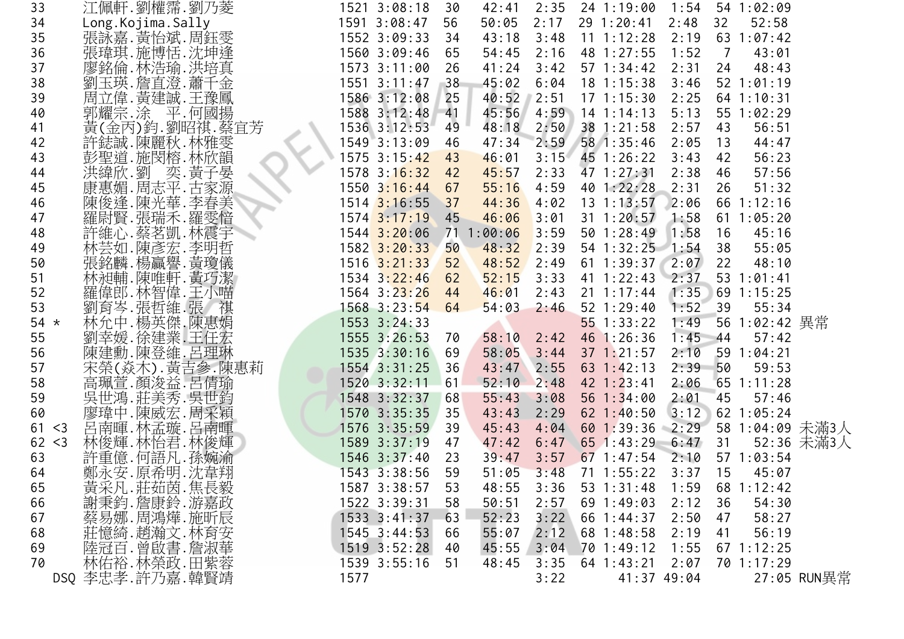| | | | | | | | | | | | | | |
|---|---|---|---|---|---|---|---|---|---|---|---|---|---|
| 33 | | 江佩軒.劉權霈.劉乃菱 | 1521 | 3:08:18 | 30 | 42:41 | 2:35 | 24 | 1:19:00 | 1:54 | 54 | 1:02:09 | |
| 34 | | Long.Kojima.Sally | 1591 | 3:08:47 | 56 | 50:05 | 2:17 | 29 | 1:20:41 | 2:48 | 32 | 52:58 | |
| 35 | | 張詠嘉.黃怡斌.周鈺雯 | 1552 | 3:09:33 | 34 | 43:18 | 3:48 | 11 | 1:12:28 | 2:19 | 63 | 1:07:42 | |
| 36 | | 張瑋琪.施博恬.沈坤逢 | 1560 | 3:09:46 | 65 | 54:45 | 2:16 | 48 | 1:27:55 | 1:52 | 7 | 43:01 | |
| 37 | | 廖銘倫.林浩瑜.洪培真 | 1573 | 3:11:00 | 26 | 41:24 | 3:42 | 57 | 1:34:42 | 2:31 | 24 | 48:43 | |
| 38 | | 劉玉瑛.詹直澄.蕭千金 | 1551 | 3:11:47 | 38 | 45:02 | 6:04 | 18 | 1:15:38 | 3:46 | 52 | 1:01:19 | |
| 39 | | 周立偉.黃建誠.王豫鳳 | 1586 | 3:12:08 | 25 | 40:52 | 2:51 | 17 | 1:15:30 | 2:25 | 64 | 1:10:31 | |
| 40 | | 郭耀宗.涂　平.何國揚 | 1588 | 3:12:48 | 41 | 45:56 | 4:59 | 14 | 1:14:13 | 5:13 | 55 | 1:02:29 | |
| 41 | | 黃(金丙)鈞.劉昭祺.蔡宜芳 | 1536 | 3:12:53 | 49 | 48:18 | 2:50 | 38 | 1:21:58 | 2:57 | 43 | 56:51 | |
| 42 | | 許鋕誠.陳麗秋.林雅雯 | 1549 | 3:13:09 | 46 | 47:34 | 2:59 | 58 | 1:35:46 | 2:05 | 13 | 44:47 | |
| 43 | | 彭聖道.施閔榕.林欣韻 | 1575 | 3:15:42 | 43 | 46:01 | 3:15 | 45 | 1:26:22 | 3:43 | 42 | 56:23 | |
| 44 | | 洪緯欣.劉　奕.黃子晏 | 1578 | 3:16:32 | 42 | 45:57 | 2:33 | 47 | 1:27:31 | 2:38 | 46 | 57:56 | |
| 45 | | 康惠媚.周志平.古家源 | 1550 | 3:16:44 | 67 | 55:16 | 4:59 | 40 | 1:22:28 | 2:31 | 26 | 51:32 | |
| 46 | | 陳俊逢.陳光華.李春美 | 1514 | 3:16:55 | 37 | 44:36 | 4:02 | 13 | 1:13:57 | 2:06 | 66 | 1:12:16 | |
| 47 | | 羅尉賢.張瑞禾.羅雯愔 | 1574 | 3:17:19 | 45 | 46:06 | 3:01 | 31 | 1:20:57 | 1:58 | 61 | 1:05:20 | |
| 48 | | 許維心.蔡茗凱.林震宇 | 1544 | 3:20:06 | 71 | 1:00:06 | 3:59 | 50 | 1:28:49 | 1:58 | 16 | 45:16 | |
| 49 | | 林芸如.陳彥宏.李明哲 | 1582 | 3:20:33 | 50 | 48:32 | 2:39 | 54 | 1:32:25 | 1:54 | 38 | 55:05 | |
| 50 | | 張銘麟.楊贏譽.黃瓊儀 | 1516 | 3:21:33 | 52 | 48:52 | 2:49 | 61 | 1:39:37 | 2:07 | 22 | 48:10 | |
| 51 | | 林昶輔.陳唯軒.黃巧潔 | 1534 | 3:22:46 | 62 | 52:15 | 3:33 | 41 | 1:22:43 | 2:37 | 53 | 1:01:41 | |
| 52 | | 羅偉郎.林智偉.王小喵 | 1564 | 3:23:26 | 44 | 46:01 | 2:43 | 21 | 1:17:44 | 1:35 | 69 | 1:15:25 | |
| 53 | | 劉育岑.張哲維.張　祺 | 1568 | 3:23:54 | 64 | 54:03 | 2:46 | 52 | 1:29:40 | 1:52 | 39 | 55:34 | |
| 54 | * | 林允中.楊英傑.陳惠娟 | 1553 | 3:24:33 | | | | 55 | 1:33:22 | 1:49 | 56 | 1:02:42 | 異常 |
| 55 | | 劉幸媛.徐建業.王任宏 | 1555 | 3:26:53 | 70 | 58:10 | 2:42 | 46 | 1:26:36 | 1:45 | 44 | 57:42 | |
| 56 | | 陳建勳.陳登維.呂理琳 | 1535 | 3:30:16 | 69 | 58:05 | 3:44 | 37 | 1:21:57 | 2:10 | 59 | 1:04:21 | |
| 57 | | 宋榮(焱木).黃吉參.陳惠莉 | 1554 | 3:31:25 | 36 | 43:47 | 2:55 | 63 | 1:42:13 | 2:39 | 50 | 59:53 | |
| 58 | | 高珮萱.顏浚益.呂倩瑜 | 1520 | 3:32:11 | 61 | 52:10 | 2:48 | 42 | 1:23:41 | 2:06 | 65 | 1:11:28 | |
| 59 | | 吳世鴻.莊美秀.吳世鈞 | 1548 | 3:32:37 | 68 | 55:43 | 3:08 | 56 | 1:34:00 | 2:01 | 45 | 57:46 | |
| 60 | | 廖瑋中.陳威宏.周采穎 | 1570 | 3:35:35 | 35 | 43:43 | 2:29 | 62 | 1:40:50 | 3:12 | 62 | 1:05:24 | |
| 61 | <3 | 呂南暉.林孟璇.呂南暉 | 1576 | 3:35:59 | 39 | 45:43 | 4:04 | 60 | 1:39:36 | 2:29 | 58 | 1:04:09 | 未滿3人 |
| 62 | <3 | 林俊輝.林怡君.林俊輝 | 1589 | 3:37:19 | 47 | 47:42 | 6:47 | 65 | 1:43:29 | 6:47 | 31 | 52:36 | 未滿3人 |
| 63 | | 許重億.何語凡.孫婉渝 | 1546 | 3:37:40 | 23 | 39:47 | 3:57 | 67 | 1:47:54 | 2:10 | 57 | 1:03:54 | |
| 64 | | 鄭永安.原希明.沈韋翔 | 1543 | 3:38:56 | 59 | 51:05 | 3:48 | 71 | 1:55:22 | 3:37 | 15 | 45:07 | |
| 65 | | 黃采凡.莊茹茵.焦長毅 | 1587 | 3:38:57 | 53 | 48:55 | 3:36 | 53 | 1:31:48 | 1:59 | 68 | 1:12:42 | |
| 66 | | 謝秉鈞.詹康鈐.游嘉政 | 1522 | 3:39:31 | 58 | 50:51 | 2:57 | 69 | 1:49:03 | 2:12 | 36 | 54:30 | |
| 67 | | 蔡易娜.周鴻燁.施昕辰 | 1533 | 3:41:37 | 63 | 52:23 | 3:22 | 66 | 1:44:37 | 2:50 | 47 | 58:27 | |
| 68 | | 莊憶綺.趙瀚文.林育安 | 1545 | 3:44:53 | 66 | 55:07 | 2:12 | 68 | 1:48:58 | 2:19 | 41 | 56:19 | |
| 69 | | 陸冠百.曾啟書.詹淑華 | 1519 | 3:52:28 | 40 | 45:55 | 3:04 | 70 | 1:49:12 | 1:55 | 67 | 1:12:25 | |
| 70 | | 林佑裕.林榮政.田紫蓉 | 1539 | 3:55:16 | 51 | 48:45 | 3:35 | 64 | 1:43:21 | 2:07 | 70 | 1:17:29 | |
| | DSQ | 李忠孝.許乃嘉.韓賢靖 | 1577 | | | | 3:22 | | 41:37 | 49:04 | | 27:05 | RUN異常 |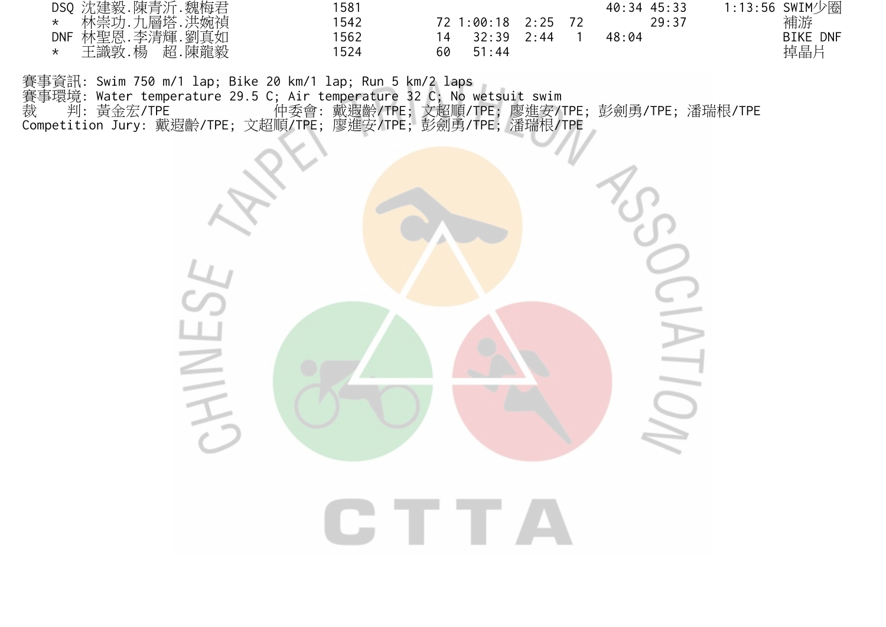| | | | | | | | | | | |
|---|---|---|---|---|---|---|---|---|---|---|
| DSQ | 沈建毅.陳青沂.魏梅君 | 1581 | | | | | 40:34 | 45:33 | 1:13:56 | SWIM少圈 |
| * | 林崇功.九層塔.洪婉禎 | 1542 | 72 | 1:00:18 | 2:25 | 72 | | 29:37 | | 補游 |
| DNF | 林聖恩.李清輝.劉真如 | 1562 | 14 | 32:39 | 2:44 | 1 | 48:04 | | | BIKE DNF |
| * | 王識敦.楊 超.陳龍毅 | 1524 | 60 | 51:44 | | | | | | 掉晶片 |

賽事資訊: Swim 750 m/1 lap; Bike 20 km/1 lap; Run 5 km/2 laps
賽事環境: Water temperature 29.5 C; Air temperature 32 C; No wetsuit swim
裁　　判: 黃金宏/TPE　　　　仲委會: 戴遐齡/TPE; 文超順/TPE; 廖進安/TPE; 彭劍勇/TPE; 潘瑞根/TPE
Competition Jury: 戴遐齡/TPE; 文超順/TPE; 廖進安/TPE; 彭劍勇/TPE; 潘瑞根/TPE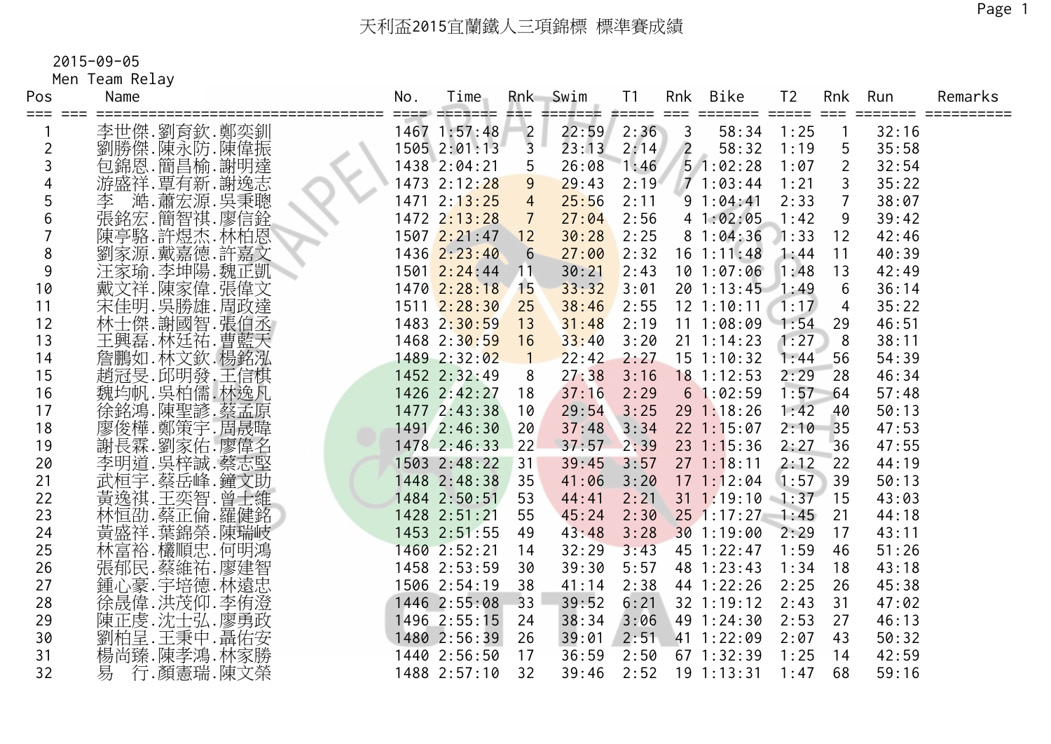# 天利盃2015宜蘭鐵人三項錦標 標準賽成績

2015-09-05

Men Team Relay

| Pos | Name | No. | Time | Rnk | Swim | T1 | Rnk | Bike | T2 | Rnk | Run | Remarks |
|---|---|---|---|---|---|---|---|---|---|---|---|---|
| 1 | 李世傑.劉育欽.鄭奕釧 | 1467 | 1:57:48 | 2 | 22:59 | 2:36 | 3 | 58:34 | 1:25 | 1 | 32:16 | |
| 2 | 劉勝傑.陳永防.陳偉振 | 1505 | 2:01:13 | 3 | 23:13 | 2:14 | 2 | 58:32 | 1:19 | 5 | 35:58 | |
| 3 | 包錦恩.簡昌榆.謝明達 | 1438 | 2:04:21 | 5 | 26:08 | 1:46 | 5 | 1:02:28 | 1:07 | 2 | 32:54 | |
| 4 | 游盛祥.覃有新.謝逸志 | 1473 | 2:12:28 | 9 | 29:43 | 2:19 | 7 | 1:03:44 | 1:21 | 3 | 35:22 | |
| 5 | 李　澔.蕭宏源.吳秉聰 | 1471 | 2:13:25 | 4 | 25:56 | 2:11 | 9 | 1:04:41 | 2:33 | 7 | 38:07 | |
| 6 | 張銘宏.簡智祺.廖信銓 | 1472 | 2:13:28 | 7 | 27:04 | 2:56 | 4 | 1:02:05 | 1:42 | 9 | 39:42 | |
| 7 | 陳亭駱.許煜杰.林柏恩 | 1507 | 2:21:47 | 12 | 30:28 | 2:25 | 8 | 1:04:36 | 1:33 | 12 | 42:46 | |
| 8 | 劉家源.戴嘉德.許嘉文 | 1436 | 2:23:40 | 6 | 27:00 | 2:32 | 16 | 1:11:48 | 1:44 | 11 | 40:39 | |
| 9 | 汪家瑜.李坤陽.魏正凱 | 1501 | 2:24:44 | 11 | 30:21 | 2:43 | 10 | 1:07:06 | 1:48 | 13 | 42:49 | |
| 10 | 戴文祥.陳家偉.張偉文 | 1470 | 2:28:18 | 15 | 33:32 | 3:01 | 20 | 1:13:45 | 1:49 | 6 | 36:14 | |
| 11 | 宋佳明.吳勝雄.周政達 | 1511 | 2:28:30 | 25 | 38:46 | 2:55 | 12 | 1:10:11 | 1:17 | 4 | 35:22 | |
| 12 | 林士傑.謝國智.張伯丞 | 1483 | 2:30:59 | 13 | 31:48 | 2:19 | 11 | 1:08:09 | 1:54 | 29 | 46:51 | |
| 13 | 王興磊.林廷祐.曹藍天 | 1468 | 2:30:59 | 16 | 33:40 | 3:20 | 21 | 1:14:23 | 1:27 | 8 | 38:11 | |
| 14 | 詹鵬如.林文欽.楊銘泓 | 1489 | 2:32:02 | 1 | 22:42 | 2:27 | 15 | 1:10:32 | 1:44 | 56 | 54:39 | |
| 15 | 趙冠旻.邱明發.王信棋 | 1452 | 2:32:49 | 8 | 27:38 | 3:16 | 18 | 1:12:53 | 2:29 | 28 | 46:34 | |
| 16 | 魏均帆.吳柏儒.林逸凡 | 1426 | 2:42:27 | 18 | 37:16 | 2:29 | 6 | 1:02:59 | 1:57 | 64 | 57:48 | |
| 17 | 徐銘鴻.陳聖諺.蔡孟原 | 1477 | 2:43:38 | 10 | 29:54 | 3:25 | 29 | 1:18:26 | 1:42 | 40 | 50:13 | |
| 18 | 廖俊樺.鄭策宇.周晟暐 | 1491 | 2:46:30 | 20 | 37:48 | 3:34 | 22 | 1:15:07 | 2:10 | 35 | 47:53 | |
| 19 | 謝長霖.劉家佑.廖偉名 | 1478 | 2:46:33 | 22 | 37:57 | 2:39 | 23 | 1:15:36 | 2:27 | 36 | 47:55 | |
| 20 | 李明道.吳梓誠.蔡志堅 | 1503 | 2:48:22 | 31 | 39:45 | 3:57 | 27 | 1:18:11 | 2:12 | 22 | 44:19 | |
| 21 | 武桓宇.蔡岳峰.鐘文助 | 1448 | 2:48:38 | 35 | 41:06 | 3:20 | 17 | 1:12:04 | 1:57 | 39 | 50:13 | |
| 22 | 黃逸祺.王奕智.曾士維 | 1484 | 2:50:51 | 53 | 44:41 | 2:21 | 31 | 1:19:10 | 1:37 | 15 | 43:03 | |
| 23 | 林恒劭.蔡正倫.羅健銘 | 1428 | 2:51:21 | 55 | 45:24 | 2:30 | 25 | 1:17:27 | 1:45 | 21 | 44:18 | |
| 24 | 黃盛祥.葉錦榮.陳瑞岐 | 1453 | 2:51:55 | 49 | 43:48 | 3:28 | 30 | 1:19:00 | 2:29 | 17 | 43:11 | |
| 25 | 林富裕.欉順忠.何明鴻 | 1460 | 2:52:21 | 14 | 32:29 | 3:43 | 45 | 1:22:47 | 1:59 | 46 | 51:26 | |
| 26 | 張郁民.蔡維祐.廖建智 | 1458 | 2:53:59 | 30 | 39:30 | 5:57 | 48 | 1:23:43 | 1:34 | 18 | 43:18 | |
| 27 | 鍾心豪.宇培德.林遠忠 | 1506 | 2:54:19 | 38 | 41:14 | 2:38 | 44 | 1:22:26 | 2:25 | 26 | 45:38 | |
| 28 | 徐晟偉.洪茂仰.李侑澄 | 1446 | 2:55:08 | 33 | 39:52 | 6:21 | 32 | 1:19:12 | 2:43 | 31 | 47:02 | |
| 29 | 陳正虔.沈士弘.廖勇政 | 1496 | 2:55:15 | 24 | 38:34 | 3:06 | 49 | 1:24:30 | 2:53 | 27 | 46:13 | |
| 30 | 劉柏呈.王秉中.聶佑安 | 1480 | 2:56:39 | 26 | 39:01 | 2:51 | 41 | 1:22:09 | 2:07 | 43 | 50:32 | |
| 31 | 楊尚臻.陳孝鴻.林家勝 | 1440 | 2:56:50 | 17 | 36:59 | 2:50 | 67 | 1:32:39 | 1:25 | 14 | 42:59 | |
| 32 | 易　行.顏憲瑞.陳文榮 | 1488 | 2:57:10 | 32 | 39:46 | 2:52 | 19 | 1:13:31 | 1:47 | 68 | 59:16 | |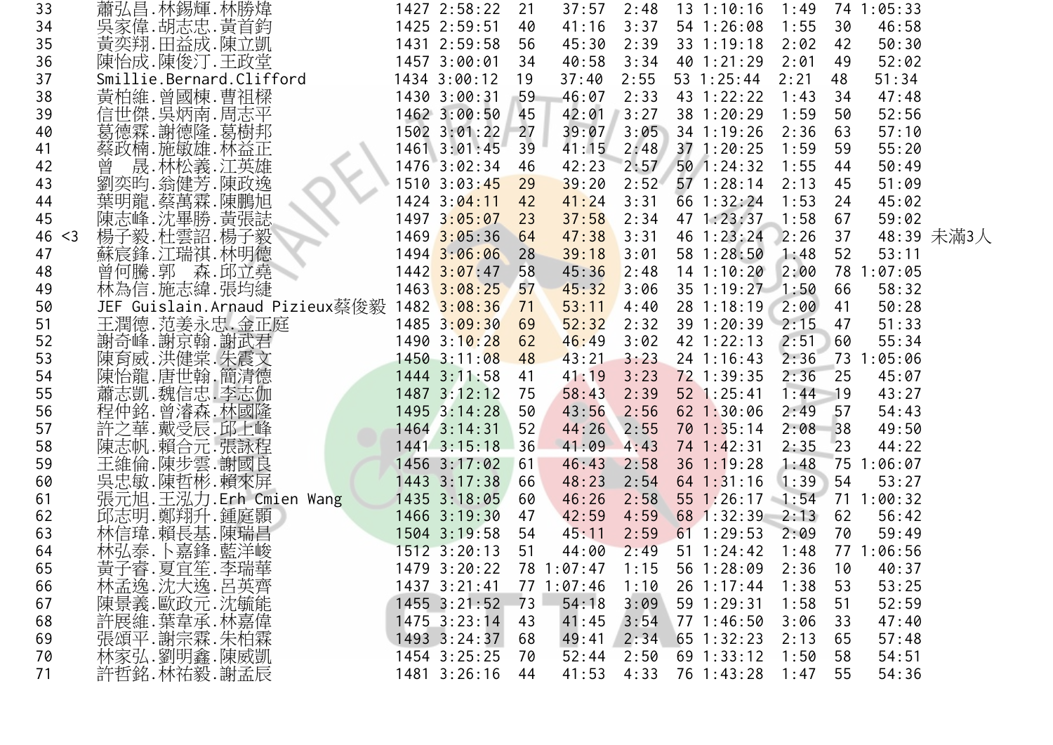| | | | | | | | | | | | | | |
|---|---|---|---|---|---|---|---|---|---|---|---|---|---|
| 33 | | 蕭弘昌.林錫輝.林勝煒 | 1427 | 2:58:22 | 21 | 37:57 | 2:48 | 13 | 1:10:16 | 1:49 | 74 | 1:05:33 | |
| 34 | | 吳家偉.胡志忠.黃首鈞 | 1425 | 2:59:51 | 40 | 41:16 | 3:37 | 54 | 1:26:08 | 1:55 | 30 | 46:58 | |
| 35 | | 黃奕翔.田益成.陳立凱 | 1431 | 2:59:58 | 56 | 45:30 | 2:39 | 33 | 1:19:18 | 2:02 | 42 | 50:30 | |
| 36 | | 陳怡成.陳俊汀.王政堂 | 1457 | 3:00:01 | 34 | 40:58 | 3:34 | 40 | 1:21:29 | 2:01 | 49 | 52:02 | |
| 37 | | Smillie.Bernard.Clifford | 1434 | 3:00:12 | 19 | 37:40 | 2:55 | 53 | 1:25:44 | 2:21 | 48 | 51:34 | |
| 38 | | 黃柏維.曾國棟.曹祖樑 | 1430 | 3:00:31 | 59 | 46:07 | 2:33 | 43 | 1:22:22 | 1:43 | 34 | 47:48 | |
| 39 | | 信世傑.吳炳南.周志平 | 1462 | 3:00:50 | 45 | 42:01 | 3:27 | 38 | 1:20:29 | 1:59 | 50 | 52:56 | |
| 40 | | 葛德霖.謝德隆.葛樹邦 | 1502 | 3:01:22 | 27 | 39:07 | 3:05 | 34 | 1:19:26 | 2:36 | 63 | 57:10 | |
| 41 | | 蔡政楠.施敏雄.林益正 | 1461 | 3:01:45 | 39 | 41:15 | 2:48 | 37 | 1:20:25 | 1:59 | 59 | 55:20 | |
| 42 | | 曾　晟.林松義.江英雄 | 1476 | 3:02:34 | 46 | 42:23 | 2:57 | 50 | 1:24:32 | 1:55 | 44 | 50:49 | |
| 43 | | 劉奕昀.翁健芳.陳政逸 | 1510 | 3:03:45 | 29 | 39:20 | 2:52 | 57 | 1:28:14 | 2:13 | 45 | 51:09 | |
| 44 | | 葉明龍.蔡萬霖.陳鵬旭 | 1424 | 3:04:11 | 42 | 41:24 | 3:31 | 66 | 1:32:24 | 1:53 | 24 | 45:02 | |
| 45 | | 陳志峰.沈畢勝.黃張誌 | 1497 | 3:05:07 | 23 | 37:58 | 2:34 | 47 | 1:23:37 | 1:58 | 67 | 59:02 | |
| 46 | <3 | 楊子毅.杜雲詔.楊子毅 | 1469 | 3:05:36 | 64 | 47:38 | 3:31 | 46 | 1:23:24 | 2:26 | 37 | 48:39 | 未滿3人 |
| 47 | | 蘇宸鋒.江瑞祺.林明德 | 1494 | 3:06:06 | 28 | 39:18 | 3:01 | 58 | 1:28:50 | 1:48 | 52 | 53:11 | |
| 48 | | 曾何騰.郭　森.邱立堯 | 1442 | 3:07:47 | 58 | 45:36 | 2:48 | 14 | 1:10:20 | 2:00 | 78 | 1:07:05 | |
| 49 | | 林為信.施志緯.張均縺 | 1463 | 3:08:25 | 57 | 45:32 | 3:06 | 35 | 1:19:27 | 1:50 | 66 | 58:32 | |
| 50 | | JEF Guislain.Arnaud Pizieux蔡俊毅 | 1482 | 3:08:36 | 71 | 53:11 | 4:40 | 28 | 1:18:19 | 2:00 | 41 | 50:28 | |
| 51 | | 王潤德.范姜永忠.金正庭 | 1485 | 3:09:30 | 69 | 52:32 | 2:32 | 39 | 1:20:39 | 2:15 | 47 | 51:33 | |
| 52 | | 謝奇峰.謝京翰.謝武君 | 1490 | 3:10:28 | 62 | 46:49 | 3:02 | 42 | 1:22:13 | 2:51 | 60 | 55:34 | |
| 53 | | 陳育威.洪健棠.朱震文 | 1450 | 3:11:08 | 48 | 43:21 | 3:23 | 24 | 1:16:43 | 2:36 | 73 | 1:05:06 | |
| 54 | | 陳怡龍.唐世翰.簡清德 | 1444 | 3:11:58 | 41 | 41:19 | 3:23 | 72 | 1:39:35 | 2:36 | 25 | 45:07 | |
| 55 | | 蕭志凱.魏信忠.李志伽 | 1487 | 3:12:12 | 75 | 58:43 | 2:39 | 52 | 1:25:41 | 1:44 | 19 | 43:27 | |
| 56 | | 程仲銘.曾濬森.林國隆 | 1495 | 3:14:28 | 50 | 43:56 | 2:56 | 62 | 1:30:06 | 2:49 | 57 | 54:43 | |
| 57 | | 許之華.戴受辰.邱上峰 | 1464 | 3:14:31 | 52 | 44:26 | 2:55 | 70 | 1:35:14 | 2:08 | 38 | 49:50 | |
| 58 | | 陳志帆.賴合元.張詠程 | 1441 | 3:15:18 | 36 | 41:09 | 4:43 | 74 | 1:42:31 | 2:35 | 23 | 44:22 | |
| 59 | | 王維倫.陳步雲.謝國良 | 1456 | 3:17:02 | 61 | 46:43 | 2:58 | 36 | 1:19:28 | 1:48 | 75 | 1:06:07 | |
| 60 | | 吳忠敏.陳哲彬.賴來屏 | 1443 | 3:17:38 | 66 | 48:23 | 2:54 | 64 | 1:31:16 | 1:39 | 54 | 53:27 | |
| 61 | | 張元旭.王泓力.Erh Cmien Wang | 1435 | 3:18:05 | 60 | 46:26 | 2:58 | 55 | 1:26:17 | 1:54 | 71 | 1:00:32 | |
| 62 | | 邱志明.鄭翔升.鍾庭顥 | 1466 | 3:19:30 | 47 | 42:59 | 4:59 | 68 | 1:32:39 | 2:13 | 62 | 56:42 | |
| 63 | | 林信瑋.賴長基.陳瑞昌 | 1504 | 3:19:58 | 54 | 45:11 | 2:59 | 61 | 1:29:53 | 2:09 | 70 | 59:49 | |
| 64 | | 林弘泰.卜嘉鋒.藍洋峻 | 1512 | 3:20:13 | 51 | 44:00 | 2:49 | 51 | 1:24:42 | 1:48 | 77 | 1:06:56 | |
| 65 | | 黃子睿.夏宜筌.李瑞華 | 1479 | 3:20:22 | 78 | 1:07:47 | 1:15 | 56 | 1:28:09 | 2:36 | 10 | 40:37 | |
| 66 | | 林孟逸.沈大逸.呂英齊 | 1437 | 3:21:41 | 77 | 1:07:46 | 1:10 | 26 | 1:17:44 | 1:38 | 53 | 53:25 | |
| 67 | | 陳景義.歐政元.沈毓能 | 1455 | 3:21:52 | 73 | 54:18 | 3:09 | 59 | 1:29:31 | 1:58 | 51 | 52:59 | |
| 68 | | 許展維.葉韋承.林嘉偉 | 1475 | 3:23:14 | 43 | 41:45 | 3:54 | 77 | 1:46:50 | 3:06 | 33 | 47:40 | |
| 69 | | 張頌平.謝宗霖.朱柏霖 | 1493 | 3:24:37 | 68 | 49:41 | 2:34 | 65 | 1:32:23 | 2:13 | 65 | 57:48 | |
| 70 | | 林家弘.劉明鑫.陳威凱 | 1454 | 3:25:25 | 70 | 52:44 | 2:50 | 69 | 1:33:12 | 1:50 | 58 | 54:51 | |
| 71 | | 許哲銘.林祐毅.謝孟辰 | 1481 | 3:26:16 | 44 | 41:53 | 4:33 | 76 | 1:43:28 | 1:47 | 55 | 54:36 | |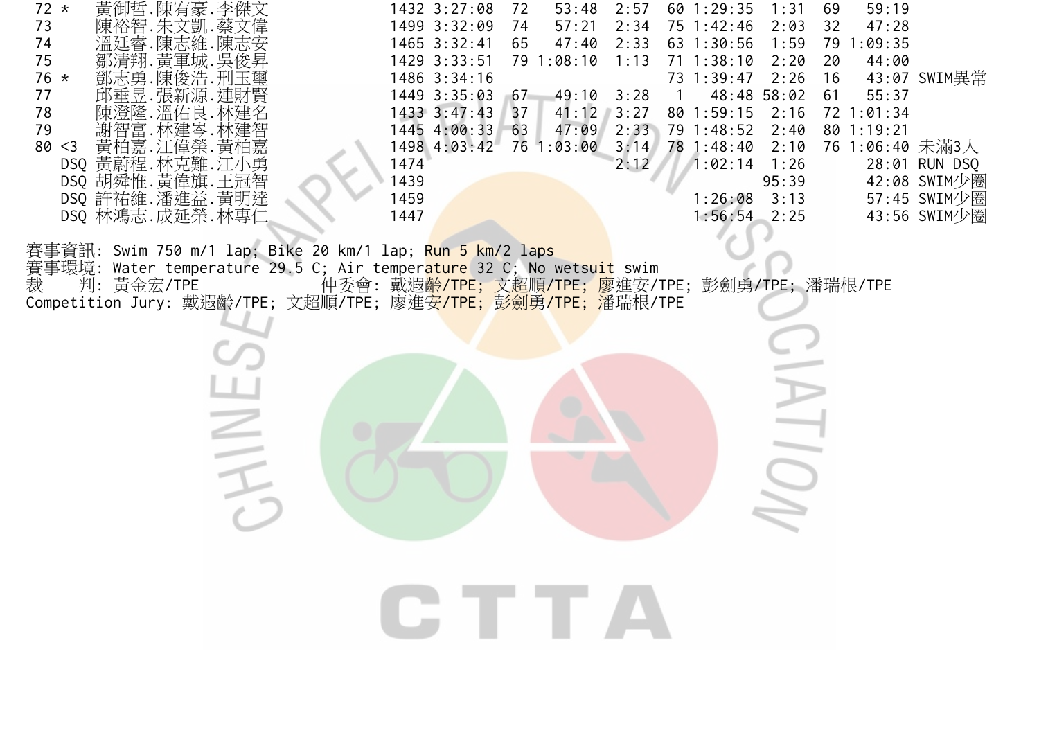| | | | | | | | | | | | | | |
|---|---|---|---|---|---|---|---|---|---|---|---|---|---|
| 72 | * | 黃御哲.陳宥豪.李傑文 | 1432 | 3:27:08 | 72 | 53:48 | 2:57 | 60 | 1:29:35 | 1:31 | 69 | 59:19 | |
| 73 | | 陳裕智.朱文凱.蔡文偉 | 1499 | 3:32:09 | 74 | 57:21 | 2:34 | 75 | 1:42:46 | 2:03 | 32 | 47:28 | |
| 74 | | 溫廷睿.陳志維.陳志安 | 1465 | 3:32:41 | 65 | 47:40 | 2:33 | 63 | 1:30:56 | 1:59 | 79 | 1:09:35 | |
| 75 | | 鄒清翔.黃軍城.吳俊昇 | 1429 | 3:33:51 | 79 | 1:08:10 | 1:13 | 71 | 1:38:10 | 2:20 | 20 | 44:00 | |
| 76 | * | 鄧志勇.陳俊浩.刑玉璽 | 1486 | 3:34:16 | | | | 73 | 1:39:47 | 2:26 | 16 | 43:07 | SWIM異常 |
| 77 | | 邱垂昱.張新源.連財賢 | 1449 | 3:35:03 | 67 | 49:10 | 3:28 | 1 | 48:48 | 58:02 | 61 | 55:37 | |
| 78 | | 陳澄隆.溫佑良.林建名 | 1433 | 3:47:43 | 37 | 41:12 | 3:27 | 80 | 1:59:15 | 2:16 | 72 | 1:01:34 | |
| 79 | | 謝智富.林建岑.林建智 | 1445 | 4:00:33 | 63 | 47:09 | 2:33 | 79 | 1:48:52 | 2:40 | 80 | 1:19:21 | |
| 80 | <3 | 黃柏嘉.江偉榮.黃柏嘉 | 1498 | 4:03:42 | 76 | 1:03:00 | 3:14 | 78 | 1:48:40 | 2:10 | 76 | 1:06:40 | 未滿3人 |
| | DSQ | 黃蔚程.林克難.江小勇 | 1474 | | | | 2:12 | | 1:02:14 | 1:26 | | 28:01 | RUN DSQ |
| | DSQ | 胡舜惟.黃偉旗.王冠智 | 1439 | | | | | | | 95:39 | | 42:08 | SWIM少圈 |
| | DSQ | 許祐維.潘進益.黃明達 | 1459 | | | | | | 1:26:08 | 3:13 | | 57:45 | SWIM少圈 |
| | DSQ | 林鴻志.成延榮.林專仁 | 1447 | | | | | | 1:56:54 | 2:25 | | 43:56 | SWIM少圈 |

賽事資訊: Swim 750 m/1 lap; Bike 20 km/1 lap; Run 5 km/2 laps
賽事環境: Water temperature 29.5 C; Air temperature 32 C; No wetsuit swim
裁　　判: 黃金宏/TPE　　　　仲委會: 戴遐齡/TPE; 文超順/TPE; 廖進安/TPE; 彭劍勇/TPE; 潘瑞根/TPE
Competition Jury: 戴遐齡/TPE; 文超順/TPE; 廖進安/TPE; 彭劍勇/TPE; 潘瑞根/TPE